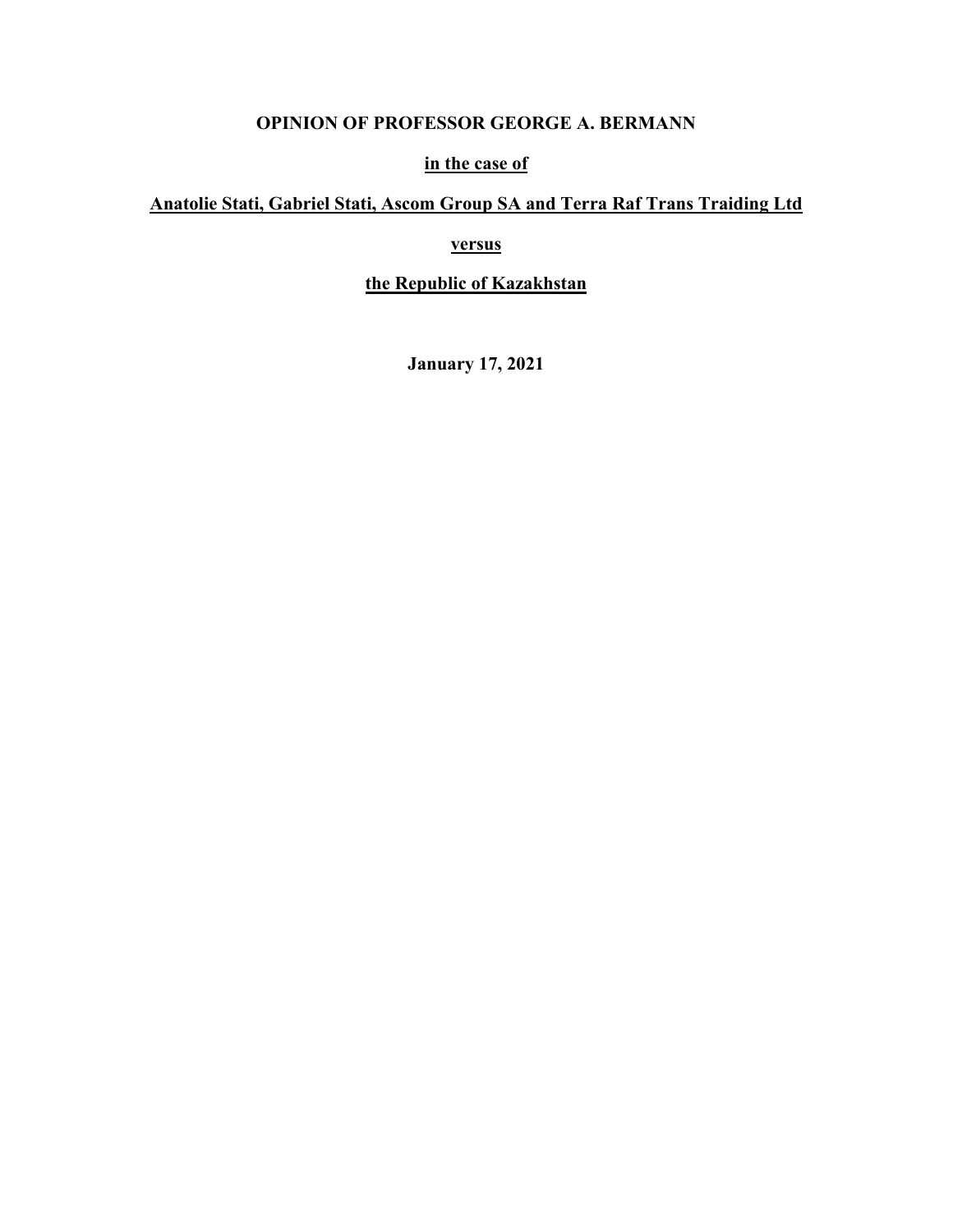**OPINION OF PROFESSOR GEORGE A. BERMANN**

**<u>in the case of</u>**

**<u>Anatolie Stati, Gabriel Stati, Ascom Group SA and Terra Raf Trans Traiding Ltd</u>**

**<u>versus</u>**

**<u>the Republic of Kazakhstan</u>**

**January 17, 2021**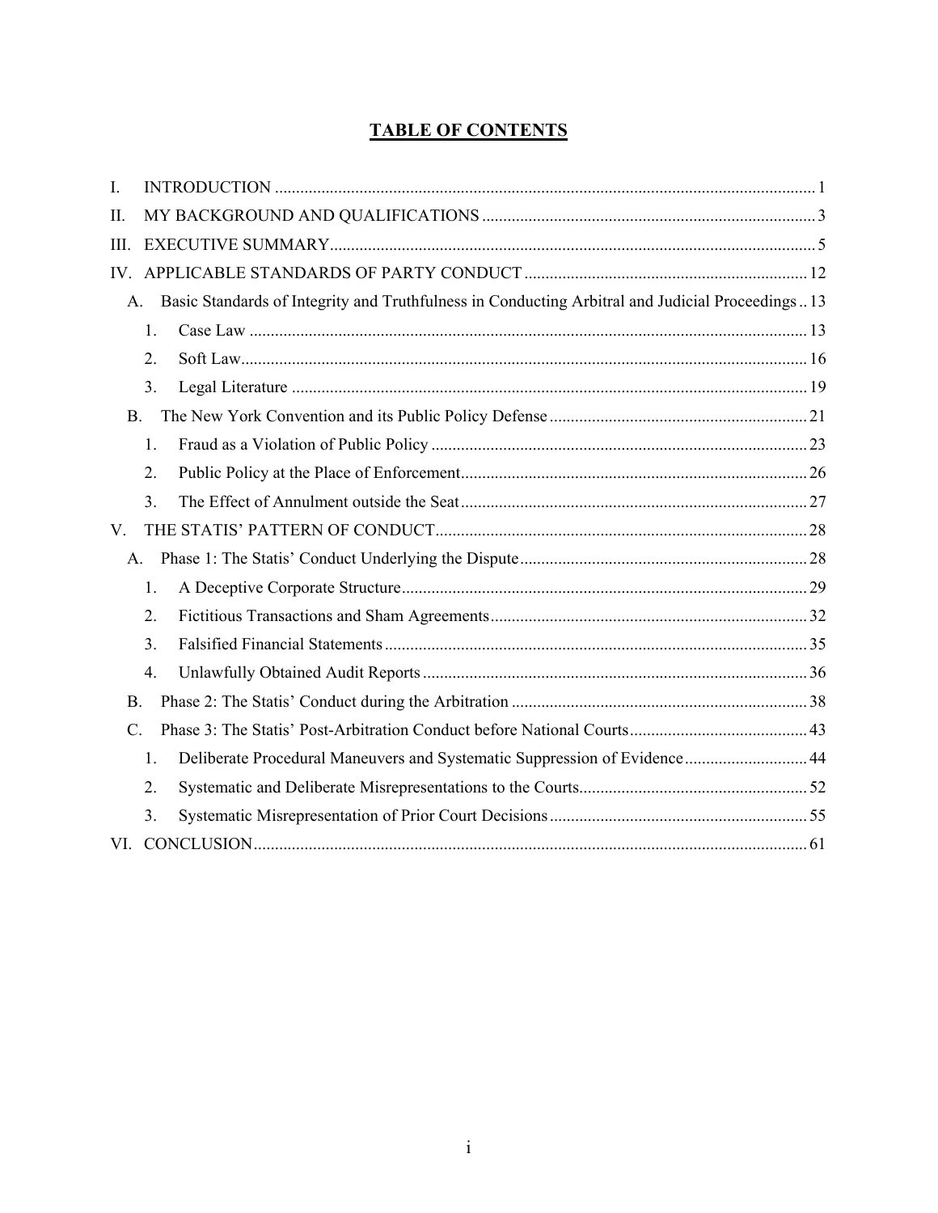# TABLE OF CONTENTS

I. INTRODUCTION ..... 1

II. MY BACKGROUND AND QUALIFICATIONS ..... 3

III. EXECUTIVE SUMMARY ..... 5

IV. APPLICABLE STANDARDS OF PARTY CONDUCT ..... 12

- A. Basic Standards of Integrity and Truthfulness in Conducting Arbitral and Judicial Proceedings ..... 13
  - 1. Case Law ..... 13
  - 2. Soft Law ..... 16
  - 3. Legal Literature ..... 19
- B. The New York Convention and its Public Policy Defense ..... 21
  - 1. Fraud as a Violation of Public Policy ..... 23
  - 2. Public Policy at the Place of Enforcement ..... 26
  - 3. The Effect of Annulment outside the Seat ..... 27

V. THE STATIS' PATTERN OF CONDUCT ..... 28

- A. Phase 1: The Statis' Conduct Underlying the Dispute ..... 28
  - 1. A Deceptive Corporate Structure ..... 29
  - 2. Fictitious Transactions and Sham Agreements ..... 32
  - 3. Falsified Financial Statements ..... 35
  - 4. Unlawfully Obtained Audit Reports ..... 36
- B. Phase 2: The Statis' Conduct during the Arbitration ..... 38
- C. Phase 3: The Statis' Post-Arbitration Conduct before National Courts ..... 43
  - 1. Deliberate Procedural Maneuvers and Systematic Suppression of Evidence ..... 44
  - 2. Systematic and Deliberate Misrepresentations to the Courts ..... 52
  - 3. Systematic Misrepresentation of Prior Court Decisions ..... 55

VI. CONCLUSION ..... 61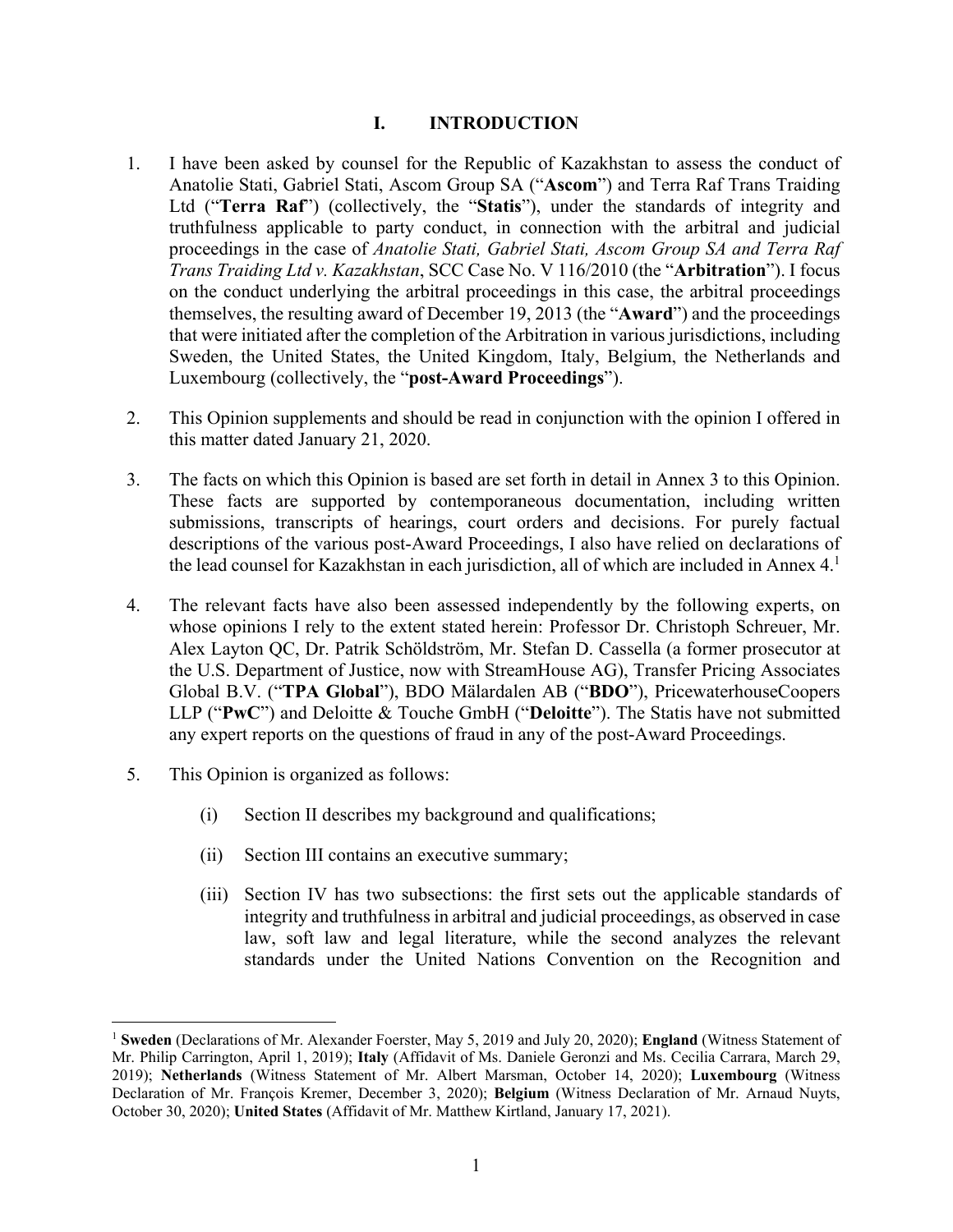# I. INTRODUCTION

1. I have been asked by counsel for the Republic of Kazakhstan to assess the conduct of Anatolie Stati, Gabriel Stati, Ascom Group SA ("**Ascom**") and Terra Raf Trans Traiding Ltd ("**Terra Raf**") (collectively, the "**Statis**"), under the standards of integrity and truthfulness applicable to party conduct, in connection with the arbitral and judicial proceedings in the case of *Anatolie Stati, Gabriel Stati, Ascom Group SA and Terra Raf Trans Traiding Ltd v. Kazakhstan*, SCC Case No. V 116/2010 (the "**Arbitration**"). I focus on the conduct underlying the arbitral proceedings in this case, the arbitral proceedings themselves, the resulting award of December 19, 2013 (the "**Award**") and the proceedings that were initiated after the completion of the Arbitration in various jurisdictions, including Sweden, the United States, the United Kingdom, Italy, Belgium, the Netherlands and Luxembourg (collectively, the "**post-Award Proceedings**").

2. This Opinion supplements and should be read in conjunction with the opinion I offered in this matter dated January 21, 2020.

3. The facts on which this Opinion is based are set forth in detail in Annex 3 to this Opinion. These facts are supported by contemporaneous documentation, including written submissions, transcripts of hearings, court orders and decisions. For purely factual descriptions of the various post-Award Proceedings, I also have relied on declarations of the lead counsel for Kazakhstan in each jurisdiction, all of which are included in Annex 4.[1]

4. The relevant facts have also been assessed independently by the following experts, on whose opinions I rely to the extent stated herein: Professor Dr. Christoph Schreuer, Mr. Alex Layton QC, Dr. Patrik Schöldström, Mr. Stefan D. Cassella (a former prosecutor at the U.S. Department of Justice, now with StreamHouse AG), Transfer Pricing Associates Global B.V. ("**TPA Global**"), BDO Mälardalen AB ("**BDO**"), PricewaterhouseCoopers LLP ("**PwC**") and Deloitte & Touche GmbH ("**Deloitte**"). The Statis have not submitted any expert reports on the questions of fraud in any of the post-Award Proceedings.

5. This Opinion is organized as follows:

   (i) Section II describes my background and qualifications;

   (ii) Section III contains an executive summary;

   (iii) Section IV has two subsections: the first sets out the applicable standards of integrity and truthfulness in arbitral and judicial proceedings, as observed in case law, soft law and legal literature, while the second analyzes the relevant standards under the United Nations Convention on the Recognition and

---

[1] **Sweden** (Declarations of Mr. Alexander Foerster, May 5, 2019 and July 20, 2020); **England** (Witness Statement of Mr. Philip Carrington, April 1, 2019); **Italy** (Affidavit of Ms. Daniele Geronzi and Ms. Cecilia Carrara, March 29, 2019); **Netherlands** (Witness Statement of Mr. Albert Marsman, October 14, 2020); **Luxembourg** (Witness Declaration of Mr. François Kremer, December 3, 2020); **Belgium** (Witness Declaration of Mr. Arnaud Nuyts, October 30, 2020); **United States** (Affidavit of Mr. Matthew Kirtland, January 17, 2021).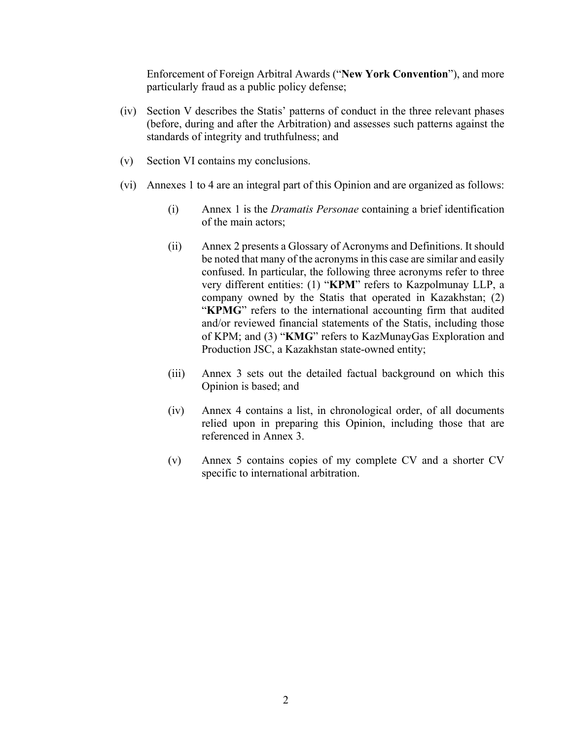Enforcement of Foreign Arbitral Awards ("**New York Convention**"), and more particularly fraud as a public policy defense;

(iv) Section V describes the Statis' patterns of conduct in the three relevant phases (before, during and after the Arbitration) and assesses such patterns against the standards of integrity and truthfulness; and

(v) Section VI contains my conclusions.

(vi) Annexes 1 to 4 are an integral part of this Opinion and are organized as follows:

  (i) Annex 1 is the *Dramatis Personae* containing a brief identification of the main actors;

  (ii) Annex 2 presents a Glossary of Acronyms and Definitions. It should be noted that many of the acronyms in this case are similar and easily confused. In particular, the following three acronyms refer to three very different entities: (1) "**KPM**" refers to Kazpolmunay LLP, a company owned by the Statis that operated in Kazakhstan; (2) "**KPMG**" refers to the international accounting firm that audited and/or reviewed financial statements of the Statis, including those of KPM; and (3) "**KMG**" refers to KazMunayGas Exploration and Production JSC, a Kazakhstan state-owned entity;

  (iii) Annex 3 sets out the detailed factual background on which this Opinion is based; and

  (iv) Annex 4 contains a list, in chronological order, of all documents relied upon in preparing this Opinion, including those that are referenced in Annex 3.

  (v) Annex 5 contains copies of my complete CV and a shorter CV specific to international arbitration.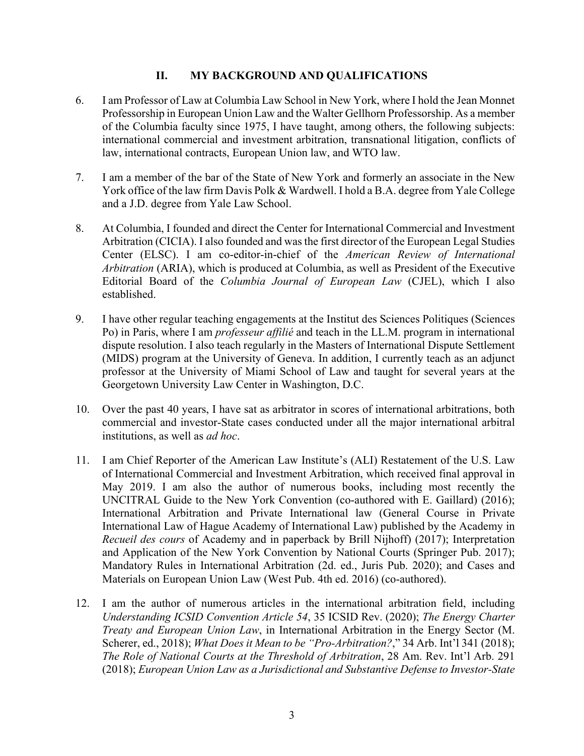## II. MY BACKGROUND AND QUALIFICATIONS

6. I am Professor of Law at Columbia Law School in New York, where I hold the Jean Monnet Professorship in European Union Law and the Walter Gellhorn Professorship. As a member of the Columbia faculty since 1975, I have taught, among others, the following subjects: international commercial and investment arbitration, transnational litigation, conflicts of law, international contracts, European Union law, and WTO law.

7. I am a member of the bar of the State of New York and formerly an associate in the New York office of the law firm Davis Polk & Wardwell. I hold a B.A. degree from Yale College and a J.D. degree from Yale Law School.

8. At Columbia, I founded and direct the Center for International Commercial and Investment Arbitration (CICIA). I also founded and was the first director of the European Legal Studies Center (ELSC). I am co-editor-in-chief of the *American Review of International Arbitration* (ARIA), which is produced at Columbia, as well as President of the Executive Editorial Board of the *Columbia Journal of European Law* (CJEL), which I also established.

9. I have other regular teaching engagements at the Institut des Sciences Politiques (Sciences Po) in Paris, where I am *professeur affilié* and teach in the LL.M. program in international dispute resolution. I also teach regularly in the Masters of International Dispute Settlement (MIDS) program at the University of Geneva. In addition, I currently teach as an adjunct professor at the University of Miami School of Law and taught for several years at the Georgetown University Law Center in Washington, D.C.

10. Over the past 40 years, I have sat as arbitrator in scores of international arbitrations, both commercial and investor-State cases conducted under all the major international arbitral institutions, as well as *ad hoc*.

11. I am Chief Reporter of the American Law Institute's (ALI) Restatement of the U.S. Law of International Commercial and Investment Arbitration, which received final approval in May 2019. I am also the author of numerous books, including most recently the UNCITRAL Guide to the New York Convention (co-authored with E. Gaillard) (2016); International Arbitration and Private International law (General Course in Private International Law of Hague Academy of International Law) published by the Academy in *Recueil des cours* of Academy and in paperback by Brill Nijhoff) (2017); Interpretation and Application of the New York Convention by National Courts (Springer Pub. 2017); Mandatory Rules in International Arbitration (2d. ed., Juris Pub. 2020); and Cases and Materials on European Union Law (West Pub. 4th ed. 2016) (co-authored).

12. I am the author of numerous articles in the international arbitration field, including *Understanding ICSID Convention Article 54*, 35 ICSID Rev. (2020); *The Energy Charter Treaty and European Union Law*, in International Arbitration in the Energy Sector (M. Scherer, ed., 2018); *What Does it Mean to be "Pro-Arbitration?*," 34 Arb. Int'l 341 (2018); *The Role of National Courts at the Threshold of Arbitration*, 28 Am. Rev. Int'l Arb. 291 (2018); *European Union Law as a Jurisdictional and Substantive Defense to Investor-State*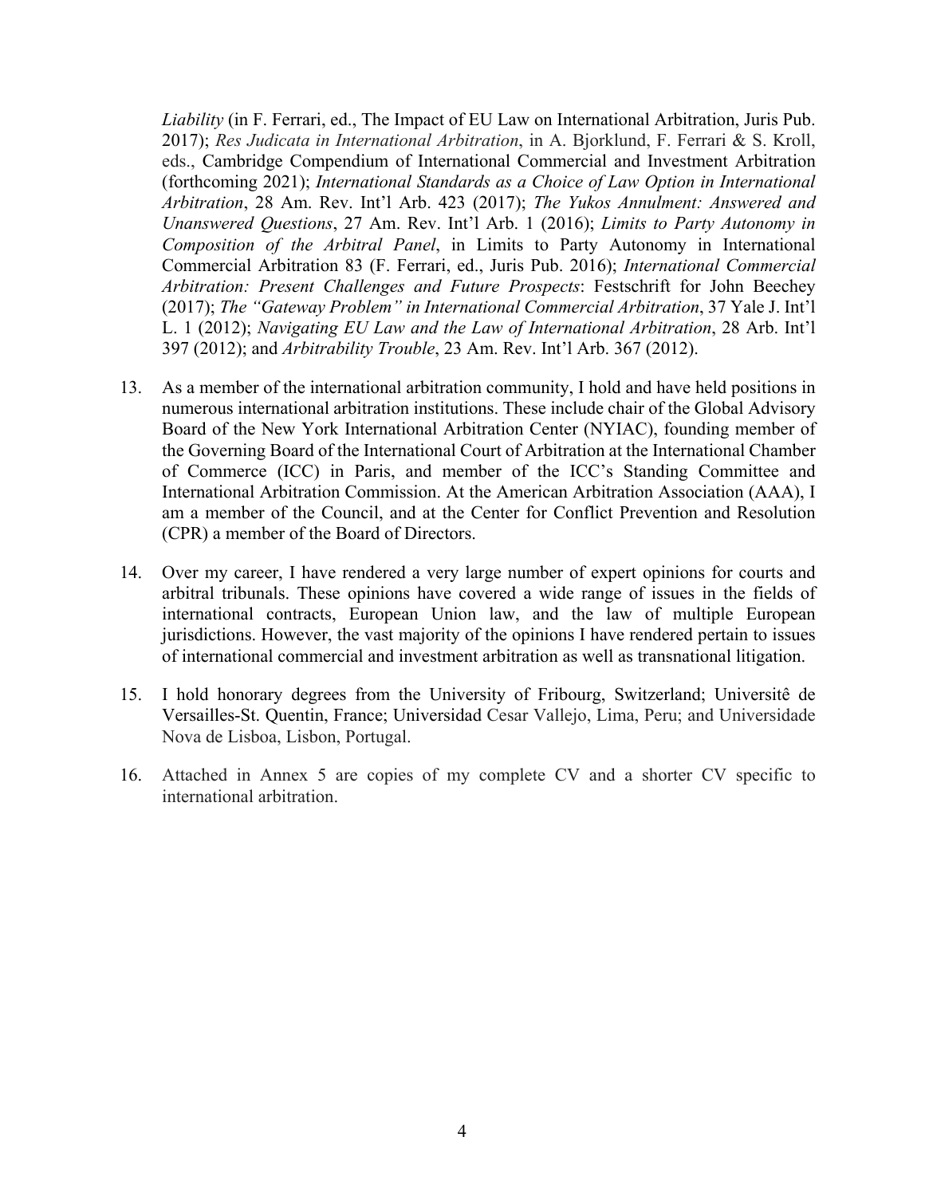*Liability* (in F. Ferrari, ed., The Impact of EU Law on International Arbitration, Juris Pub. 2017); *Res Judicata in International Arbitration*, in A. Bjorklund, F. Ferrari & S. Kroll, eds., Cambridge Compendium of International Commercial and Investment Arbitration (forthcoming 2021); *International Standards as a Choice of Law Option in International Arbitration*, 28 Am. Rev. Int'l Arb. 423 (2017); *The Yukos Annulment: Answered and Unanswered Questions*, 27 Am. Rev. Int'l Arb. 1 (2016); *Limits to Party Autonomy in Composition of the Arbitral Panel*, in Limits to Party Autonomy in International Commercial Arbitration 83 (F. Ferrari, ed., Juris Pub. 2016); *International Commercial Arbitration: Present Challenges and Future Prospects*: Festschrift for John Beechey (2017); *The "Gateway Problem" in International Commercial Arbitration*, 37 Yale J. Int'l L. 1 (2012); *Navigating EU Law and the Law of International Arbitration*, 28 Arb. Int'l 397 (2012); and *Arbitrability Trouble*, 23 Am. Rev. Int'l Arb. 367 (2012).

13. As a member of the international arbitration community, I hold and have held positions in numerous international arbitration institutions. These include chair of the Global Advisory Board of the New York International Arbitration Center (NYIAC), founding member of the Governing Board of the International Court of Arbitration at the International Chamber of Commerce (ICC) in Paris, and member of the ICC's Standing Committee and International Arbitration Commission. At the American Arbitration Association (AAA), I am a member of the Council, and at the Center for Conflict Prevention and Resolution (CPR) a member of the Board of Directors.

14. Over my career, I have rendered a very large number of expert opinions for courts and arbitral tribunals. These opinions have covered a wide range of issues in the fields of international contracts, European Union law, and the law of multiple European jurisdictions. However, the vast majority of the opinions I have rendered pertain to issues of international commercial and investment arbitration as well as transnational litigation.

15. I hold honorary degrees from the University of Fribourg, Switzerland; Universitê de Versailles-St. Quentin, France; Universidad Cesar Vallejo, Lima, Peru; and Universidade Nova de Lisboa, Lisbon, Portugal.

16. Attached in Annex 5 are copies of my complete CV and a shorter CV specific to international arbitration.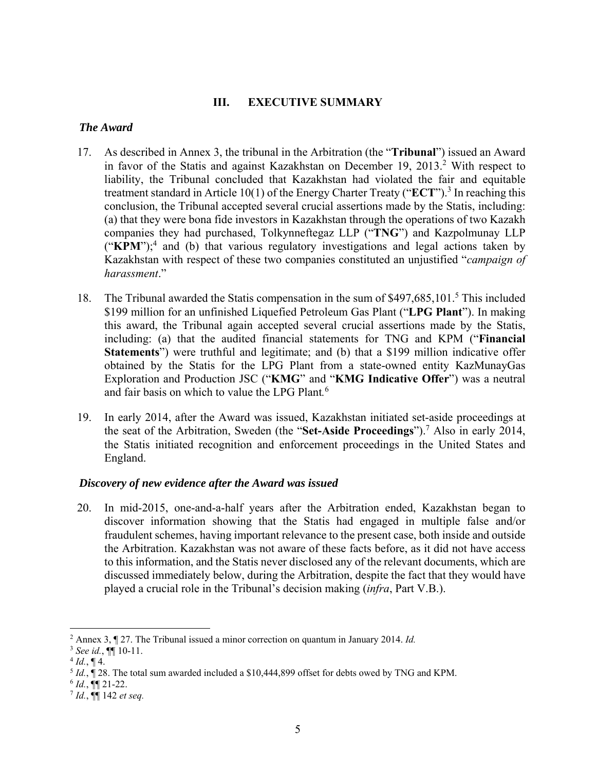## III. EXECUTIVE SUMMARY

### *The Award*

17. As described in Annex 3, the tribunal in the Arbitration (the "**Tribunal**") issued an Award in favor of the Statis and against Kazakhstan on December 19, 2013.[2] With respect to liability, the Tribunal concluded that Kazakhstan had violated the fair and equitable treatment standard in Article 10(1) of the Energy Charter Treaty ("**ECT**").[3] In reaching this conclusion, the Tribunal accepted several crucial assertions made by the Statis, including: (a) that they were bona fide investors in Kazakhstan through the operations of two Kazakh companies they had purchased, Tolkynneftegaz LLP ("**TNG**") and Kazpolmunay LLP ("**KPM**");[4] and (b) that various regulatory investigations and legal actions taken by Kazakhstan with respect of these two companies constituted an unjustified "*campaign of harassment*."

18. The Tribunal awarded the Statis compensation in the sum of $497,685,101.[5] This included $199 million for an unfinished Liquefied Petroleum Gas Plant ("**LPG Plant**"). In making this award, the Tribunal again accepted several crucial assertions made by the Statis, including: (a) that the audited financial statements for TNG and KPM ("**Financial Statements**") were truthful and legitimate; and (b) that a $199 million indicative offer obtained by the Statis for the LPG Plant from a state-owned entity KazMunayGas Exploration and Production JSC ("**KMG**" and "**KMG Indicative Offer**") was a neutral and fair basis on which to value the LPG Plant.[6]

19. In early 2014, after the Award was issued, Kazakhstan initiated set-aside proceedings at the seat of the Arbitration, Sweden (the "**Set-Aside Proceedings**").[7] Also in early 2014, the Statis initiated recognition and enforcement proceedings in the United States and England.

### *Discovery of new evidence after the Award was issued*

20. In mid-2015, one-and-a-half years after the Arbitration ended, Kazakhstan began to discover information showing that the Statis had engaged in multiple false and/or fraudulent schemes, having important relevance to the present case, both inside and outside the Arbitration. Kazakhstan was not aware of these facts before, as it did not have access to this information, and the Statis never disclosed any of the relevant documents, which are discussed immediately below, during the Arbitration, despite the fact that they would have played a crucial role in the Tribunal's decision making (*infra*, Part V.B.).

---

[2] Annex 3, ¶ 27. The Tribunal issued a minor correction on quantum in January 2014. *Id.*

[3] *See id.*, ¶¶ 10-11.

[4] *Id.*, ¶ 4.

[5] *Id.*, ¶ 28. The total sum awarded included a $10,444,899 offset for debts owed by TNG and KPM.

[6] *Id.*, ¶¶ 21-22.

[7] *Id.*, ¶¶ 142 *et seq.*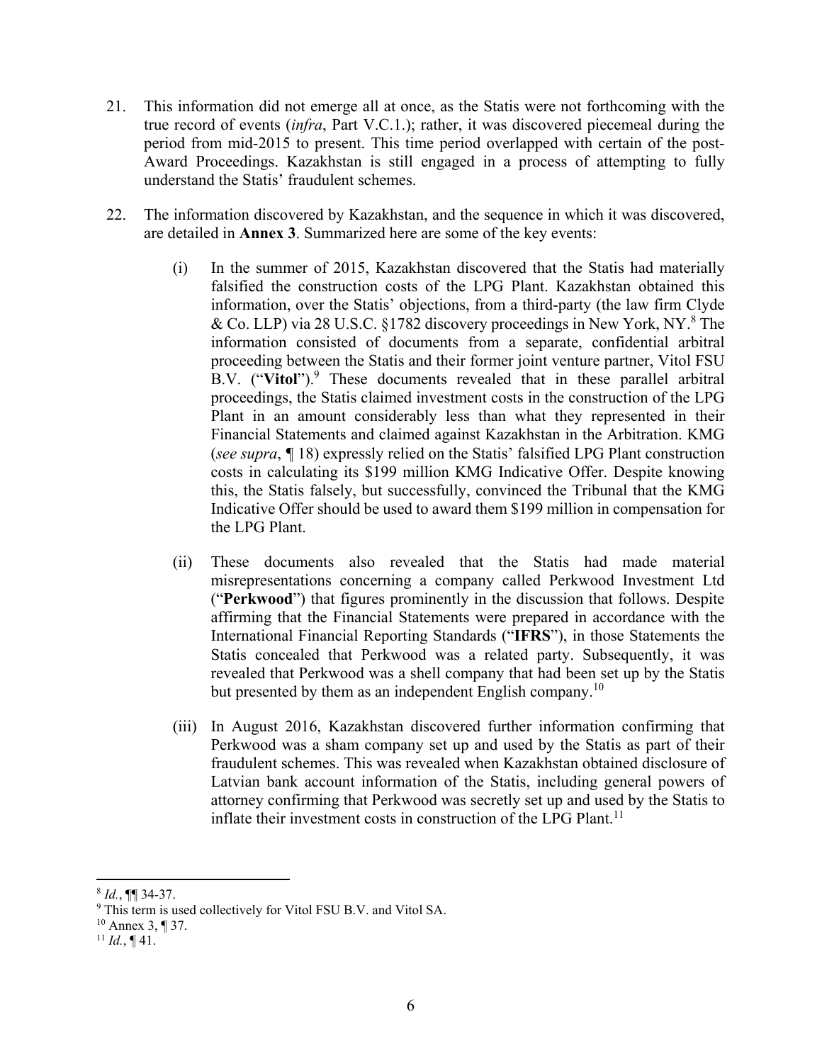21. This information did not emerge all at once, as the Statis were not forthcoming with the true record of events (*infra*, Part V.C.1.); rather, it was discovered piecemeal during the period from mid-2015 to present. This time period overlapped with certain of the post-Award Proceedings. Kazakhstan is still engaged in a process of attempting to fully understand the Statis' fraudulent schemes.

22. The information discovered by Kazakhstan, and the sequence in which it was discovered, are detailed in **Annex 3**. Summarized here are some of the key events:

    (i) In the summer of 2015, Kazakhstan discovered that the Statis had materially falsified the construction costs of the LPG Plant. Kazakhstan obtained this information, over the Statis' objections, from a third-party (the law firm Clyde & Co. LLP) via 28 U.S.C. §1782 discovery proceedings in New York, NY.[8] The information consisted of documents from a separate, confidential arbitral proceeding between the Statis and their former joint venture partner, Vitol FSU B.V. ("**Vitol**").[9] These documents revealed that in these parallel arbitral proceedings, the Statis claimed investment costs in the construction of the LPG Plant in an amount considerably less than what they represented in their Financial Statements and claimed against Kazakhstan in the Arbitration. KMG (*see supra*, ¶ 18) expressly relied on the Statis' falsified LPG Plant construction costs in calculating its $199 million KMG Indicative Offer. Despite knowing this, the Statis falsely, but successfully, convinced the Tribunal that the KMG Indicative Offer should be used to award them $199 million in compensation for the LPG Plant.

    (ii) These documents also revealed that the Statis had made material misrepresentations concerning a company called Perkwood Investment Ltd ("**Perkwood**") that figures prominently in the discussion that follows. Despite affirming that the Financial Statements were prepared in accordance with the International Financial Reporting Standards ("**IFRS**"), in those Statements the Statis concealed that Perkwood was a related party. Subsequently, it was revealed that Perkwood was a shell company that had been set up by the Statis but presented by them as an independent English company.[10]

    (iii) In August 2016, Kazakhstan discovered further information confirming that Perkwood was a sham company set up and used by the Statis as part of their fraudulent schemes. This was revealed when Kazakhstan obtained disclosure of Latvian bank account information of the Statis, including general powers of attorney confirming that Perkwood was secretly set up and used by the Statis to inflate their investment costs in construction of the LPG Plant.[11]

---

[8] *Id.*, ¶¶ 34-37.

[9] This term is used collectively for Vitol FSU B.V. and Vitol SA.

[10] Annex 3, ¶ 37.

[11] *Id.*, ¶ 41.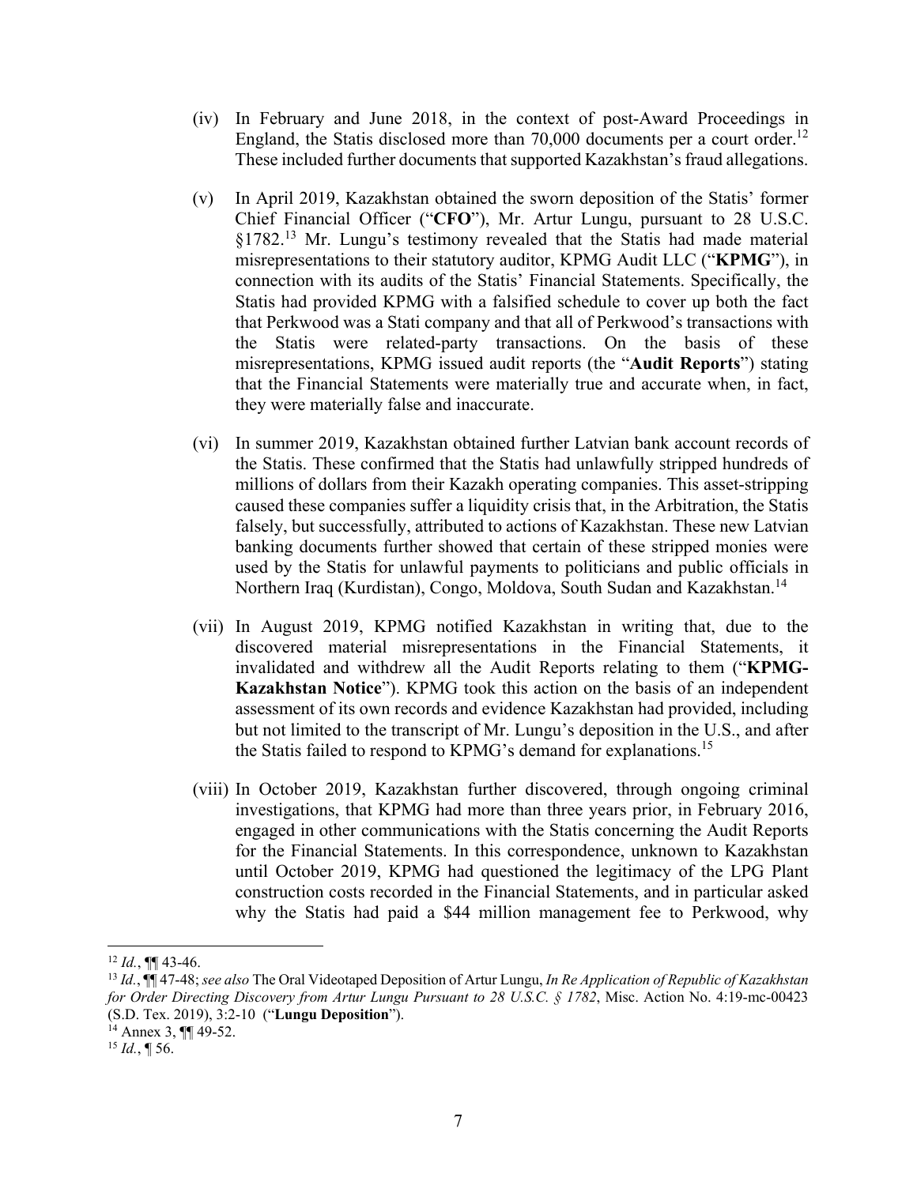(iv) In February and June 2018, in the context of post-Award Proceedings in England, the Statis disclosed more than 70,000 documents per a court order.[12] These included further documents that supported Kazakhstan's fraud allegations.

(v) In April 2019, Kazakhstan obtained the sworn deposition of the Statis' former Chief Financial Officer ("**CFO**"), Mr. Artur Lungu, pursuant to 28 U.S.C. §1782.[13] Mr. Lungu's testimony revealed that the Statis had made material misrepresentations to their statutory auditor, KPMG Audit LLC ("**KPMG**"), in connection with its audits of the Statis' Financial Statements. Specifically, the Statis had provided KPMG with a falsified schedule to cover up both the fact that Perkwood was a Stati company and that all of Perkwood's transactions with the Statis were related-party transactions. On the basis of these misrepresentations, KPMG issued audit reports (the "**Audit Reports**") stating that the Financial Statements were materially true and accurate when, in fact, they were materially false and inaccurate.

(vi) In summer 2019, Kazakhstan obtained further Latvian bank account records of the Statis. These confirmed that the Statis had unlawfully stripped hundreds of millions of dollars from their Kazakh operating companies. This asset-stripping caused these companies suffer a liquidity crisis that, in the Arbitration, the Statis falsely, but successfully, attributed to actions of Kazakhstan. These new Latvian banking documents further showed that certain of these stripped monies were used by the Statis for unlawful payments to politicians and public officials in Northern Iraq (Kurdistan), Congo, Moldova, South Sudan and Kazakhstan.[14]

(vii) In August 2019, KPMG notified Kazakhstan in writing that, due to the discovered material misrepresentations in the Financial Statements, it invalidated and withdrew all the Audit Reports relating to them ("**KPMG-Kazakhstan Notice**"). KPMG took this action on the basis of an independent assessment of its own records and evidence Kazakhstan had provided, including but not limited to the transcript of Mr. Lungu's deposition in the U.S., and after the Statis failed to respond to KPMG's demand for explanations.[15]

(viii) In October 2019, Kazakhstan further discovered, through ongoing criminal investigations, that KPMG had more than three years prior, in February 2016, engaged in other communications with the Statis concerning the Audit Reports for the Financial Statements. In this correspondence, unknown to Kazakhstan until October 2019, KPMG had questioned the legitimacy of the LPG Plant construction costs recorded in the Financial Statements, and in particular asked why the Statis had paid a $44 million management fee to Perkwood, why

---

[12] *Id.*, ¶¶ 43-46.

[13] *Id.*, ¶¶ 47-48; *see also* The Oral Videotaped Deposition of Artur Lungu, *In Re Application of Republic of Kazakhstan for Order Directing Discovery from Artur Lungu Pursuant to 28 U.S.C. § 1782*, Misc. Action No. 4:19-mc-00423 (S.D. Tex. 2019), 3:2-10 ("**Lungu Deposition**").

[14] Annex 3, ¶¶ 49-52.

[15] *Id.*, ¶ 56.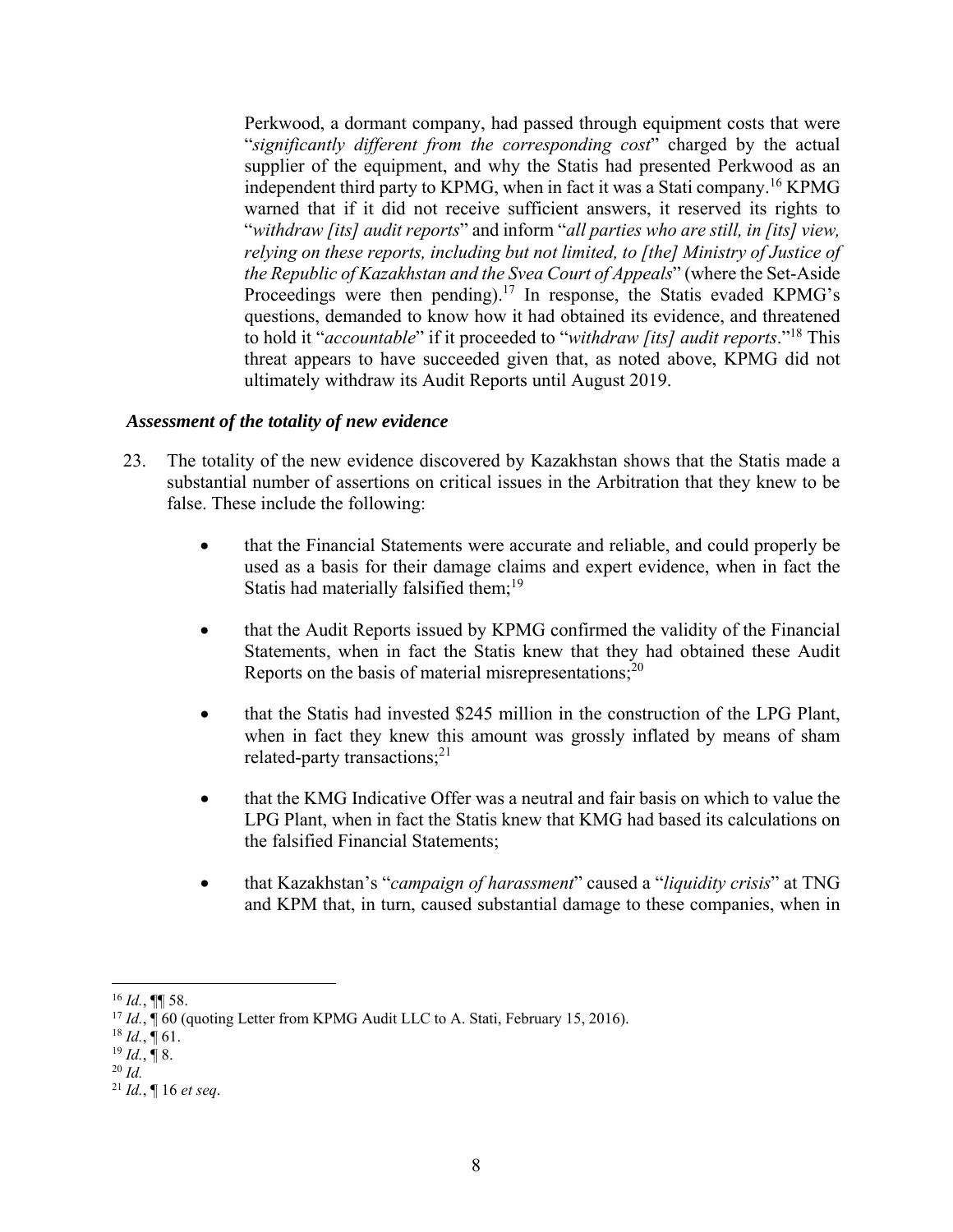Perkwood, a dormant company, had passed through equipment costs that were "*significantly different from the corresponding cost*" charged by the actual supplier of the equipment, and why the Statis had presented Perkwood as an independent third party to KPMG, when in fact it was a Stati company.[16] KPMG warned that if it did not receive sufficient answers, it reserved its rights to "*withdraw [its] audit reports*" and inform "*all parties who are still, in [its] view, relying on these reports, including but not limited, to [the] Ministry of Justice of the Republic of Kazakhstan and the Svea Court of Appeals*" (where the Set-Aside Proceedings were then pending).[17] In response, the Statis evaded KPMG's questions, demanded to know how it had obtained its evidence, and threatened to hold it "*accountable*" if it proceeded to "*withdraw [its] audit reports*."[18] This threat appears to have succeeded given that, as noted above, KPMG did not ultimately withdraw its Audit Reports until August 2019.

***Assessment of the totality of new evidence***

23. The totality of the new evidence discovered by Kazakhstan shows that the Statis made a substantial number of assertions on critical issues in the Arbitration that they knew to be false. These include the following:

    - that the Financial Statements were accurate and reliable, and could properly be used as a basis for their damage claims and expert evidence, when in fact the Statis had materially falsified them;[19]

    - that the Audit Reports issued by KPMG confirmed the validity of the Financial Statements, when in fact the Statis knew that they had obtained these Audit Reports on the basis of material misrepresentations;[20]

    - that the Statis had invested \$245 million in the construction of the LPG Plant, when in fact they knew this amount was grossly inflated by means of sham related-party transactions;[21]

    - that the KMG Indicative Offer was a neutral and fair basis on which to value the LPG Plant, when in fact the Statis knew that KMG had based its calculations on the falsified Financial Statements;

    - that Kazakhstan's "*campaign of harassment*" caused a "*liquidity crisis*" at TNG and KPM that, in turn, caused substantial damage to these companies, when in

---

[16] *Id.*, ¶¶ 58.

[17] *Id.*, ¶ 60 (quoting Letter from KPMG Audit LLC to A. Stati, February 15, 2016).

[18] *Id.*, ¶ 61.

[19] *Id.*, ¶ 8.

[20] *Id.*

[21] *Id.*, ¶ 16 *et seq*.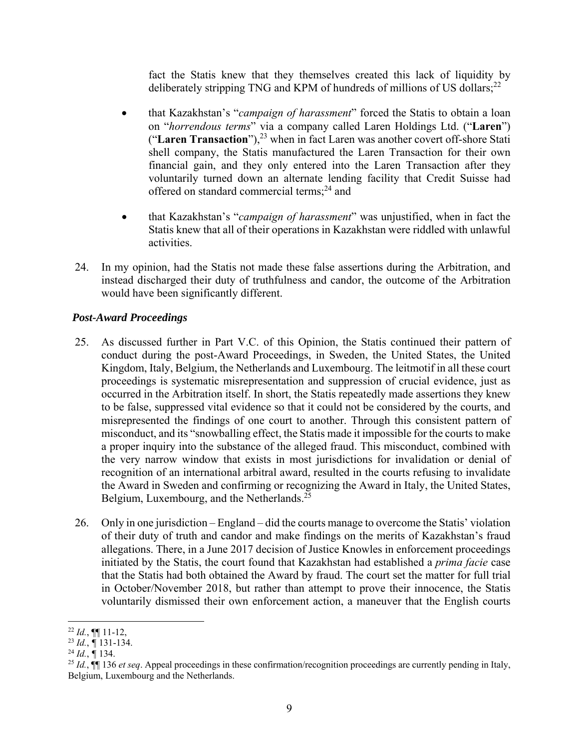fact the Statis knew that they themselves created this lack of liquidity by deliberately stripping TNG and KPM of hundreds of millions of US dollars;[22]

- that Kazakhstan's "*campaign of harassment*" forced the Statis to obtain a loan on "*horrendous terms*" via a company called Laren Holdings Ltd. ("**Laren**") ("**Laren Transaction**"),[23] when in fact Laren was another covert off-shore Stati shell company, the Statis manufactured the Laren Transaction for their own financial gain, and they only entered into the Laren Transaction after they voluntarily turned down an alternate lending facility that Credit Suisse had offered on standard commercial terms;[24] and
- that Kazakhstan's "*campaign of harassment*" was unjustified, when in fact the Statis knew that all of their operations in Kazakhstan were riddled with unlawful activities.

24. In my opinion, had the Statis not made these false assertions during the Arbitration, and instead discharged their duty of truthfulness and candor, the outcome of the Arbitration would have been significantly different.

### *Post-Award Proceedings*

25. As discussed further in Part V.C. of this Opinion, the Statis continued their pattern of conduct during the post-Award Proceedings, in Sweden, the United States, the United Kingdom, Italy, Belgium, the Netherlands and Luxembourg. The leitmotif in all these court proceedings is systematic misrepresentation and suppression of crucial evidence, just as occurred in the Arbitration itself. In short, the Statis repeatedly made assertions they knew to be false, suppressed vital evidence so that it could not be considered by the courts, and misrepresented the findings of one court to another. Through this consistent pattern of misconduct, and its "snowballing effect, the Statis made it impossible for the courts to make a proper inquiry into the substance of the alleged fraud. This misconduct, combined with the very narrow window that exists in most jurisdictions for invalidation or denial of recognition of an international arbitral award, resulted in the courts refusing to invalidate the Award in Sweden and confirming or recognizing the Award in Italy, the United States, Belgium, Luxembourg, and the Netherlands.[25]

26. Only in one jurisdiction – England – did the courts manage to overcome the Statis' violation of their duty of truth and candor and make findings on the merits of Kazakhstan's fraud allegations. There, in a June 2017 decision of Justice Knowles in enforcement proceedings initiated by the Statis, the court found that Kazakhstan had established a *prima facie* case that the Statis had both obtained the Award by fraud. The court set the matter for full trial in October/November 2018, but rather than attempt to prove their innocence, the Statis voluntarily dismissed their own enforcement action, a maneuver that the English courts

---

[22] *Id.*, ¶¶ 11-12,

[23] *Id.*, ¶ 131-134.

[24] *Id.*, ¶ 134.

[25] *Id.*, ¶¶ 136 *et seq*. Appeal proceedings in these confirmation/recognition proceedings are currently pending in Italy, Belgium, Luxembourg and the Netherlands.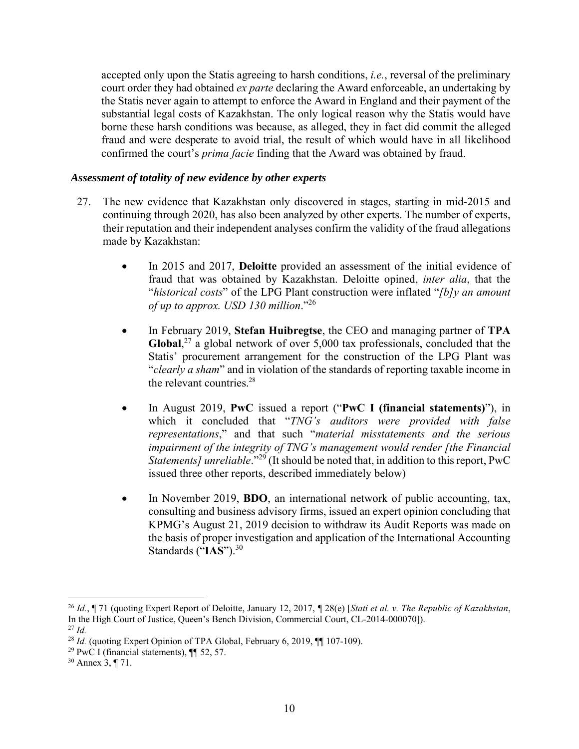accepted only upon the Statis agreeing to harsh conditions, *i.e.*, reversal of the preliminary court order they had obtained *ex parte* declaring the Award enforceable, an undertaking by the Statis never again to attempt to enforce the Award in England and their payment of the substantial legal costs of Kazakhstan. The only logical reason why the Statis would have borne these harsh conditions was because, as alleged, they in fact did commit the alleged fraud and were desperate to avoid trial, the result of which would have in all likelihood confirmed the court's *prima facie* finding that the Award was obtained by fraud.

***Assessment of totality of new evidence by other experts***

27. The new evidence that Kazakhstan only discovered in stages, starting in mid-2015 and continuing through 2020, has also been analyzed by other experts. The number of experts, their reputation and their independent analyses confirm the validity of the fraud allegations made by Kazakhstan:

    - In 2015 and 2017, **Deloitte** provided an assessment of the initial evidence of fraud that was obtained by Kazakhstan. Deloitte opined, *inter alia*, that the "*historical costs*" of the LPG Plant construction were inflated "*[b]y an amount of up to approx. USD 130 million*."[26]

    - In February 2019, **Stefan Huibregtse**, the CEO and managing partner of **TPA Global**,[27] a global network of over 5,000 tax professionals, concluded that the Statis' procurement arrangement for the construction of the LPG Plant was "*clearly a sham*" and in violation of the standards of reporting taxable income in the relevant countries.[28]

    - In August 2019, **PwC** issued a report ("**PwC I (financial statements)**"), in which it concluded that "*TNG's auditors were provided with false representations*," and that such "*material misstatements and the serious impairment of the integrity of TNG's management would render [the Financial Statements] unreliable*."[29] (It should be noted that, in addition to this report, PwC issued three other reports, described immediately below)

    - In November 2019, **BDO**, an international network of public accounting, tax, consulting and business advisory firms, issued an expert opinion concluding that KPMG's August 21, 2019 decision to withdraw its Audit Reports was made on the basis of proper investigation and application of the International Accounting Standards ("**IAS**").[30]

---

[26] *Id.*, ¶ 71 (quoting Expert Report of Deloitte, January 12, 2017, ¶ 28(e) [*Stati et al. v. The Republic of Kazakhstan*, In the High Court of Justice, Queen's Bench Division, Commercial Court, CL-2014-000070]).

[27] *Id.*

[28] *Id.* (quoting Expert Opinion of TPA Global, February 6, 2019, ¶¶ 107-109).

[29] PwC I (financial statements), ¶¶ 52, 57.

[30] Annex 3, ¶ 71.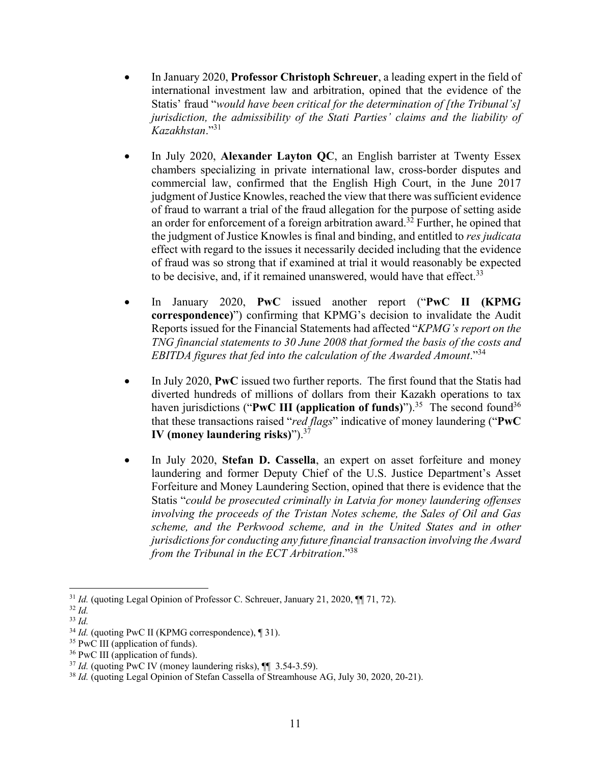- In January 2020, **Professor Christoph Schreuer**, a leading expert in the field of international investment law and arbitration, opined that the evidence of the Statis' fraud "*would have been critical for the determination of [the Tribunal's] jurisdiction, the admissibility of the Stati Parties' claims and the liability of Kazakhstan*."[31]

- In July 2020, **Alexander Layton QC**, an English barrister at Twenty Essex chambers specializing in private international law, cross-border disputes and commercial law, confirmed that the English High Court, in the June 2017 judgment of Justice Knowles, reached the view that there was sufficient evidence of fraud to warrant a trial of the fraud allegation for the purpose of setting aside an order for enforcement of a foreign arbitration award.[32] Further, he opined that the judgment of Justice Knowles is final and binding, and entitled to *res judicata* effect with regard to the issues it necessarily decided including that the evidence of fraud was so strong that if examined at trial it would reasonably be expected to be decisive, and, if it remained unanswered, would have that effect.[33]

- In January 2020, **PwC** issued another report ("**PwC II (KPMG correspondence)**") confirming that KPMG's decision to invalidate the Audit Reports issued for the Financial Statements had affected "*KPMG's report on the TNG financial statements to 30 June 2008 that formed the basis of the costs and EBITDA figures that fed into the calculation of the Awarded Amount*."[34]

- In July 2020, **PwC** issued two further reports. The first found that the Statis had diverted hundreds of millions of dollars from their Kazakh operations to tax haven jurisdictions ("**PwC III (application of funds)**").[35] The second found[36] that these transactions raised "*red flags*" indicative of money laundering ("**PwC IV (money laundering risks)**").[37]

- In July 2020, **Stefan D. Cassella**, an expert on asset forfeiture and money laundering and former Deputy Chief of the U.S. Justice Department's Asset Forfeiture and Money Laundering Section, opined that there is evidence that the Statis "*could be prosecuted criminally in Latvia for money laundering offenses involving the proceeds of the Tristan Notes scheme, the Sales of Oil and Gas scheme, and the Perkwood scheme, and in the United States and in other jurisdictions for conducting any future financial transaction involving the Award from the Tribunal in the ECT Arbitration*."[38]

---

[31] *Id.* (quoting Legal Opinion of Professor C. Schreuer, January 21, 2020, ¶¶ 71, 72).

[32] *Id.*

[33] *Id.*

[34] *Id.* (quoting PwC II (KPMG correspondence), ¶ 31).

[35] PwC III (application of funds).

[36] PwC III (application of funds).

[37] *Id.* (quoting PwC IV (money laundering risks), ¶¶ 3.54-3.59).

[38] *Id.* (quoting Legal Opinion of Stefan Cassella of Streamhouse AG, July 30, 2020, 20-21).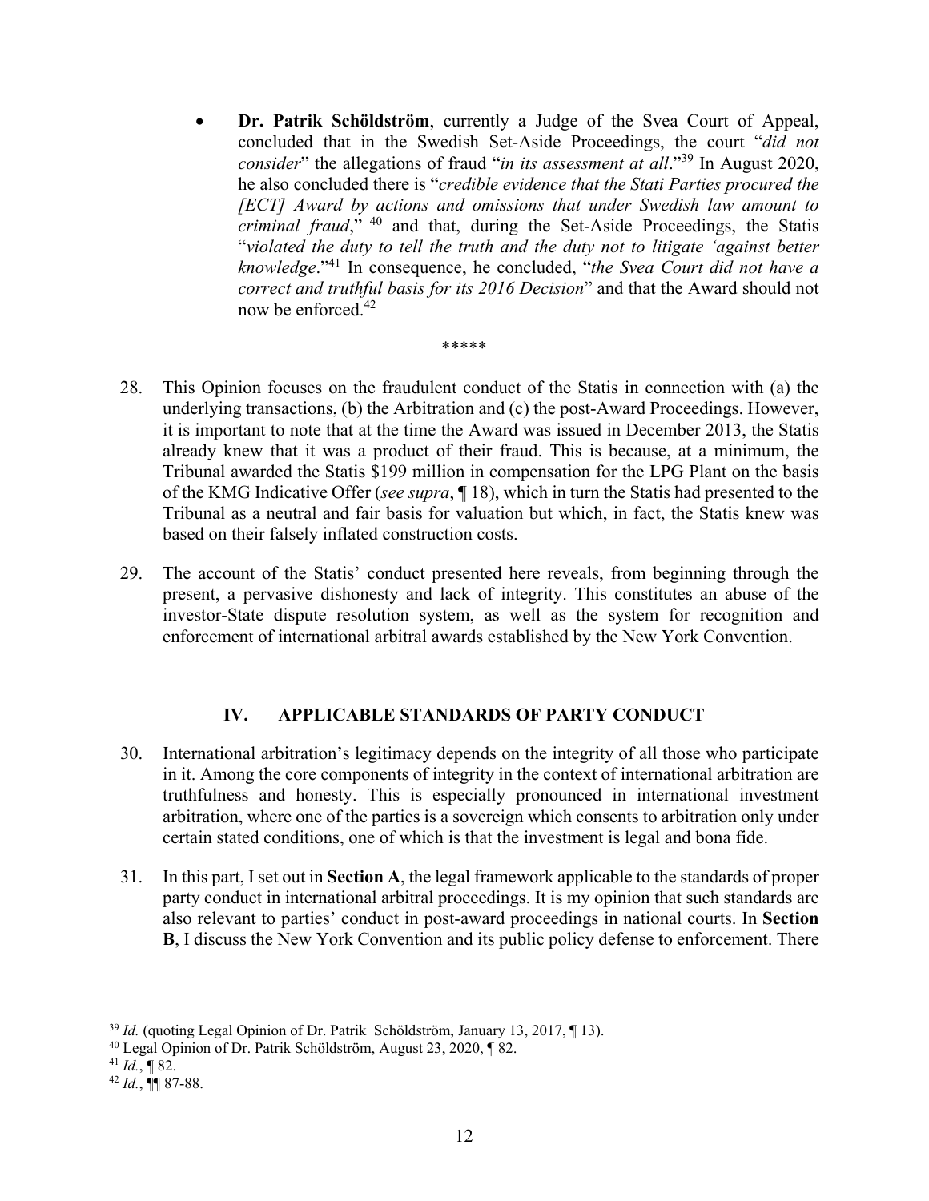- **Dr. Patrik Schöldström**, currently a Judge of the Svea Court of Appeal, concluded that in the Swedish Set-Aside Proceedings, the court "*did not consider*" the allegations of fraud "*in its assessment at all*."[39] In August 2020, he also concluded there is "*credible evidence that the Stati Parties procured the [ECT] Award by actions and omissions that under Swedish law amount to criminal fraud*,"[40] and that, during the Set-Aside Proceedings, the Statis "*violated the duty to tell the truth and the duty not to litigate 'against better knowledge*."[41] In consequence, he concluded, "*the Svea Court did not have a correct and truthful basis for its 2016 Decision*" and that the Award should not now be enforced.[42]

\*\*\*\*\*

28. This Opinion focuses on the fraudulent conduct of the Statis in connection with (a) the underlying transactions, (b) the Arbitration and (c) the post-Award Proceedings. However, it is important to note that at the time the Award was issued in December 2013, the Statis already knew that it was a product of their fraud. This is because, at a minimum, the Tribunal awarded the Statis $199 million in compensation for the LPG Plant on the basis of the KMG Indicative Offer (*see supra*, ¶ 18), which in turn the Statis had presented to the Tribunal as a neutral and fair basis for valuation but which, in fact, the Statis knew was based on their falsely inflated construction costs.

29. The account of the Statis' conduct presented here reveals, from beginning through the present, a pervasive dishonesty and lack of integrity. This constitutes an abuse of the investor-State dispute resolution system, as well as the system for recognition and enforcement of international arbitral awards established by the New York Convention.

## IV. APPLICABLE STANDARDS OF PARTY CONDUCT

30. International arbitration's legitimacy depends on the integrity of all those who participate in it. Among the core components of integrity in the context of international arbitration are truthfulness and honesty. This is especially pronounced in international investment arbitration, where one of the parties is a sovereign which consents to arbitration only under certain stated conditions, one of which is that the investment is legal and bona fide.

31. In this part, I set out in **Section A**, the legal framework applicable to the standards of proper party conduct in international arbitral proceedings. It is my opinion that such standards are also relevant to parties' conduct in post-award proceedings in national courts. In **Section B**, I discuss the New York Convention and its public policy defense to enforcement. There

---

[39] *Id.* (quoting Legal Opinion of Dr. Patrik Schöldström, January 13, 2017, ¶ 13).

[40] Legal Opinion of Dr. Patrik Schöldström, August 23, 2020, ¶ 82.

[41] *Id.*, ¶ 82.

[42] *Id.*, ¶¶ 87-88.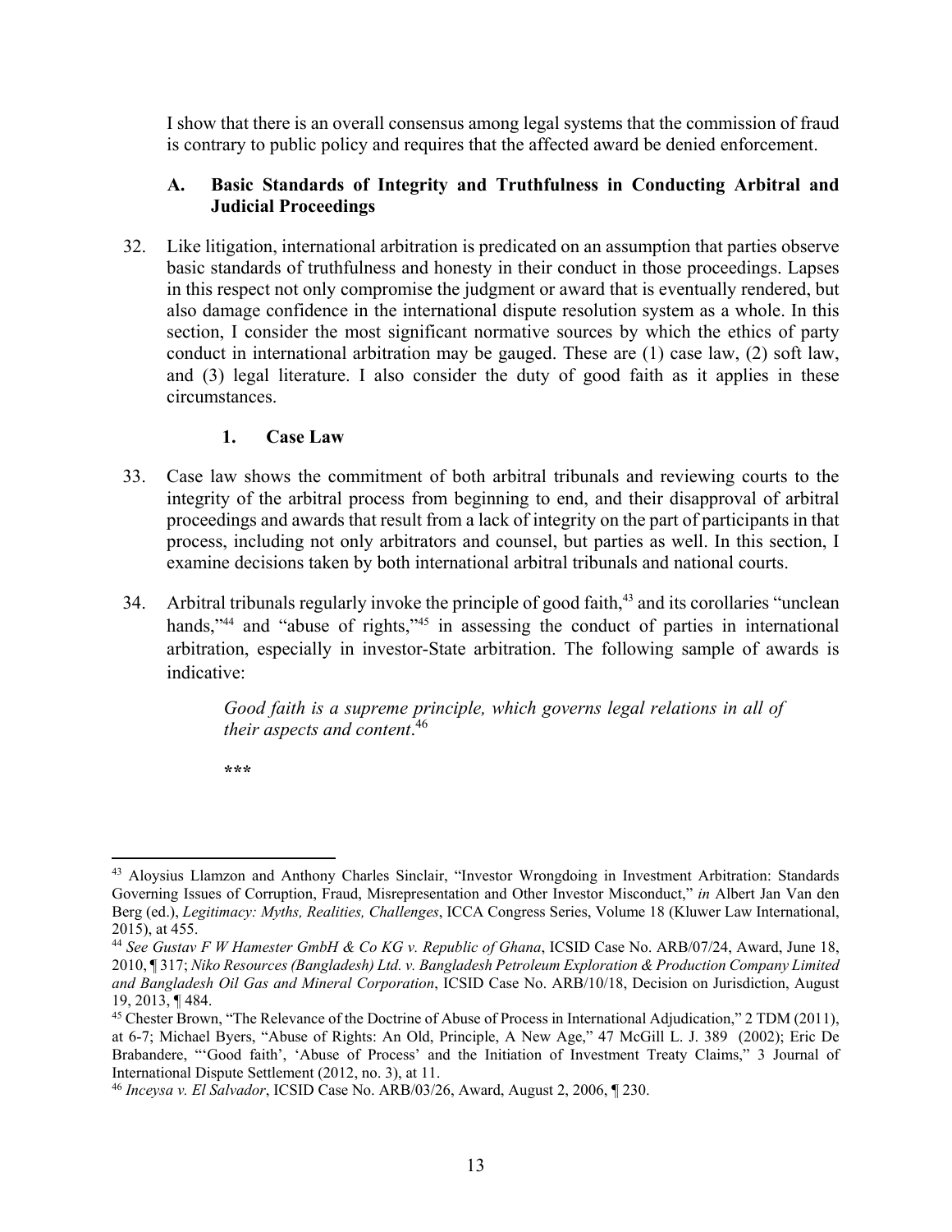I show that there is an overall consensus among legal systems that the commission of fraud is contrary to public policy and requires that the affected award be denied enforcement.

### A. Basic Standards of Integrity and Truthfulness in Conducting Arbitral and Judicial Proceedings

32. Like litigation, international arbitration is predicated on an assumption that parties observe basic standards of truthfulness and honesty in their conduct in those proceedings. Lapses in this respect not only compromise the judgment or award that is eventually rendered, but also damage confidence in the international dispute resolution system as a whole. In this section, I consider the most significant normative sources by which the ethics of party conduct in international arbitration may be gauged. These are (1) case law, (2) soft law, and (3) legal literature. I also consider the duty of good faith as it applies in these circumstances.

#### 1. Case Law

33. Case law shows the commitment of both arbitral tribunals and reviewing courts to the integrity of the arbitral process from beginning to end, and their disapproval of arbitral proceedings and awards that result from a lack of integrity on the part of participants in that process, including not only arbitrators and counsel, but parties as well. In this section, I examine decisions taken by both international arbitral tribunals and national courts.

34. Arbitral tribunals regularly invoke the principle of good faith,[43] and its corollaries "unclean hands,"[44] and "abuse of rights,"[45] in assessing the conduct of parties in international arbitration, especially in investor-State arbitration. The following sample of awards is indicative:

> *Good faith is a supreme principle, which governs legal relations in all of their aspects and content*.[46]

> ***

---

[43] Aloysius Llamzon and Anthony Charles Sinclair, "Investor Wrongdoing in Investment Arbitration: Standards Governing Issues of Corruption, Fraud, Misrepresentation and Other Investor Misconduct," *in* Albert Jan Van den Berg (ed.), *Legitimacy: Myths, Realities, Challenges*, ICCA Congress Series, Volume 18 (Kluwer Law International, 2015), at 455.

[44] *See Gustav F W Hamester GmbH & Co KG v. Republic of Ghana*, ICSID Case No. ARB/07/24, Award, June 18, 2010, ¶ 317; *Niko Resources (Bangladesh) Ltd. v. Bangladesh Petroleum Exploration & Production Company Limited and Bangladesh Oil Gas and Mineral Corporation*, ICSID Case No. ARB/10/18, Decision on Jurisdiction, August 19, 2013, ¶ 484.

[45] Chester Brown, "The Relevance of the Doctrine of Abuse of Process in International Adjudication," 2 TDM (2011), at 6-7; Michael Byers, "Abuse of Rights: An Old, Principle, A New Age," 47 McGill L. J. 389 (2002); Eric De Brabandere, "'Good faith', 'Abuse of Process' and the Initiation of Investment Treaty Claims," 3 Journal of International Dispute Settlement (2012, no. 3), at 11.

[46] *Inceysa v. El Salvador*, ICSID Case No. ARB/03/26, Award, August 2, 2006, ¶ 230.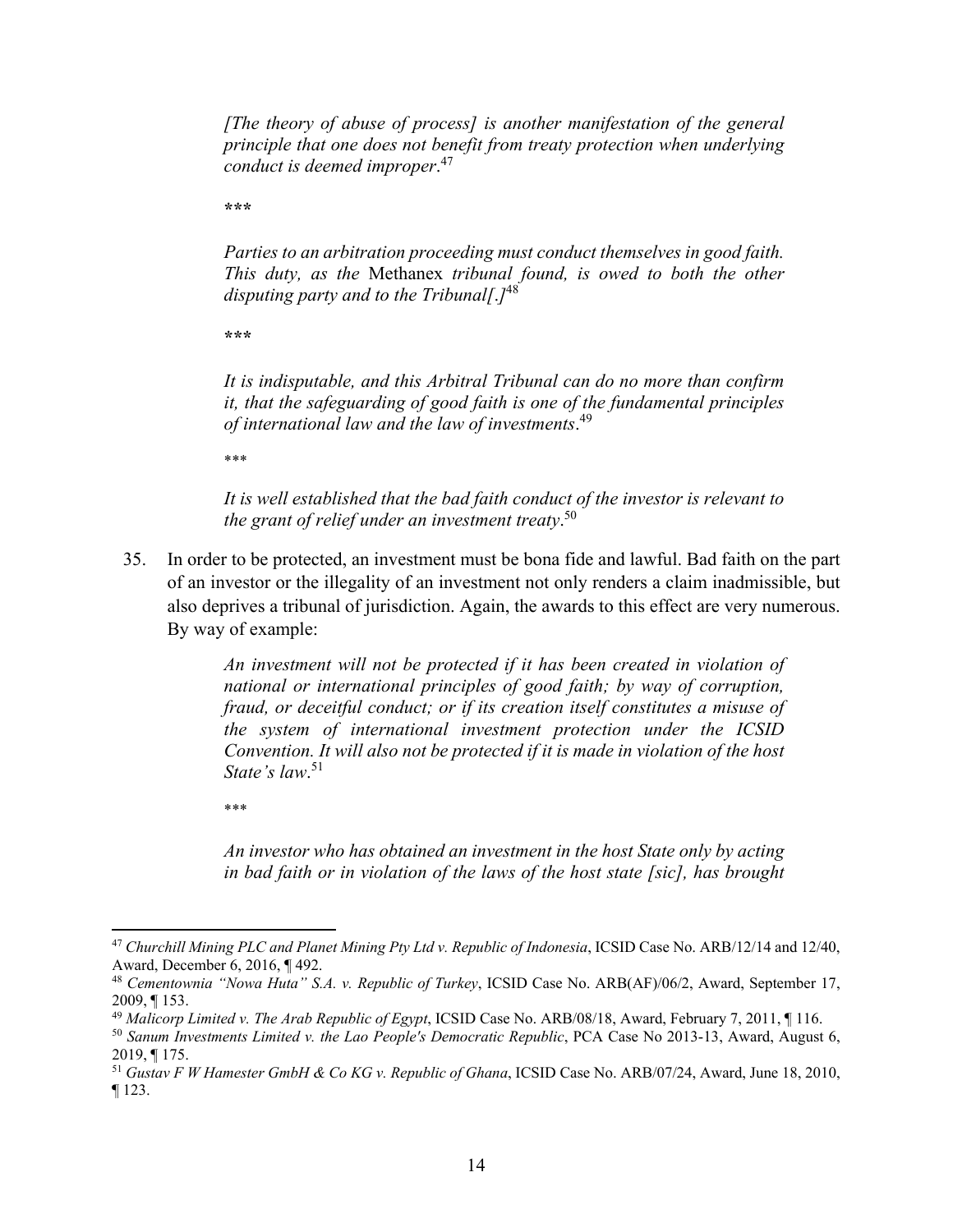> *[The theory of abuse of process] is another manifestation of the general principle that one does not benefit from treaty protection when underlying conduct is deemed improper*.[47]
>
> **\*\*\***
>
> *Parties to an arbitration proceeding must conduct themselves in good faith. This duty, as the* Methanex *tribunal found, is owed to both the other disputing party and to the Tribunal[.]*[48]
>
> **\*\*\***
>
> *It is indisputable, and this Arbitral Tribunal can do no more than confirm it, that the safeguarding of good faith is one of the fundamental principles of international law and the law of investments*.[49]
>
> \*\*\*
>
> *It is well established that the bad faith conduct of the investor is relevant to the grant of relief under an investment treaty*.[50]

35. In order to be protected, an investment must be bona fide and lawful. Bad faith on the part of an investor or the illegality of an investment not only renders a claim inadmissible, but also deprives a tribunal of jurisdiction. Again, the awards to this effect are very numerous. By way of example:

> *An investment will not be protected if it has been created in violation of national or international principles of good faith; by way of corruption, fraud, or deceitful conduct; or if its creation itself constitutes a misuse of the system of international investment protection under the ICSID Convention. It will also not be protected if it is made in violation of the host State's law*.[51]
>
> \*\*\*
>
> *An investor who has obtained an investment in the host State only by acting in bad faith or in violation of the laws of the host state [sic], has brought*

---

[47] *Churchill Mining PLC and Planet Mining Pty Ltd v. Republic of Indonesia*, ICSID Case No. ARB/12/14 and 12/40, Award, December 6, 2016, ¶ 492.

[48] *Cementownia "Nowa Huta" S.A. v. Republic of Turkey*, ICSID Case No. ARB(AF)/06/2, Award, September 17, 2009, ¶ 153.

[49] *Malicorp Limited v. The Arab Republic of Egypt*, ICSID Case No. ARB/08/18, Award, February 7, 2011, ¶ 116.

[50] *Sanum Investments Limited v. the Lao People's Democratic Republic*, PCA Case No 2013-13, Award, August 6, 2019, ¶ 175.

[51] *Gustav F W Hamester GmbH & Co KG v. Republic of Ghana*, ICSID Case No. ARB/07/24, Award, June 18, 2010, ¶ 123.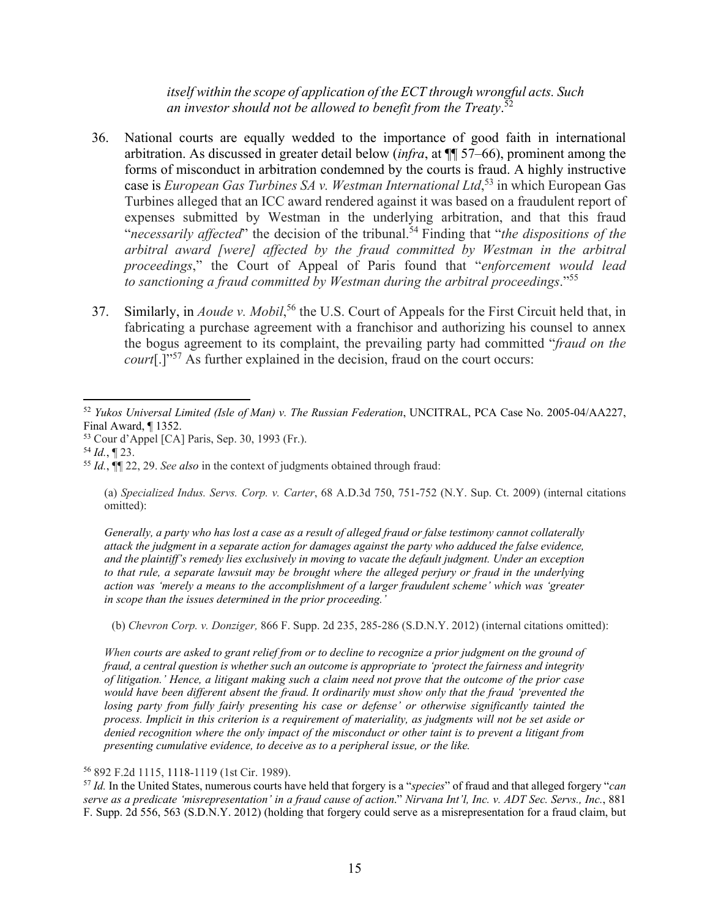> *itself within the scope of application of the ECT through wrongful acts. Such an investor should not be allowed to benefit from the Treaty*.[52]

36. National courts are equally wedded to the importance of good faith in international arbitration. As discussed in greater detail below (*infra*, at ¶¶ 57–66), prominent among the forms of misconduct in arbitration condemned by the courts is fraud. A highly instructive case is *European Gas Turbines SA v. Westman International Ltd*,[53] in which European Gas Turbines alleged that an ICC award rendered against it was based on a fraudulent report of expenses submitted by Westman in the underlying arbitration, and that this fraud "*necessarily affected*" the decision of the tribunal.[54] Finding that "*the dispositions of the arbitral award [were] affected by the fraud committed by Westman in the arbitral proceedings*," the Court of Appeal of Paris found that "*enforcement would lead to sanctioning a fraud committed by Westman during the arbitral proceedings*."[55]

37. Similarly, in *Aoude v. Mobil*,[56] the U.S. Court of Appeals for the First Circuit held that, in fabricating a purchase agreement with a franchisor and authorizing his counsel to annex the bogus agreement to its complaint, the prevailing party had committed "*fraud on the court*[.]"[57] As further explained in the decision, fraud on the court occurs:

---

[52] *Yukos Universal Limited (Isle of Man) v. The Russian Federation*, UNCITRAL, PCA Case No. 2005-04/AA227, Final Award, ¶ 1352.

[53] Cour d'Appel [CA] Paris, Sep. 30, 1993 (Fr.).

[54] *Id.*, ¶ 23.

[55] *Id.*, ¶¶ 22, 29. *See also* in the context of judgments obtained through fraud:

> (a) *Specialized Indus. Servs. Corp. v. Carter*, 68 A.D.3d 750, 751-752 (N.Y. Sup. Ct. 2009) (internal citations omitted):
>
> *Generally, a party who has lost a case as a result of alleged fraud or false testimony cannot collaterally attack the judgment in a separate action for damages against the party who adduced the false evidence, and the plaintiff's remedy lies exclusively in moving to vacate the default judgment. Under an exception to that rule, a separate lawsuit may be brought where the alleged perjury or fraud in the underlying action was 'merely a means to the accomplishment of a larger fraudulent scheme' which was 'greater in scope than the issues determined in the prior proceeding.'*
>
> (b) *Chevron Corp. v. Donziger,* 866 F. Supp. 2d 235, 285-286 (S.D.N.Y. 2012) (internal citations omitted):
>
> *When courts are asked to grant relief from or to decline to recognize a prior judgment on the ground of fraud, a central question is whether such an outcome is appropriate to 'protect the fairness and integrity of litigation.' Hence, a litigant making such a claim need not prove that the outcome of the prior case would have been different absent the fraud. It ordinarily must show only that the fraud 'prevented the losing party from fully fairly presenting his case or defense' or otherwise significantly tainted the process. Implicit in this criterion is a requirement of materiality, as judgments will not be set aside or denied recognition where the only impact of the misconduct or other taint is to prevent a litigant from presenting cumulative evidence, to deceive as to a peripheral issue, or the like.*

[56] 892 F.2d 1115, 1118-1119 (1st Cir. 1989).

[57] *Id.* In the United States, numerous courts have held that forgery is a "*species*" of fraud and that alleged forgery "*can serve as a predicate 'misrepresentation' in a fraud cause of action.*" *Nirvana Int'l, Inc. v. ADT Sec. Servs., Inc.*, 881 F. Supp. 2d 556, 563 (S.D.N.Y. 2012) (holding that forgery could serve as a misrepresentation for a fraud claim, but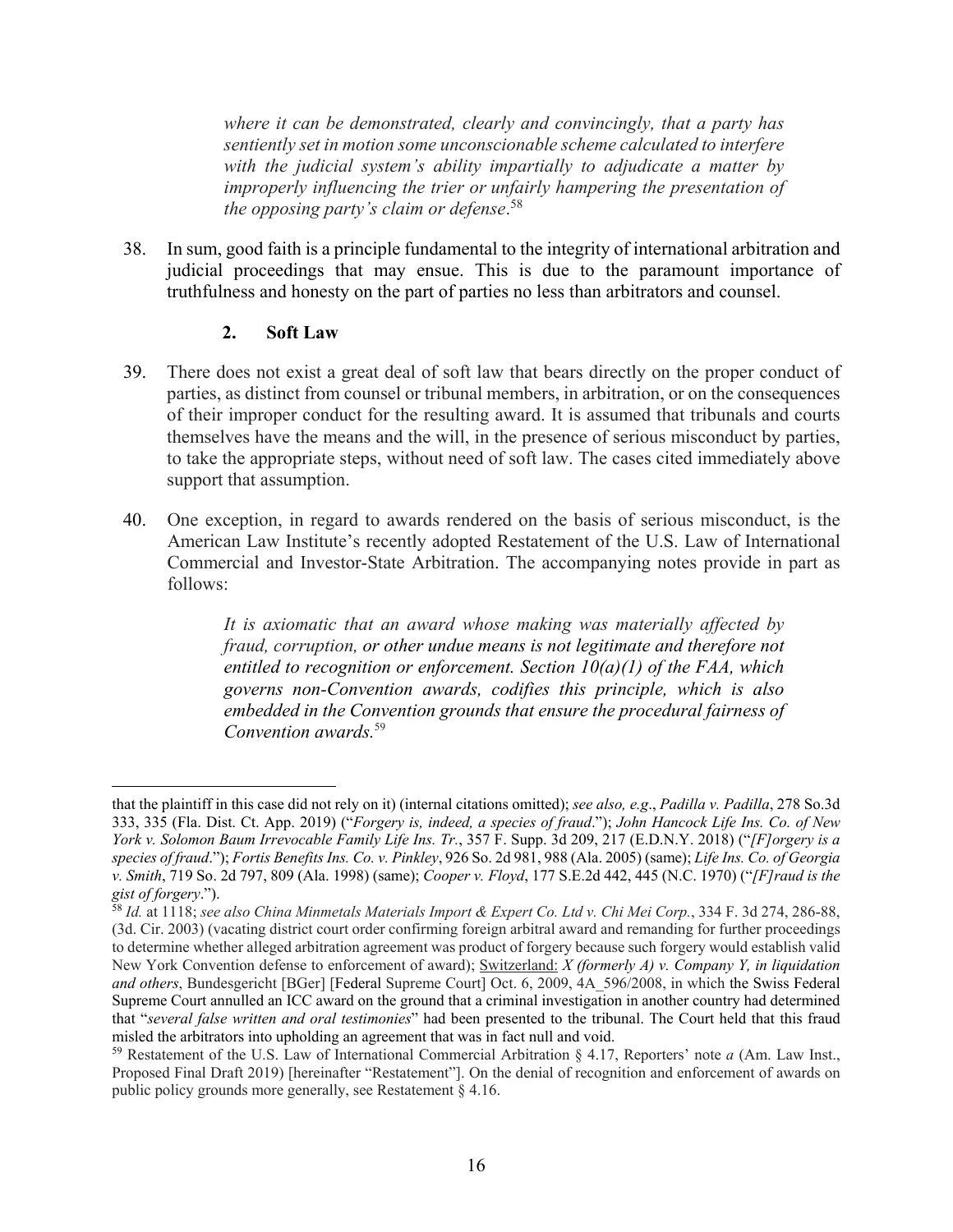> *where it can be demonstrated, clearly and convincingly, that a party has sentiently set in motion some unconscionable scheme calculated to interfere with the judicial system's ability impartially to adjudicate a matter by improperly influencing the trier or unfairly hampering the presentation of the opposing party's claim or defense*.[58]

38. In sum, good faith is a principle fundamental to the integrity of international arbitration and judicial proceedings that may ensue. This is due to the paramount importance of truthfulness and honesty on the part of parties no less than arbitrators and counsel.

### 2. Soft Law

39. There does not exist a great deal of soft law that bears directly on the proper conduct of parties, as distinct from counsel or tribunal members, in arbitration, or on the consequences of their improper conduct for the resulting award. It is assumed that tribunals and courts themselves have the means and the will, in the presence of serious misconduct by parties, to take the appropriate steps, without need of soft law. The cases cited immediately above support that assumption.

40. One exception, in regard to awards rendered on the basis of serious misconduct, is the American Law Institute's recently adopted Restatement of the U.S. Law of International Commercial and Investor-State Arbitration. The accompanying notes provide in part as follows:

> *It is axiomatic that an award whose making was materially affected by fraud, corruption, or other undue means is not legitimate and therefore not entitled to recognition or enforcement. Section 10(a)(1) of the FAA, which governs non-Convention awards, codifies this principle, which is also embedded in the Convention grounds that ensure the procedural fairness of Convention awards.*[59]

---

that the plaintiff in this case did not rely on it) (internal citations omitted); *see also, e.g*., *Padilla v. Padilla*, 278 So.3d 333, 335 (Fla. Dist. Ct. App. 2019) ("*Forgery is, indeed, a species of fraud*."); *John Hancock Life Ins. Co. of New York v. Solomon Baum Irrevocable Family Life Ins. Tr.*, 357 F. Supp. 3d 209, 217 (E.D.N.Y. 2018) ("*[F]orgery is a species of fraud*."); *Fortis Benefits Ins. Co. v. Pinkley*, 926 So. 2d 981, 988 (Ala. 2005) (same); *Life Ins. Co. of Georgia v. Smith*, 719 So. 2d 797, 809 (Ala. 1998) (same); *Cooper v. Floyd*, 177 S.E.2d 442, 445 (N.C. 1970) ("*[F]raud is the gist of forgery*.").

[58] *Id.* at 1118; *see also China Minmetals Materials Import & Expert Co. Ltd v. Chi Mei Corp.*, 334 F. 3d 274, 286-88, (3d. Cir. 2003) (vacating district court order confirming foreign arbitral award and remanding for further proceedings to determine whether alleged arbitration agreement was product of forgery because such forgery would establish valid New York Convention defense to enforcement of award); Switzerland: *X (formerly A) v. Company Y, in liquidation and others*, Bundesgericht [BGer] [Federal Supreme Court] Oct. 6, 2009, 4A_596/2008, in which the Swiss Federal Supreme Court annulled an ICC award on the ground that a criminal investigation in another country had determined that "*several false written and oral testimonies*" had been presented to the tribunal. The Court held that this fraud misled the arbitrators into upholding an agreement that was in fact null and void.

[59] Restatement of the U.S. Law of International Commercial Arbitration § 4.17, Reporters' note *a* (Am. Law Inst., Proposed Final Draft 2019) [hereinafter "Restatement"]. On the denial of recognition and enforcement of awards on public policy grounds more generally, see Restatement § 4.16.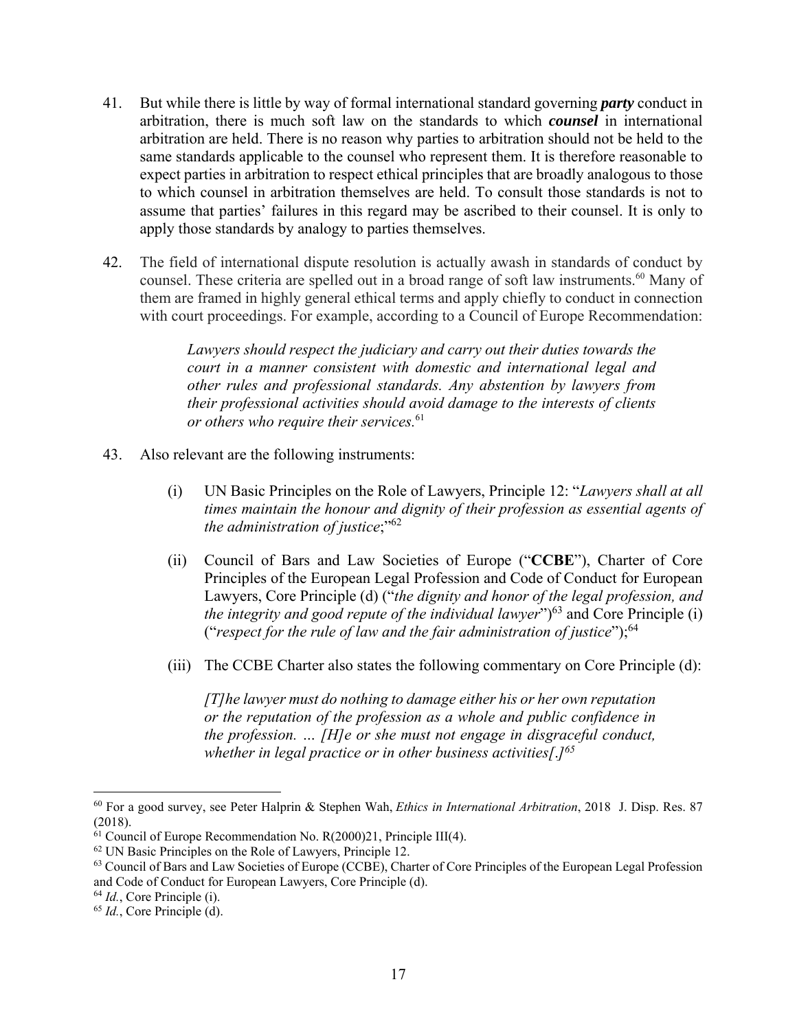41. But while there is little by way of formal international standard governing ***party*** conduct in arbitration, there is much soft law on the standards to which ***counsel*** in international arbitration are held. There is no reason why parties to arbitration should not be held to the same standards applicable to the counsel who represent them. It is therefore reasonable to expect parties in arbitration to respect ethical principles that are broadly analogous to those to which counsel in arbitration themselves are held. To consult those standards is not to assume that parties' failures in this regard may be ascribed to their counsel. It is only to apply those standards by analogy to parties themselves.

42. The field of international dispute resolution is actually awash in standards of conduct by counsel. These criteria are spelled out in a broad range of soft law instruments.[60] Many of them are framed in highly general ethical terms and apply chiefly to conduct in connection with court proceedings. For example, according to a Council of Europe Recommendation:

> *Lawyers should respect the judiciary and carry out their duties towards the court in a manner consistent with domestic and international legal and other rules and professional standards. Any abstention by lawyers from their professional activities should avoid damage to the interests of clients or others who require their services.*[61]

43. Also relevant are the following instruments:

    (i) UN Basic Principles on the Role of Lawyers, Principle 12: "*Lawyers shall at all times maintain the honour and dignity of their profession as essential agents of the administration of justice*;"[62]

    (ii) Council of Bars and Law Societies of Europe ("**CCBE**"), Charter of Core Principles of the European Legal Profession and Code of Conduct for European Lawyers, Core Principle (d) ("*the dignity and honor of the legal profession, and the integrity and good repute of the individual lawyer*")[63] and Core Principle (i) ("*respect for the rule of law and the fair administration of justice*");[64]

    (iii) The CCBE Charter also states the following commentary on Core Principle (d):

    > *[T]he lawyer must do nothing to damage either his or her own reputation or the reputation of the profession as a whole and public confidence in the profession. … [H]e or she must not engage in disgraceful conduct, whether in legal practice or in other business activities[.]*[65]

---

[60] For a good survey, see Peter Halprin & Stephen Wah, *Ethics in International Arbitration*, 2018 J. Disp. Res. 87 (2018).

[61] Council of Europe Recommendation No. R(2000)21, Principle III(4).

[62] UN Basic Principles on the Role of Lawyers, Principle 12.

[63] Council of Bars and Law Societies of Europe (CCBE), Charter of Core Principles of the European Legal Profession and Code of Conduct for European Lawyers, Core Principle (d).

[64] *Id.*, Core Principle (i).

[65] *Id.*, Core Principle (d).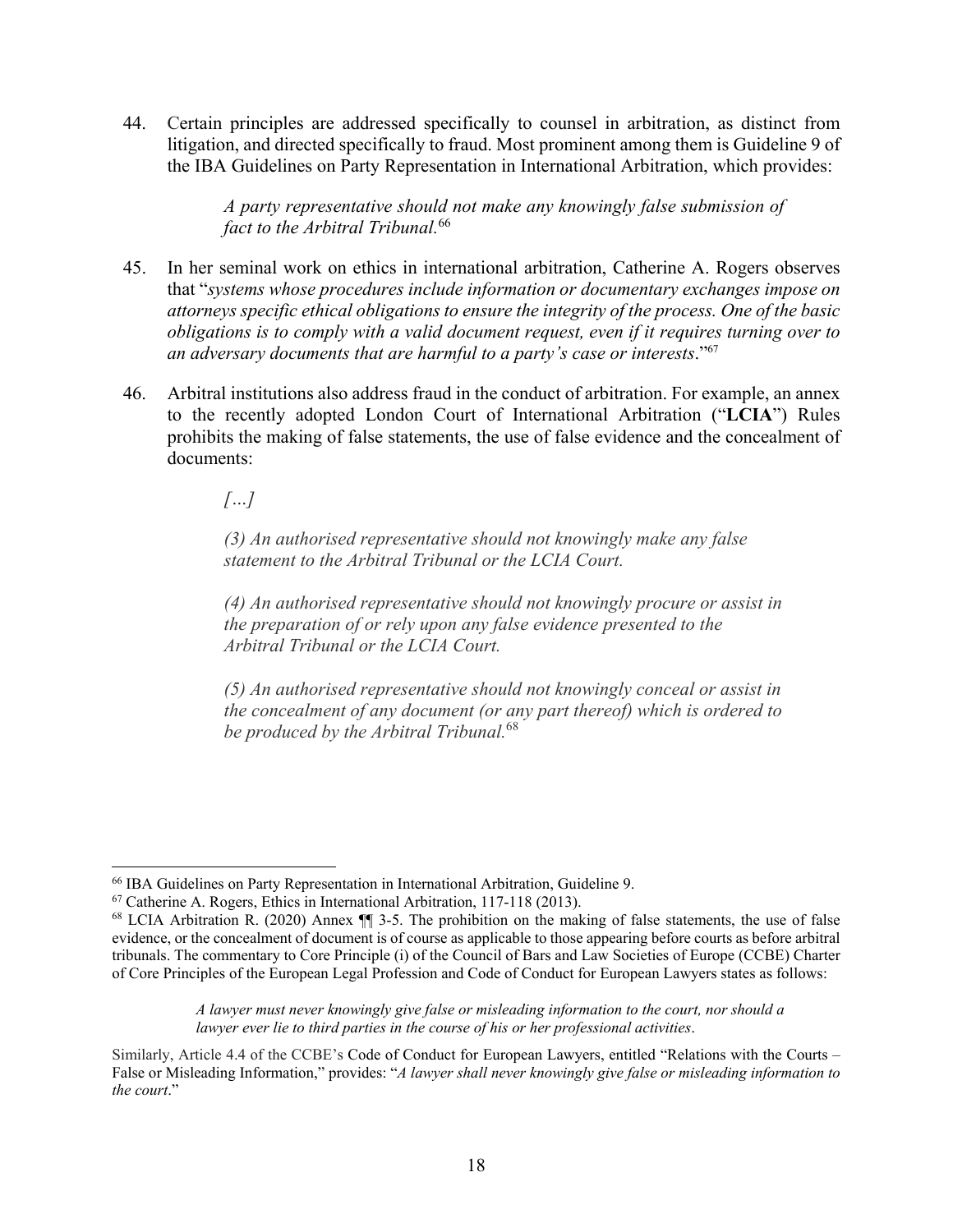44. Certain principles are addressed specifically to counsel in arbitration, as distinct from litigation, and directed specifically to fraud. Most prominent among them is Guideline 9 of the IBA Guidelines on Party Representation in International Arbitration, which provides:

> *A party representative should not make any knowingly false submission of fact to the Arbitral Tribunal.*[66]

45. In her seminal work on ethics in international arbitration, Catherine A. Rogers observes that "*systems whose procedures include information or documentary exchanges impose on attorneys specific ethical obligations to ensure the integrity of the process. One of the basic obligations is to comply with a valid document request, even if it requires turning over to an adversary documents that are harmful to a party's case or interests*."[67]

46. Arbitral institutions also address fraud in the conduct of arbitration. For example, an annex to the recently adopted London Court of International Arbitration ("**LCIA**") Rules prohibits the making of false statements, the use of false evidence and the concealment of documents:

> *[…]*
>
> *(3) An authorised representative should not knowingly make any false statement to the Arbitral Tribunal or the LCIA Court.*
>
> *(4) An authorised representative should not knowingly procure or assist in the preparation of or rely upon any false evidence presented to the Arbitral Tribunal or the LCIA Court.*
>
> *(5) An authorised representative should not knowingly conceal or assist in the concealment of any document (or any part thereof) which is ordered to be produced by the Arbitral Tribunal.*[68]

---

[66] IBA Guidelines on Party Representation in International Arbitration, Guideline 9.

[67] Catherine A. Rogers, Ethics in International Arbitration, 117-118 (2013).

[68] LCIA Arbitration R. (2020) Annex ¶¶ 3-5. The prohibition on the making of false statements, the use of false evidence, or the concealment of document is of course as applicable to those appearing before courts as before arbitral tribunals. The commentary to Core Principle (i) of the Council of Bars and Law Societies of Europe (CCBE) Charter of Core Principles of the European Legal Profession and Code of Conduct for European Lawyers states as follows:

> *A lawyer must never knowingly give false or misleading information to the court, nor should a lawyer ever lie to third parties in the course of his or her professional activities*.

Similarly, Article 4.4 of the CCBE's Code of Conduct for European Lawyers, entitled "Relations with the Courts – False or Misleading Information," provides: "*A lawyer shall never knowingly give false or misleading information to the court*."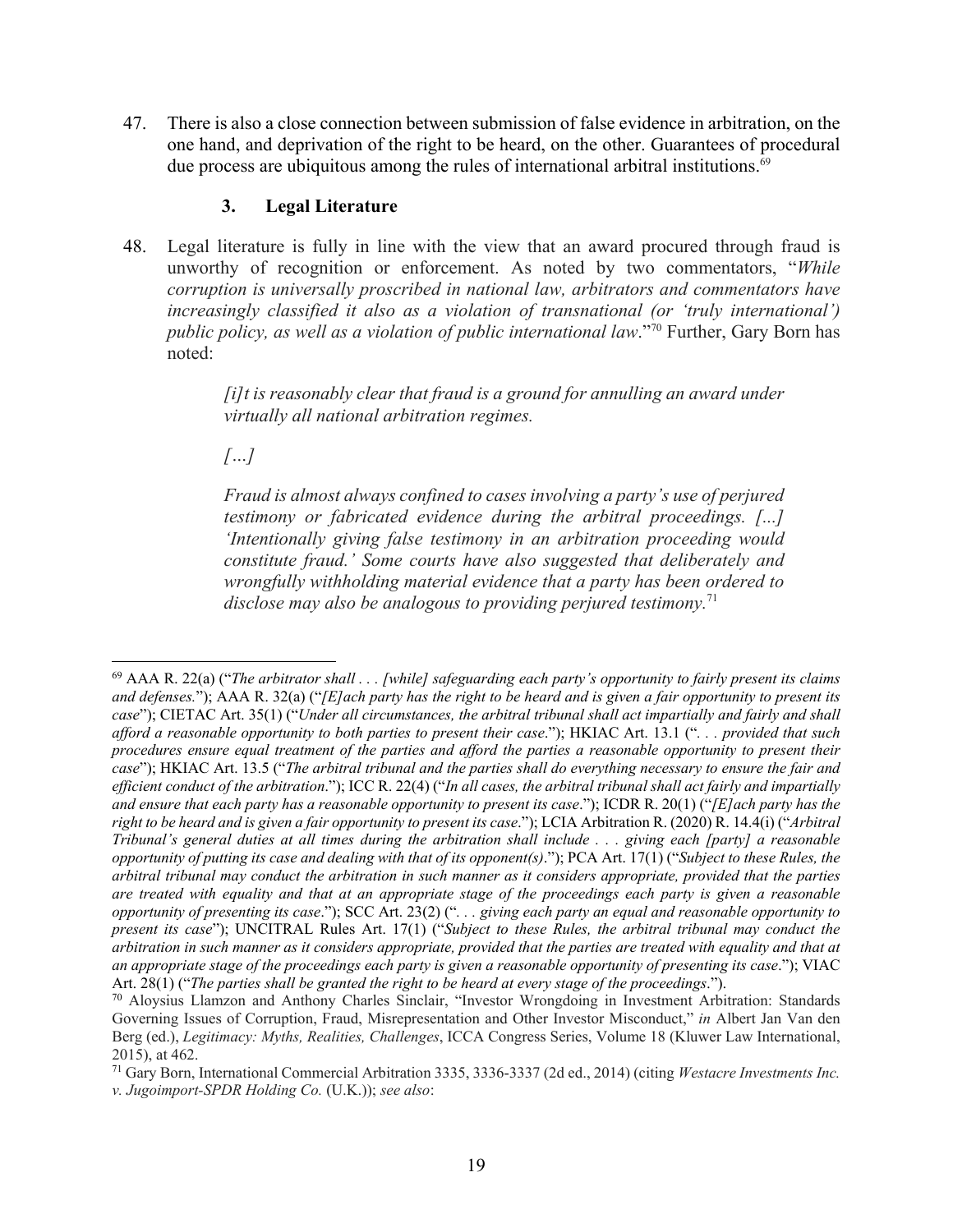47. There is also a close connection between submission of false evidence in arbitration, on the one hand, and deprivation of the right to be heard, on the other. Guarantees of procedural due process are ubiquitous among the rules of international arbitral institutions.[69]

### 3. Legal Literature

48. Legal literature is fully in line with the view that an award procured through fraud is unworthy of recognition or enforcement. As noted by two commentators, "*While corruption is universally proscribed in national law, arbitrators and commentators have increasingly classified it also as a violation of transnational (or 'truly international') public policy, as well as a violation of public international law*."[70] Further, Gary Born has noted:

> *[i]t is reasonably clear that fraud is a ground for annulling an award under virtually all national arbitration regimes.*
>
> *[…]*
>
> *Fraud is almost always confined to cases involving a party's use of perjured testimony or fabricated evidence during the arbitral proceedings. [...] 'Intentionally giving false testimony in an arbitration proceeding would constitute fraud.' Some courts have also suggested that deliberately and wrongfully withholding material evidence that a party has been ordered to disclose may also be analogous to providing perjured testimony.*[71]

---

[69] AAA R. 22(a) ("*The arbitrator shall . . . [while] safeguarding each party's opportunity to fairly present its claims and defenses.*"); AAA R. 32(a) ("*[E]ach party has the right to be heard and is given a fair opportunity to present its case*"); CIETAC Art. 35(1) ("*Under all circumstances, the arbitral tribunal shall act impartially and fairly and shall afford a reasonable opportunity to both parties to present their case*."); HKIAC Art. 13.1 ("*. . . provided that such procedures ensure equal treatment of the parties and afford the parties a reasonable opportunity to present their case*"); HKIAC Art. 13.5 ("*The arbitral tribunal and the parties shall do everything necessary to ensure the fair and efficient conduct of the arbitration*."); ICC R. 22(4) ("*In all cases, the arbitral tribunal shall act fairly and impartially and ensure that each party has a reasonable opportunity to present its case*."); ICDR R. 20(1) ("*[E]ach party has the right to be heard and is given a fair opportunity to present its case*."); LCIA Arbitration R. (2020) R. 14.4(i) ("*Arbitral Tribunal's general duties at all times during the arbitration shall include . . . giving each [party] a reasonable opportunity of putting its case and dealing with that of its opponent(s)*."); PCA Art. 17(1) ("*Subject to these Rules, the arbitral tribunal may conduct the arbitration in such manner as it considers appropriate, provided that the parties are treated with equality and that at an appropriate stage of the proceedings each party is given a reasonable opportunity of presenting its case*."); SCC Art. 23(2) ("*. . . giving each party an equal and reasonable opportunity to present its case*"); UNCITRAL Rules Art. 17(1) ("*Subject to these Rules, the arbitral tribunal may conduct the arbitration in such manner as it considers appropriate, provided that the parties are treated with equality and that at an appropriate stage of the proceedings each party is given a reasonable opportunity of presenting its case*."); VIAC Art. 28(1) ("*The parties shall be granted the right to be heard at every stage of the proceedings*.").

[70] Aloysius Llamzon and Anthony Charles Sinclair, "Investor Wrongdoing in Investment Arbitration: Standards Governing Issues of Corruption, Fraud, Misrepresentation and Other Investor Misconduct," *in* Albert Jan Van den Berg (ed.), *Legitimacy: Myths, Realities, Challenges*, ICCA Congress Series, Volume 18 (Kluwer Law International, 2015), at 462.

[71] Gary Born, International Commercial Arbitration 3335, 3336-3337 (2d ed., 2014) (citing *Westacre Investments Inc. v. Jugoimport-SPDR Holding Co.* (U.K.)); *see also*: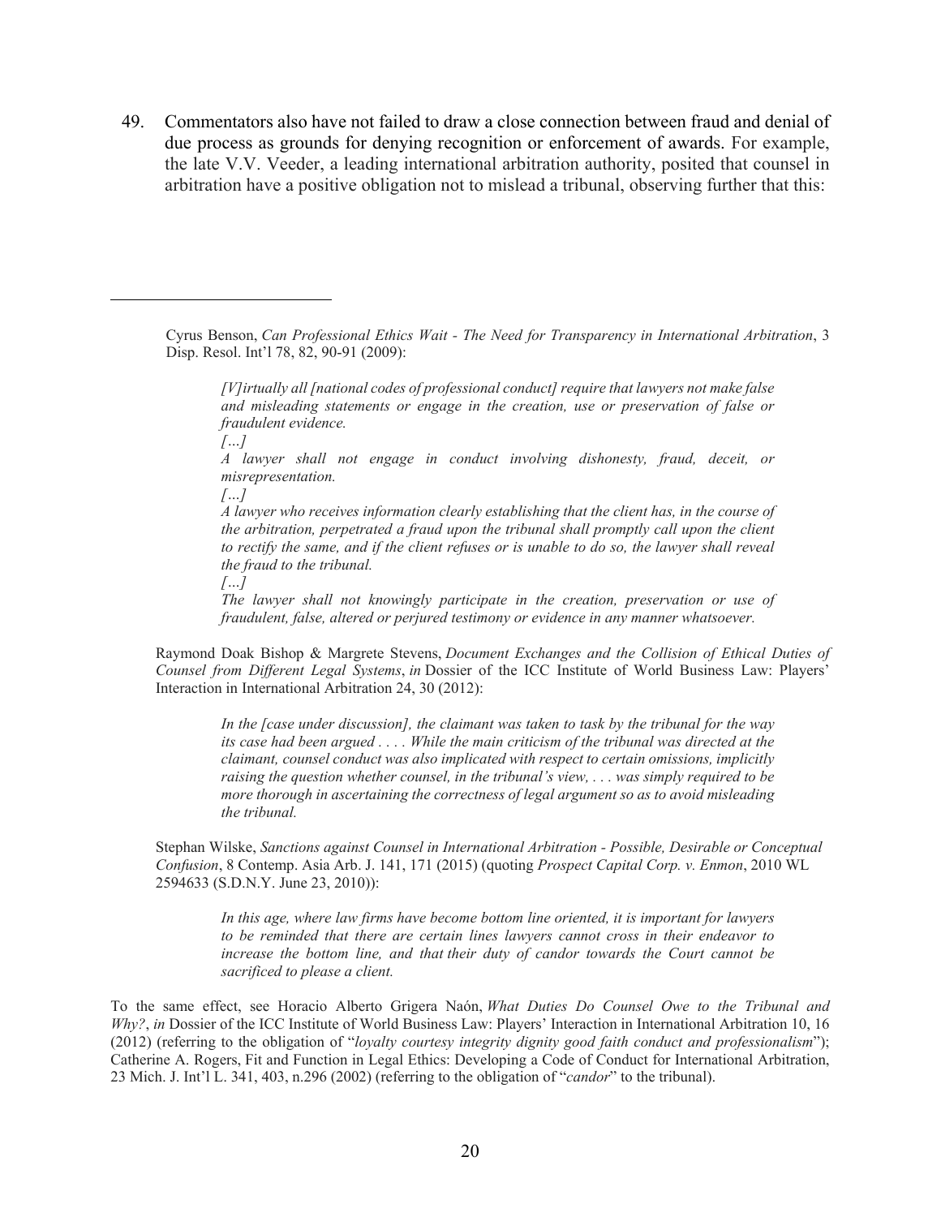49. Commentators also have not failed to draw a close connection between fraud and denial of due process as grounds for denying recognition or enforcement of awards. For example, the late V.V. Veeder, a leading international arbitration authority, posited that counsel in arbitration have a positive obligation not to mislead a tribunal, observing further that this:

---

Cyrus Benson, *Can Professional Ethics Wait - The Need for Transparency in International Arbitration*, 3 Disp. Resol. Int'l 78, 82, 90-91 (2009):

> *[V]irtually all [national codes of professional conduct] require that lawyers not make false and misleading statements or engage in the creation, use or preservation of false or fraudulent evidence.*
>
> *[…]*
>
> *A lawyer shall not engage in conduct involving dishonesty, fraud, deceit, or misrepresentation.*
>
> *[…]*
>
> *A lawyer who receives information clearly establishing that the client has, in the course of the arbitration, perpetrated a fraud upon the tribunal shall promptly call upon the client to rectify the same, and if the client refuses or is unable to do so, the lawyer shall reveal the fraud to the tribunal.*
>
> *[…]*
>
> *The lawyer shall not knowingly participate in the creation, preservation or use of fraudulent, false, altered or perjured testimony or evidence in any manner whatsoever.*

Raymond Doak Bishop & Margrete Stevens, *Document Exchanges and the Collision of Ethical Duties of Counsel from Different Legal Systems*, *in* Dossier of the ICC Institute of World Business Law: Players' Interaction in International Arbitration 24, 30 (2012):

> *In the [case under discussion], the claimant was taken to task by the tribunal for the way its case had been argued . . . . While the main criticism of the tribunal was directed at the claimant, counsel conduct was also implicated with respect to certain omissions, implicitly raising the question whether counsel, in the tribunal's view, . . . was simply required to be more thorough in ascertaining the correctness of legal argument so as to avoid misleading the tribunal.*

Stephan Wilske, *Sanctions against Counsel in International Arbitration - Possible, Desirable or Conceptual Confusion*, 8 Contemp. Asia Arb. J. 141, 171 (2015) (quoting *Prospect Capital Corp. v. Enmon*, 2010 WL 2594633 (S.D.N.Y. June 23, 2010)):

> *In this age, where law firms have become bottom line oriented, it is important for lawyers to be reminded that there are certain lines lawyers cannot cross in their endeavor to increase the bottom line, and that their duty of candor towards the Court cannot be sacrificed to please a client.*

To the same effect, see Horacio Alberto Grigera Naón, *What Duties Do Counsel Owe to the Tribunal and Why?*, *in* Dossier of the ICC Institute of World Business Law: Players' Interaction in International Arbitration 10, 16 (2012) (referring to the obligation of "*loyalty courtesy integrity dignity good faith conduct and professionalism*"); Catherine A. Rogers, Fit and Function in Legal Ethics: Developing a Code of Conduct for International Arbitration, 23 Mich. J. Int'l L. 341, 403, n.296 (2002) (referring to the obligation of "*candor*" to the tribunal).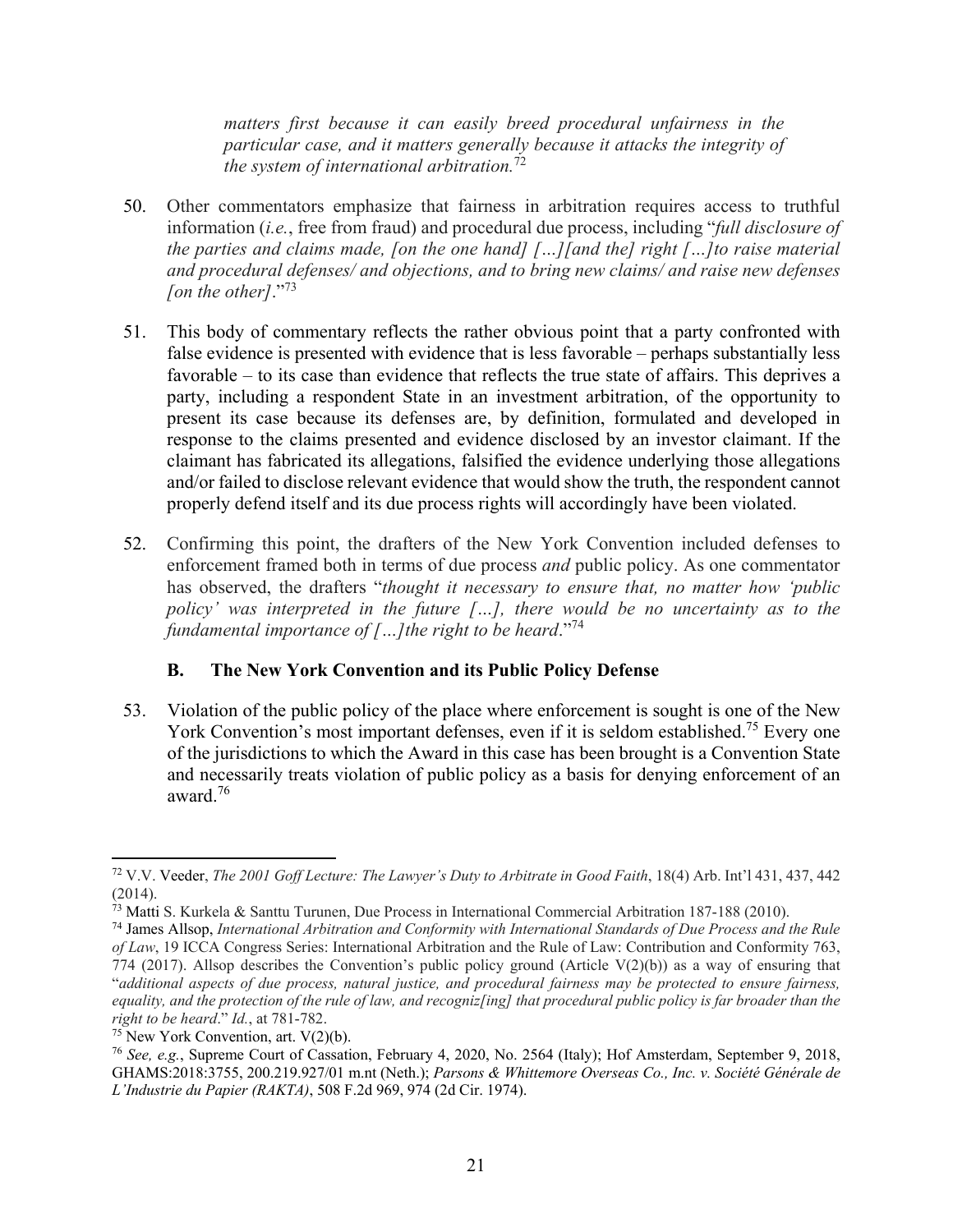> *matters first because it can easily breed procedural unfairness in the particular case, and it matters generally because it attacks the integrity of the system of international arbitration.*[72]

50. Other commentators emphasize that fairness in arbitration requires access to truthful information (*i.e.*, free from fraud) and procedural due process, including "*full disclosure of the parties and claims made, [on the one hand] […][and the] right […]to raise material and procedural defenses/ and objections, and to bring new claims/ and raise new defenses [on the other]*."[73]

51. This body of commentary reflects the rather obvious point that a party confronted with false evidence is presented with evidence that is less favorable – perhaps substantially less favorable – to its case than evidence that reflects the true state of affairs. This deprives a party, including a respondent State in an investment arbitration, of the opportunity to present its case because its defenses are, by definition, formulated and developed in response to the claims presented and evidence disclosed by an investor claimant. If the claimant has fabricated its allegations, falsified the evidence underlying those allegations and/or failed to disclose relevant evidence that would show the truth, the respondent cannot properly defend itself and its due process rights will accordingly have been violated.

52. Confirming this point, the drafters of the New York Convention included defenses to enforcement framed both in terms of due process *and* public policy. As one commentator has observed, the drafters "*thought it necessary to ensure that, no matter how 'public policy' was interpreted in the future […], there would be no uncertainty as to the fundamental importance of […]the right to be heard*."[74]

### B. The New York Convention and its Public Policy Defense

53. Violation of the public policy of the place where enforcement is sought is one of the New York Convention's most important defenses, even if it is seldom established.[75] Every one of the jurisdictions to which the Award in this case has been brought is a Convention State and necessarily treats violation of public policy as a basis for denying enforcement of an award.[76]

---

[72] V.V. Veeder, *The 2001 Goff Lecture: The Lawyer's Duty to Arbitrate in Good Faith*, 18(4) Arb. Int'l 431, 437, 442 (2014).

[73] Matti S. Kurkela & Santtu Turunen, Due Process in International Commercial Arbitration 187-188 (2010).

[74] James Allsop, *International Arbitration and Conformity with International Standards of Due Process and the Rule of Law*, 19 ICCA Congress Series: International Arbitration and the Rule of Law: Contribution and Conformity 763, 774 (2017). Allsop describes the Convention's public policy ground (Article V(2)(b)) as a way of ensuring that "*additional aspects of due process, natural justice, and procedural fairness may be protected to ensure fairness, equality, and the protection of the rule of law, and recogniz[ing] that procedural public policy is far broader than the right to be heard*." *Id.*, at 781-782.

[75] New York Convention, art. V(2)(b).

[76] *See, e.g.*, Supreme Court of Cassation, February 4, 2020, No. 2564 (Italy); Hof Amsterdam, September 9, 2018, GHAMS:2018:3755, 200.219.927/01 m.nt (Neth.); *Parsons & Whittemore Overseas Co., Inc. v. Société Générale de L'Industrie du Papier (RAKTA)*, 508 F.2d 969, 974 (2d Cir. 1974).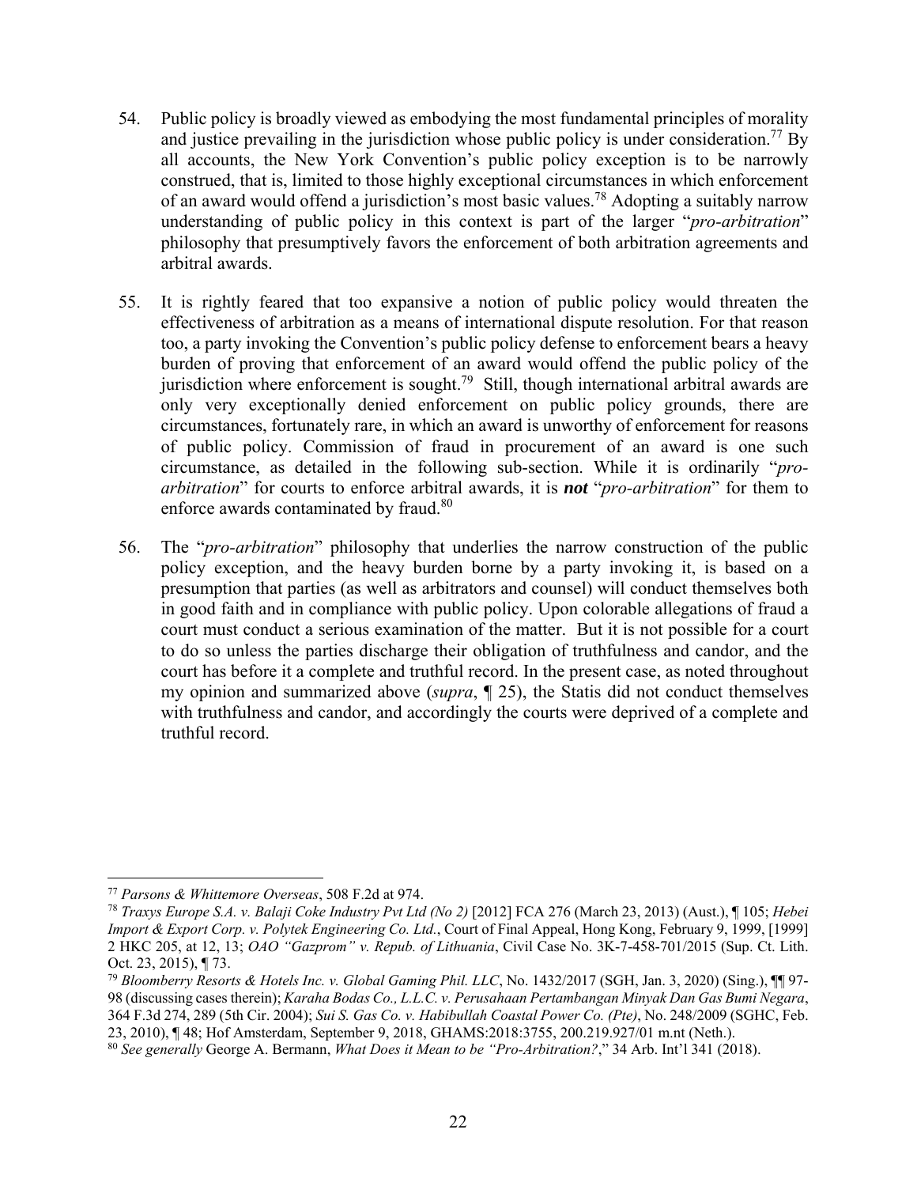54. Public policy is broadly viewed as embodying the most fundamental principles of morality and justice prevailing in the jurisdiction whose public policy is under consideration.[77] By all accounts, the New York Convention's public policy exception is to be narrowly construed, that is, limited to those highly exceptional circumstances in which enforcement of an award would offend a jurisdiction's most basic values.[78] Adopting a suitably narrow understanding of public policy in this context is part of the larger "*pro-arbitration*" philosophy that presumptively favors the enforcement of both arbitration agreements and arbitral awards.

55. It is rightly feared that too expansive a notion of public policy would threaten the effectiveness of arbitration as a means of international dispute resolution. For that reason too, a party invoking the Convention's public policy defense to enforcement bears a heavy burden of proving that enforcement of an award would offend the public policy of the jurisdiction where enforcement is sought.[79] Still, though international arbitral awards are only very exceptionally denied enforcement on public policy grounds, there are circumstances, fortunately rare, in which an award is unworthy of enforcement for reasons of public policy. Commission of fraud in procurement of an award is one such circumstance, as detailed in the following sub-section. While it is ordinarily "*pro-arbitration*" for courts to enforce arbitral awards, it is ***not*** "*pro-arbitration*" for them to enforce awards contaminated by fraud.[80]

56. The "*pro-arbitration*" philosophy that underlies the narrow construction of the public policy exception, and the heavy burden borne by a party invoking it, is based on a presumption that parties (as well as arbitrators and counsel) will conduct themselves both in good faith and in compliance with public policy. Upon colorable allegations of fraud a court must conduct a serious examination of the matter. But it is not possible for a court to do so unless the parties discharge their obligation of truthfulness and candor, and the court has before it a complete and truthful record. In the present case, as noted throughout my opinion and summarized above (*supra*, ¶ 25), the Statis did not conduct themselves with truthfulness and candor, and accordingly the courts were deprived of a complete and truthful record.

---

[77] *Parsons & Whittemore Overseas*, 508 F.2d at 974.

[78] *Traxys Europe S.A. v. Balaji Coke Industry Pvt Ltd (No 2)* [2012] FCA 276 (March 23, 2013) (Aust.), ¶ 105; *Hebei Import & Export Corp. v. Polytek Engineering Co. Ltd.*, Court of Final Appeal, Hong Kong, February 9, 1999, [1999] 2 HKC 205, at 12, 13; *OAO "Gazprom" v. Repub. of Lithuania*, Civil Case No. 3K-7-458-701/2015 (Sup. Ct. Lith. Oct. 23, 2015), ¶ 73.

[79] *Bloomberry Resorts & Hotels Inc. v. Global Gaming Phil. LLC*, No. 1432/2017 (SGH, Jan. 3, 2020) (Sing.), ¶¶ 97-98 (discussing cases therein); *Karaha Bodas Co., L.L.C. v. Perusahaan Pertambangan Minyak Dan Gas Bumi Negara*, 364 F.3d 274, 289 (5th Cir. 2004); *Sui S. Gas Co. v. Habibullah Coastal Power Co. (Pte)*, No. 248/2009 (SGHC, Feb. 23, 2010), ¶ 48; Hof Amsterdam, September 9, 2018, GHAMS:2018:3755, 200.219.927/01 m.nt (Neth.).

[80] *See generally* George A. Bermann, *What Does it Mean to be "Pro-Arbitration?*," 34 Arb. Int'l 341 (2018).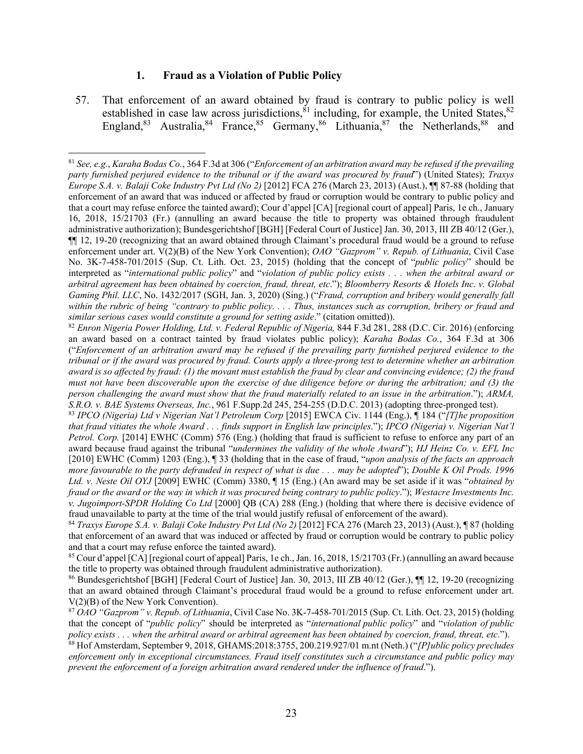### 1. Fraud as a Violation of Public Policy

57. That enforcement of an award obtained by fraud is contrary to public policy is well established in case law across jurisdictions,[81] including, for example, the United States,[82] England,[83] Australia,[84] France,[85] Germany,[86] Lithuania,[87] the Netherlands,[88] and

---

[81] *See, e.g.*, *Karaha Bodas Co.*, 364 F.3d at 306 ("*Enforcement of an arbitration award may be refused if the prevailing party furnished perjured evidence to the tribunal or if the award was procured by fraud*") (United States); *Traxys Europe S.A. v. Balaji Coke Industry Pvt Ltd (No 2)* [2012] FCA 276 (March 23, 2013) (Aust.), ¶¶ 87-88 (holding that enforcement of an award that was induced or affected by fraud or corruption would be contrary to public policy and that a court may refuse enforce the tainted award); Cour d'appel [CA] [regional court of appeal] Paris, 1e ch., January 16, 2018, 15/21703 (Fr.) (annulling an award because the title to property was obtained through fraudulent administrative authorization); Bundesgerichtshof [BGH] [Federal Court of Justice] Jan. 30, 2013, III ZB 40/12 (Ger.), ¶¶ 12, 19-20 (recognizing that an award obtained through Claimant's procedural fraud would be a ground to refuse enforcement under art. V(2)(B) of the New York Convention); *OAO "Gazprom" v. Repub. of Lithuania*, Civil Case No. 3K-7-458-701/2015 (Sup. Ct. Lith. Oct. 23, 2015) (holding that the concept of "*public policy*" should be interpreted as "*international public policy*" and "*violation of public policy exists . . . when the arbitral award or arbitral agreement has been obtained by coercion, fraud, threat, etc*."); *Bloomberry Resorts & Hotels Inc. v. Global Gaming Phil. LLC*, No. 1432/2017 (SGH, Jan. 3, 2020) (Sing.) ("*Fraud, corruption and bribery would generally fall within the rubric of being "contrary to public policy. . . . Thus, instances such as corruption, bribery or fraud and similar serious cases would constitute a ground for setting aside*." (citation omitted)).

[82] *Enron Nigeria Power Holding, Ltd. v. Federal Republic of Nigeria,* 844 F.3d 281, 288 (D.C. Cir. 2016) (enforcing an award based on a contract tainted by fraud violates public policy); *Karaha Bodas Co.*, 364 F.3d at 306 ("*Enforcement of an arbitration award may be refused if the prevailing party furnished perjured evidence to the tribunal or if the award was procured by fraud. Courts apply a three-prong test to determine whether an arbitration award is so affected by fraud: (1) the movant must establish the fraud by clear and convincing evidence; (2) the fraud must not have been discoverable upon the exercise of due diligence before or during the arbitration; and (3) the person challenging the award must show that the fraud materially related to an issue in the arbitration*."); *ARMA, S.R.O. v. BAE Systems Overseas, Inc.*, 961 F.Supp.2d 245, 254-255 (D.D.C. 2013) (adopting three-pronged test).

[83] *IPCO (Nigeria) Ltd v Nigerian Nat'l Petroleum Corp* [2015] EWCA Civ. 1144 (Eng.), ¶ 184 ("*[T]he proposition that fraud vitiates the whole Award . . . finds support in English law principles*."); *IPCO (Nigeria) v. Nigerian Nat'l Petrol. Corp.* [2014] EWHC (Comm) 576 (Eng.) (holding that fraud is sufficient to refuse to enforce any part of an award because fraud against the tribunal "*undermines the validity of the whole Award*"); *HJ Heinz Co. v. EFL Inc* [2010] EWHC (Comm) 1203 (Eng.), ¶ 33 (holding that in the case of fraud, "*upon analysis of the facts an approach more favourable to the party defrauded in respect of what is due . . . may be adopted*"); *Double K Oil Prods. 1996 Ltd. v. Neste Oil OYJ* [2009] EWHC (Comm) 3380, ¶ 15 (Eng.) (An award may be set aside if it was "*obtained by fraud or the award or the way in which it was procured being contrary to public policy*."); *Westacre Investments Inc. v. Jugoimport-SPDR Holding Co Ltd* [2000] QB (CA) 288 (Eng.) (holding that where there is decisive evidence of fraud unavailable to party at the time of the trial would justify refusal of enforcement of the award).

[84] *Traxys Europe S.A. v. Balaji Coke Industry Pvt Ltd (No 2)* [2012] FCA 276 (March 23, 2013) (Aust.), ¶ 87 (holding that enforcement of an award that was induced or affected by fraud or corruption would be contrary to public policy and that a court may refuse enforce the tainted award).

[85] Cour d'appel [CA] [regional court of appeal] Paris, 1e ch., Jan. 16, 2018, 15/21703 (Fr.) (annulling an award because the title to property was obtained through fraudulent administrative authorization).

[86] Bundesgerichtshof [BGH] [Federal Court of Justice] Jan. 30, 2013, III ZB 40/12 (Ger.), ¶¶ 12, 19-20 (recognizing that an award obtained through Claimant's procedural fraud would be a ground to refuse enforcement under art. V(2)(B) of the New York Convention).

[87] *OAO "Gazprom" v. Repub. of Lithuania*, Civil Case No. 3K-7-458-701/2015 (Sup. Ct. Lith. Oct. 23, 2015) (holding that the concept of "*public policy*" should be interpreted as "*international public policy*" and "*violation of public policy exists . . . when the arbitral award or arbitral agreement has been obtained by coercion, fraud, threat, etc*.").

[88] Hof Amsterdam, September 9, 2018, GHAMS:2018:3755, 200.219.927/01 m.nt (Neth.) ("*[P]ublic policy precludes enforcement only in exceptional circumstances. Fraud itself constitutes such a circumstance and public policy may prevent the enforcement of a foreign arbitration award rendered under the influence of fraud*.").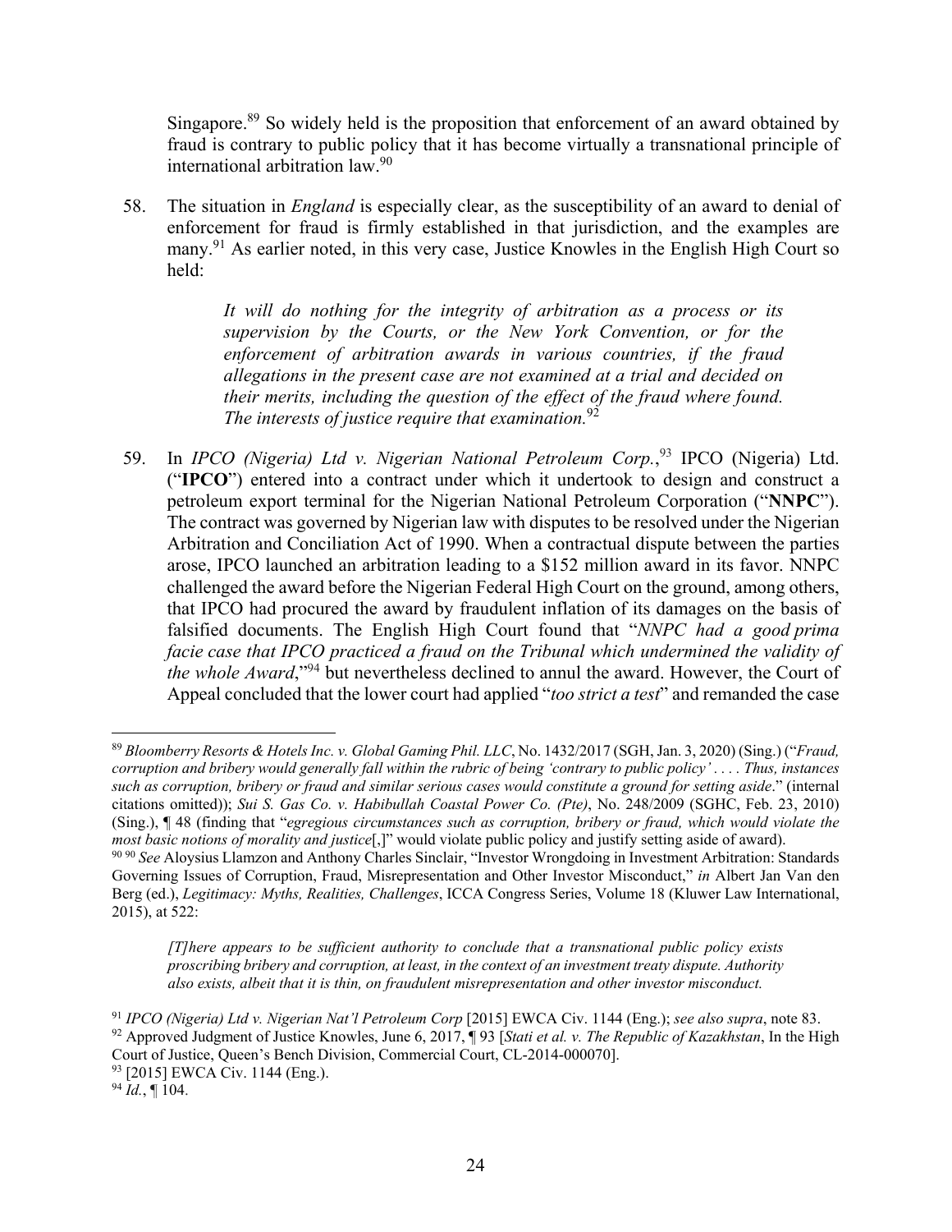Singapore.[89] So widely held is the proposition that enforcement of an award obtained by fraud is contrary to public policy that it has become virtually a transnational principle of international arbitration law.[90]

58. The situation in *England* is especially clear, as the susceptibility of an award to denial of enforcement for fraud is firmly established in that jurisdiction, and the examples are many.[91] As earlier noted, in this very case, Justice Knowles in the English High Court so held:

> *It will do nothing for the integrity of arbitration as a process or its supervision by the Courts, or the New York Convention, or for the enforcement of arbitration awards in various countries, if the fraud allegations in the present case are not examined at a trial and decided on their merits, including the question of the effect of the fraud where found. The interests of justice require that examination.*[92]

59. In *IPCO (Nigeria) Ltd v. Nigerian National Petroleum Corp.*,[93] IPCO (Nigeria) Ltd. ("**IPCO**") entered into a contract under which it undertook to design and construct a petroleum export terminal for the Nigerian National Petroleum Corporation ("**NNPC**"). The contract was governed by Nigerian law with disputes to be resolved under the Nigerian Arbitration and Conciliation Act of 1990. When a contractual dispute between the parties arose, IPCO launched an arbitration leading to a $152 million award in its favor. NNPC challenged the award before the Nigerian Federal High Court on the ground, among others, that IPCO had procured the award by fraudulent inflation of its damages on the basis of falsified documents. The English High Court found that "*NNPC had a good prima facie case that IPCO practiced a fraud on the Tribunal which undermined the validity of the whole Award*,"[94] but nevertheless declined to annul the award. However, the Court of Appeal concluded that the lower court had applied "*too strict a test*" and remanded the case

---

[89] *Bloomberry Resorts & Hotels Inc. v. Global Gaming Phil. LLC*, No. 1432/2017 (SGH, Jan. 3, 2020) (Sing.) ("*Fraud, corruption and bribery would generally fall within the rubric of being 'contrary to public policy' . . . . Thus, instances such as corruption, bribery or fraud and similar serious cases would constitute a ground for setting aside*." (internal citations omitted)); *Sui S. Gas Co. v. Habibullah Coastal Power Co. (Pte)*, No. 248/2009 (SGHC, Feb. 23, 2010) (Sing.), ¶ 48 (finding that "*egregious circumstances such as corruption, bribery or fraud, which would violate the most basic notions of morality and justice*[,]" would violate public policy and justify setting aside of award).

[90] [90] *See* Aloysius Llamzon and Anthony Charles Sinclair, "Investor Wrongdoing in Investment Arbitration: Standards Governing Issues of Corruption, Fraud, Misrepresentation and Other Investor Misconduct," *in* Albert Jan Van den Berg (ed.), *Legitimacy: Myths, Realities, Challenges*, ICCA Congress Series, Volume 18 (Kluwer Law International, 2015), at 522:

> *[T]here appears to be sufficient authority to conclude that a transnational public policy exists proscribing bribery and corruption, at least, in the context of an investment treaty dispute. Authority also exists, albeit that it is thin, on fraudulent misrepresentation and other investor misconduct.*

[91] *IPCO (Nigeria) Ltd v. Nigerian Nat'l Petroleum Corp* [2015] EWCA Civ. 1144 (Eng.); *see also supra*, note 83.

[92] Approved Judgment of Justice Knowles, June 6, 2017, ¶ 93 [*Stati et al. v. The Republic of Kazakhstan*, In the High Court of Justice, Queen's Bench Division, Commercial Court, CL-2014-000070].

[93] [2015] EWCA Civ. 1144 (Eng.).

[94] *Id.*, ¶ 104.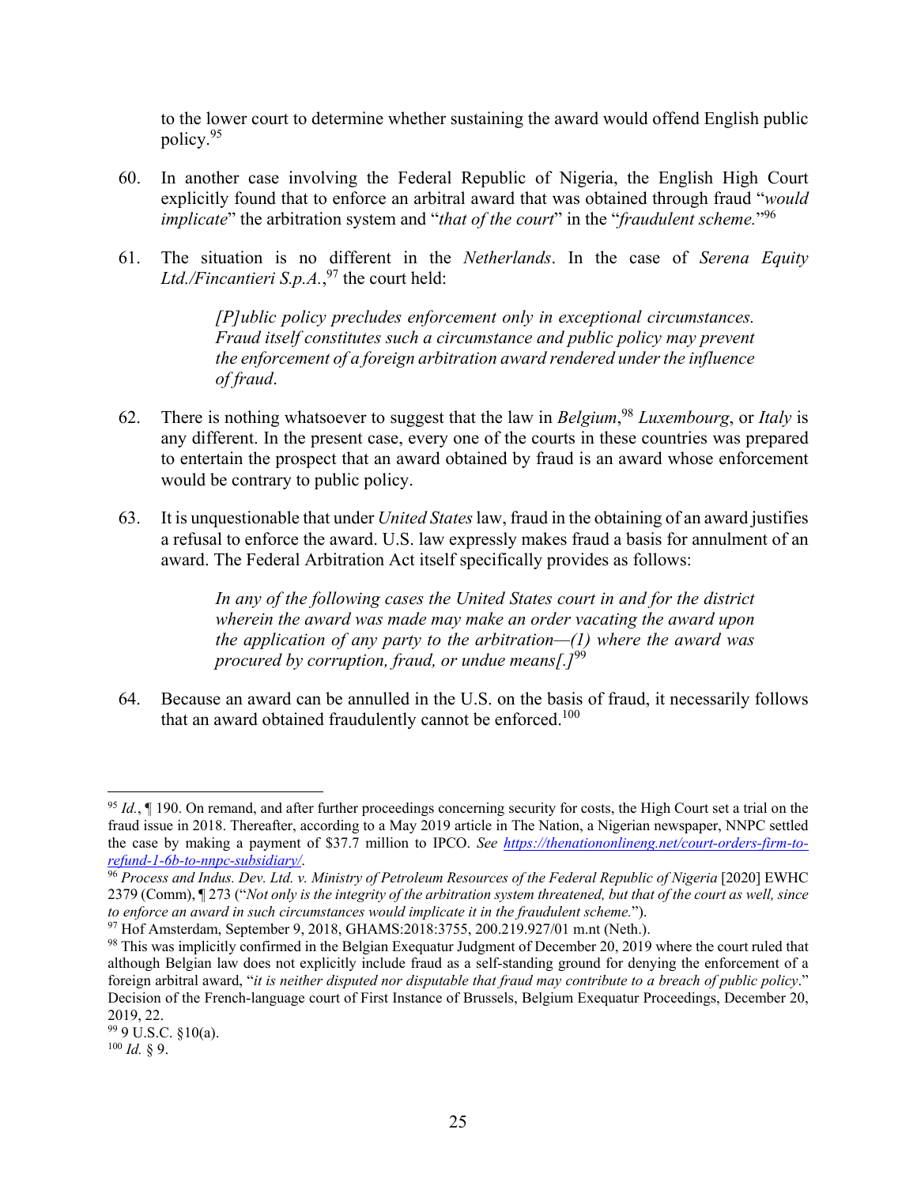to the lower court to determine whether sustaining the award would offend English public policy.[95]

60. In another case involving the Federal Republic of Nigeria, the English High Court explicitly found that to enforce an arbitral award that was obtained through fraud "*would implicate*" the arbitration system and "*that of the court*" in the "*fraudulent scheme.*"[96]

61. The situation is no different in the *Netherlands*. In the case of *Serena Equity Ltd./Fincantieri S.p.A.*,[97] the court held:

> *[P]ublic policy precludes enforcement only in exceptional circumstances. Fraud itself constitutes such a circumstance and public policy may prevent the enforcement of a foreign arbitration award rendered under the influence of fraud*.

62. There is nothing whatsoever to suggest that the law in *Belgium*,[98] *Luxembourg*, or *Italy* is any different. In the present case, every one of the courts in these countries was prepared to entertain the prospect that an award obtained by fraud is an award whose enforcement would be contrary to public policy.

63. It is unquestionable that under *United States* law, fraud in the obtaining of an award justifies a refusal to enforce the award. U.S. law expressly makes fraud a basis for annulment of an award. The Federal Arbitration Act itself specifically provides as follows:

> *In any of the following cases the United States court in and for the district wherein the award was made may make an order vacating the award upon the application of any party to the arbitration—(1) where the award was procured by corruption, fraud, or undue means[.]*[99]

64. Because an award can be annulled in the U.S. on the basis of fraud, it necessarily follows that an award obtained fraudulently cannot be enforced.[100]

---

[95] *Id.*, ¶ 190. On remand, and after further proceedings concerning security for costs, the High Court set a trial on the fraud issue in 2018. Thereafter, according to a May 2019 article in The Nation, a Nigerian newspaper, NNPC settled the case by making a payment of $37.7 million to IPCO. *See* https://thenationonlineng.net/court-orders-firm-to-refund-1-6b-to-nnpc-subsidiary/.

[96] *Process and Indus. Dev. Ltd. v. Ministry of Petroleum Resources of the Federal Republic of Nigeria* [2020] EWHC 2379 (Comm), ¶ 273 ("*Not only is the integrity of the arbitration system threatened, but that of the court as well, since to enforce an award in such circumstances would implicate it in the fraudulent scheme.*").

[97] Hof Amsterdam, September 9, 2018, GHAMS:2018:3755, 200.219.927/01 m.nt (Neth.).

[98] This was implicitly confirmed in the Belgian Exequatur Judgment of December 20, 2019 where the court ruled that although Belgian law does not explicitly include fraud as a self-standing ground for denying the enforcement of a foreign arbitral award, "*it is neither disputed nor disputable that fraud may contribute to a breach of public policy*." Decision of the French-language court of First Instance of Brussels, Belgium Exequatur Proceedings, December 20, 2019, 22.

[99] 9 U.S.C. §10(a).

[100] *Id.* § 9.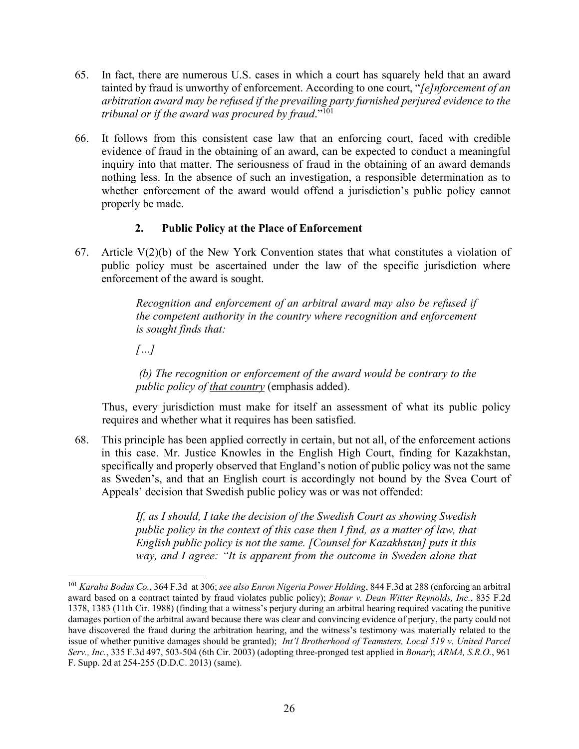65. In fact, there are numerous U.S. cases in which a court has squarely held that an award tainted by fraud is unworthy of enforcement. According to one court, "*[e]nforcement of an arbitration award may be refused if the prevailing party furnished perjured evidence to the tribunal or if the award was procured by fraud*."[101]

66. It follows from this consistent case law that an enforcing court, faced with credible evidence of fraud in the obtaining of an award, can be expected to conduct a meaningful inquiry into that matter. The seriousness of fraud in the obtaining of an award demands nothing less. In the absence of such an investigation, a responsible determination as to whether enforcement of the award would offend a jurisdiction's public policy cannot properly be made.

### 2. Public Policy at the Place of Enforcement

67. Article V(2)(b) of the New York Convention states that what constitutes a violation of public policy must be ascertained under the law of the specific jurisdiction where enforcement of the award is sought.

> *Recognition and enforcement of an arbitral award may also be refused if the competent authority in the country where recognition and enforcement is sought finds that:*
>
> *[…]*
>
> *(b) The recognition or enforcement of the award would be contrary to the public policy of <u>that country</u>* (emphasis added).

Thus, every jurisdiction must make for itself an assessment of what its public policy requires and whether what it requires has been satisfied.

68. This principle has been applied correctly in certain, but not all, of the enforcement actions in this case. Mr. Justice Knowles in the English High Court, finding for Kazakhstan, specifically and properly observed that England's notion of public policy was not the same as Sweden's, and that an English court is accordingly not bound by the Svea Court of Appeals' decision that Swedish public policy was or was not offended:

> *If, as I should, I take the decision of the Swedish Court as showing Swedish public policy in the context of this case then I find, as a matter of law, that English public policy is not the same. [Counsel for Kazakhstan] puts it this way, and I agree: "It is apparent from the outcome in Sweden alone that*

---

[101] *Karaha Bodas Co.*, 364 F.3d at 306; *see also Enron Nigeria Power Holding*, 844 F.3d at 288 (enforcing an arbitral award based on a contract tainted by fraud violates public policy); *Bonar v. Dean Witter Reynolds, Inc.*, 835 F.2d 1378, 1383 (11th Cir. 1988) (finding that a witness's perjury during an arbitral hearing required vacating the punitive damages portion of the arbitral award because there was clear and convincing evidence of perjury, the party could not have discovered the fraud during the arbitration hearing, and the witness's testimony was materially related to the issue of whether punitive damages should be granted); *Int'l Brotherhood of Teamsters, Local 519 v. United Parcel Serv., Inc.*, 335 F.3d 497, 503-504 (6th Cir. 2003) (adopting three-pronged test applied in *Bonar*); *ARMA, S.R.O.*, 961 F. Supp. 2d at 254-255 (D.D.C. 2013) (same).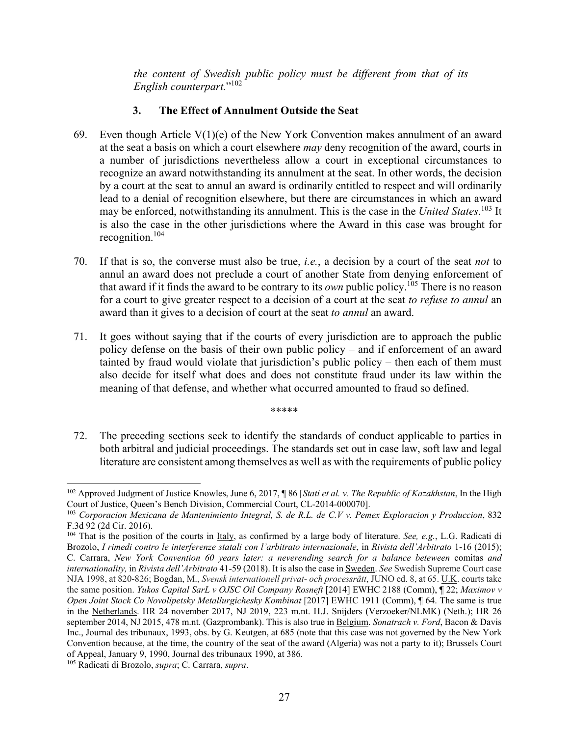*the content of Swedish public policy must be different from that of its English counterpart.*"[102]

### 3. The Effect of Annulment Outside the Seat

69. Even though Article V(1)(e) of the New York Convention makes annulment of an award at the seat a basis on which a court elsewhere *may* deny recognition of the award, courts in a number of jurisdictions nevertheless allow a court in exceptional circumstances to recognize an award notwithstanding its annulment at the seat. In other words, the decision by a court at the seat to annul an award is ordinarily entitled to respect and will ordinarily lead to a denial of recognition elsewhere, but there are circumstances in which an award may be enforced, notwithstanding its annulment. This is the case in the *United States*.[103] It is also the case in the other jurisdictions where the Award in this case was brought for recognition.[104]

70. If that is so, the converse must also be true, *i.e.*, a decision by a court of the seat *not* to annul an award does not preclude a court of another State from denying enforcement of that award if it finds the award to be contrary to its *own* public policy.[105] There is no reason for a court to give greater respect to a decision of a court at the seat *to refuse to annul* an award than it gives to a decision of court at the seat *to annul* an award.

71. It goes without saying that if the courts of every jurisdiction are to approach the public policy defense on the basis of their own public policy – and if enforcement of an award tainted by fraud would violate that jurisdiction's public policy – then each of them must also decide for itself what does and does not constitute fraud under its law within the meaning of that defense, and whether what occurred amounted to fraud so defined.

\*\*\*\*\*

72. The preceding sections seek to identify the standards of conduct applicable to parties in both arbitral and judicial proceedings. The standards set out in case law, soft law and legal literature are consistent among themselves as well as with the requirements of public policy

---

[102] Approved Judgment of Justice Knowles, June 6, 2017, ¶ 86 [*Stati et al. v. The Republic of Kazakhstan*, In the High Court of Justice, Queen's Bench Division, Commercial Court, CL-2014-000070].

[103] *Corporacion Mexicana de Mantenimiento Integral, S. de R.L. de C.V v. Pemex Exploracion y Produccion*, 832 F.3d 92 (2d Cir. 2016).

[104] That is the position of the courts in Italy, as confirmed by a large body of literature. *See, e.g.*, L.G. Radicati di Brozolo, *I rimedi contro le interferenze statali con l'arbitrato internazionale*, in *Rivista dell'Arbitrato* 1-16 (2015); C. Carrara, *New York Convention 60 years later: a neverending search for a balance beteween* comitas *and internationality,* in *Rivista dell'Arbitrato* 41-59 (2018). It is also the case in Sweden. *See* Swedish Supreme Court case NJA 1998, at 820-826; Bogdan, M., *Svensk internationell privat- och processrätt*, JUNO ed. 8, at 65. U.K. courts take the same position. *Yukos Capital SarL v OJSC Oil Company Rosneft* [2014] EWHC 2188 (Comm), ¶ 22; *Maximov v Open Joint Stock Co Novolipetsky Metallurgichesky Kombinat* [2017] EWHC 1911 (Comm), ¶ 64. The same is true in the Netherlands. HR 24 november 2017, NJ 2019, 223 m.nt. H.J. Snijders (Verzoeker/NLMK) (Neth.); HR 26 september 2014, NJ 2015, 478 m.nt. (Gazprombank). This is also true in Belgium. *Sonatrach v. Ford*, Bacon & Davis Inc., Journal des tribunaux, 1993, obs. by G. Keutgen, at 685 (note that this case was not governed by the New York Convention because, at the time, the country of the seat of the award (Algeria) was not a party to it); Brussels Court of Appeal, January 9, 1990, Journal des tribunaux 1990, at 386.

[105] Radicati di Brozolo, *supra*; C. Carrara, *supra*.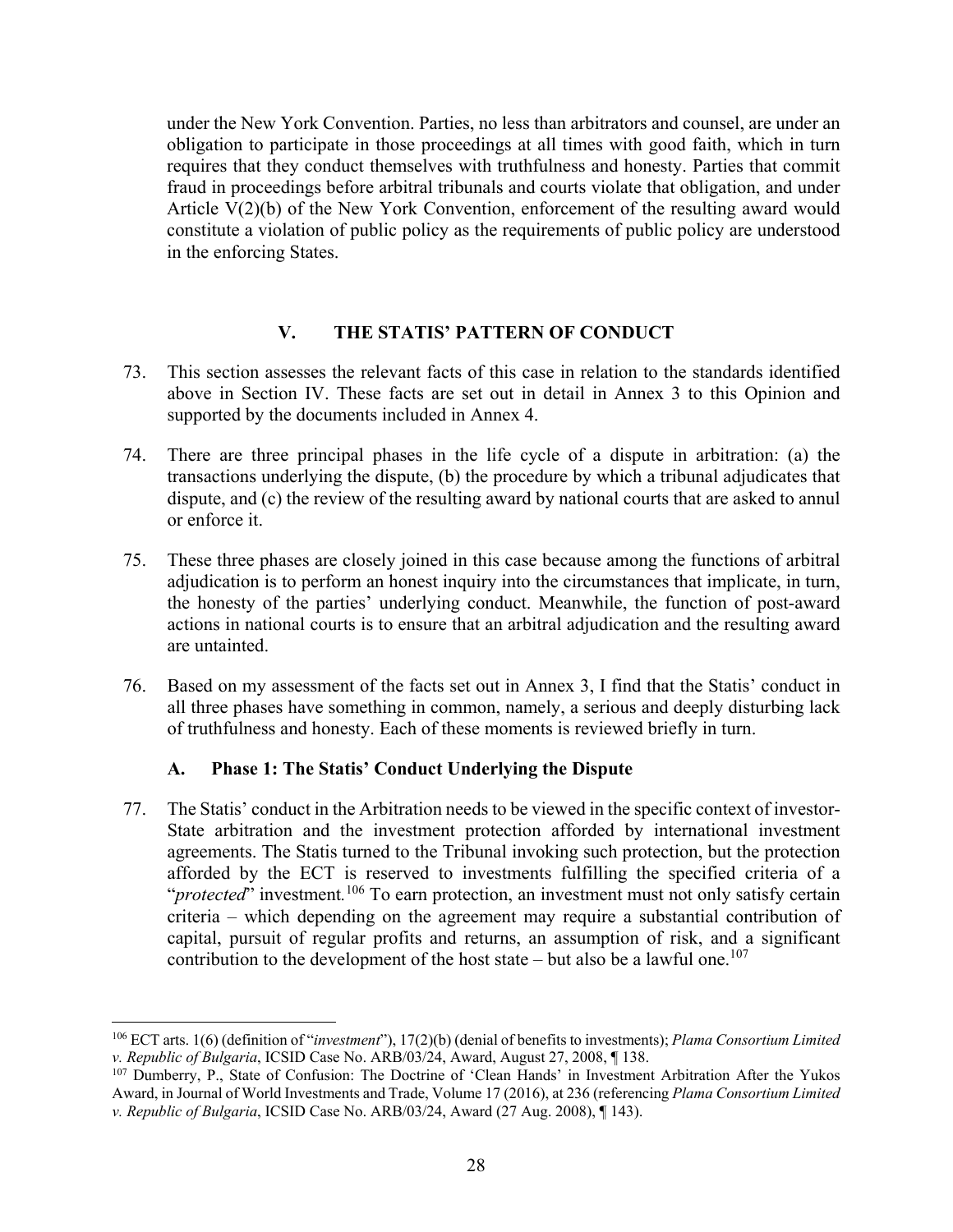under the New York Convention. Parties, no less than arbitrators and counsel, are under an obligation to participate in those proceedings at all times with good faith, which in turn requires that they conduct themselves with truthfulness and honesty. Parties that commit fraud in proceedings before arbitral tribunals and courts violate that obligation, and under Article V(2)(b) of the New York Convention, enforcement of the resulting award would constitute a violation of public policy as the requirements of public policy are understood in the enforcing States.

## V. THE STATIS' PATTERN OF CONDUCT

73. This section assesses the relevant facts of this case in relation to the standards identified above in Section IV. These facts are set out in detail in Annex 3 to this Opinion and supported by the documents included in Annex 4.

74. There are three principal phases in the life cycle of a dispute in arbitration: (a) the transactions underlying the dispute, (b) the procedure by which a tribunal adjudicates that dispute, and (c) the review of the resulting award by national courts that are asked to annul or enforce it.

75. These three phases are closely joined in this case because among the functions of arbitral adjudication is to perform an honest inquiry into the circumstances that implicate, in turn, the honesty of the parties' underlying conduct. Meanwhile, the function of post-award actions in national courts is to ensure that an arbitral adjudication and the resulting award are untainted.

76. Based on my assessment of the facts set out in Annex 3, I find that the Statis' conduct in all three phases have something in common, namely, a serious and deeply disturbing lack of truthfulness and honesty. Each of these moments is reviewed briefly in turn.

### A. Phase 1: The Statis' Conduct Underlying the Dispute

77. The Statis' conduct in the Arbitration needs to be viewed in the specific context of investor-State arbitration and the investment protection afforded by international investment agreements. The Statis turned to the Tribunal invoking such protection, but the protection afforded by the ECT is reserved to investments fulfilling the specified criteria of a "*protected*" investment.[106] To earn protection, an investment must not only satisfy certain criteria – which depending on the agreement may require a substantial contribution of capital, pursuit of regular profits and returns, an assumption of risk, and a significant contribution to the development of the host state – but also be a lawful one.[107]

---

[106] ECT arts. 1(6) (definition of "*investment*"), 17(2)(b) (denial of benefits to investments); *Plama Consortium Limited v. Republic of Bulgaria*, ICSID Case No. ARB/03/24, Award, August 27, 2008, ¶ 138.

[107] Dumberry, P., State of Confusion: The Doctrine of 'Clean Hands' in Investment Arbitration After the Yukos Award, in Journal of World Investments and Trade, Volume 17 (2016), at 236 (referencing *Plama Consortium Limited v. Republic of Bulgaria*, ICSID Case No. ARB/03/24, Award (27 Aug. 2008), ¶ 143).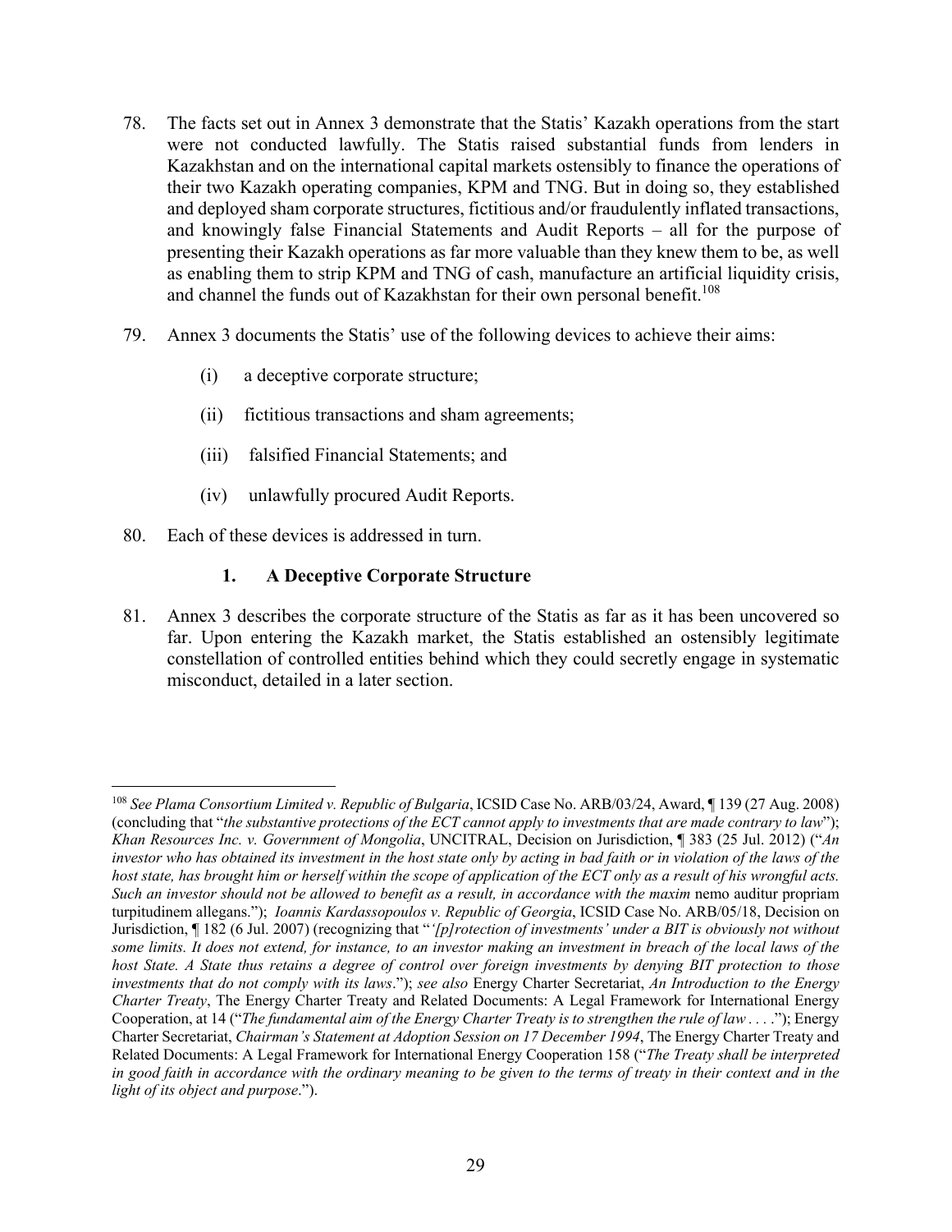78. The facts set out in Annex 3 demonstrate that the Statis' Kazakh operations from the start were not conducted lawfully. The Statis raised substantial funds from lenders in Kazakhstan and on the international capital markets ostensibly to finance the operations of their two Kazakh operating companies, KPM and TNG. But in doing so, they established and deployed sham corporate structures, fictitious and/or fraudulently inflated transactions, and knowingly false Financial Statements and Audit Reports – all for the purpose of presenting their Kazakh operations as far more valuable than they knew them to be, as well as enabling them to strip KPM and TNG of cash, manufacture an artificial liquidity crisis, and channel the funds out of Kazakhstan for their own personal benefit.[108]

79. Annex 3 documents the Statis' use of the following devices to achieve their aims:

    (i) a deceptive corporate structure;

    (ii) fictitious transactions and sham agreements;

    (iii) falsified Financial Statements; and

    (iv) unlawfully procured Audit Reports.

80. Each of these devices is addressed in turn.

### 1. A Deceptive Corporate Structure

81. Annex 3 describes the corporate structure of the Statis as far as it has been uncovered so far. Upon entering the Kazakh market, the Statis established an ostensibly legitimate constellation of controlled entities behind which they could secretly engage in systematic misconduct, detailed in a later section.

---

[108] *See Plama Consortium Limited v. Republic of Bulgaria*, ICSID Case No. ARB/03/24, Award, ¶ 139 (27 Aug. 2008) (concluding that "*the substantive protections of the ECT cannot apply to investments that are made contrary to law*"); *Khan Resources Inc. v. Government of Mongolia*, UNCITRAL, Decision on Jurisdiction, ¶ 383 (25 Jul. 2012) ("*An investor who has obtained its investment in the host state only by acting in bad faith or in violation of the laws of the host state, has brought him or herself within the scope of application of the ECT only as a result of his wrongful acts. Such an investor should not be allowed to benefit as a result, in accordance with the maxim* nemo auditur propriam turpitudinem allegans."); *Ioannis Kardassopoulos v. Republic of Georgia*, ICSID Case No. ARB/05/18, Decision on Jurisdiction, ¶ 182 (6 Jul. 2007) (recognizing that "*'[p]rotection of investments' under a BIT is obviously not without some limits. It does not extend, for instance, to an investor making an investment in breach of the local laws of the host State. A State thus retains a degree of control over foreign investments by denying BIT protection to those investments that do not comply with its laws*."); *see also* Energy Charter Secretariat, *An Introduction to the Energy Charter Treaty*, The Energy Charter Treaty and Related Documents: A Legal Framework for International Energy Cooperation, at 14 ("*The fundamental aim of the Energy Charter Treaty is to strengthen the rule of law* . . . ."); Energy Charter Secretariat, *Chairman's Statement at Adoption Session on 17 December 1994*, The Energy Charter Treaty and Related Documents: A Legal Framework for International Energy Cooperation 158 ("*The Treaty shall be interpreted in good faith in accordance with the ordinary meaning to be given to the terms of treaty in their context and in the light of its object and purpose*.").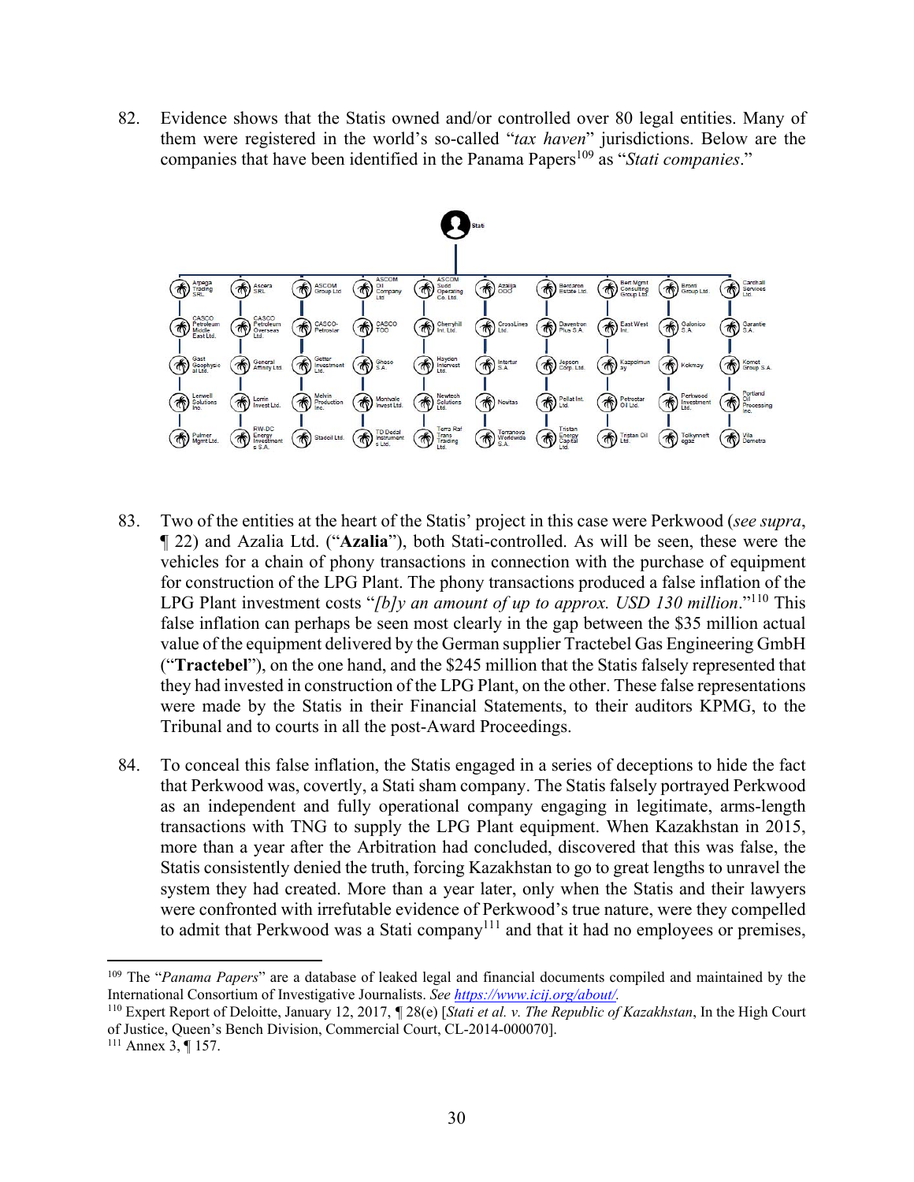82. Evidence shows that the Statis owned and/or controlled over 80 legal entities. Many of them were registered in the world's so-called "*tax haven*" jurisdictions. Below are the companies that have been identified in the Panama Papers[109] as "*Stati companies*."

**Stati**

| | | | | | | | | | |
|---|---|---|---|---|---|---|---|---|---|
| Arpega Trading SRL | Ascera SRL | ASCOM Group Ltd | ASCOM Oil Company Ltd | ASCOM Sudd Operating Co. Ltd. | Azalija OOO | Bardoron Estate Ltd. | Bert Mgmt Consulting Group Ltd | Bronti Group Ltd. | Carehall Services Ltd. |
| CASCO Petroleum Middle East Ltd. | CASCO Petroleum Overseas Ltd. | CASCO-Petrostar | CASCO TOO | Cherryhill Int. Ltd. | CrossLines Ltd. | Daventron Plus S.A. | East West Int. | Galonico S.A. | Garantie S.A. |
| Gast Geophysical Ltd. | General Affinity Ltd | Getter Investment Ltd. | Ghoso S.A. | Hayden Intervest Ltd. | Intertur S.A. | Jepson Corp. Ltd. | Kazpolmunay | Kokmay | Komet Group S.A. |
| Lenwell Solutions Inc. | Lorrin Invest Ltd. | Melvin Production Inc. | Montvale Invest Ltd. | Newtech Solutions Ltd. | Novitas | Pellat Int. Ltd. | Petrostar Oil Ltd. | Perkwood Investment Ltd. | Portland Oil Processing Inc. |
| Pulmer Mgmt Ltd. | RW-DC Energy Investments S.A. | Stadoil Ltd. | TD Dedal Instruments Ltd. | Terra Raf Trans Trading Ltd. | Terranova Worldwide S.A. | Tristan Energy Capital Ltd. | Tristan Oil Ltd. | Tolkynneftegaz | Vila Demetra |

83. Two of the entities at the heart of the Statis' project in this case were Perkwood (*see supra*, ¶ 22) and Azalia Ltd. ("**Azalia**"), both Stati-controlled. As will be seen, these were the vehicles for a chain of phony transactions in connection with the purchase of equipment for construction of the LPG Plant. The phony transactions produced a false inflation of the LPG Plant investment costs "*[b]y an amount of up to approx. USD 130 million*."[110] This false inflation can perhaps be seen most clearly in the gap between the $35 million actual value of the equipment delivered by the German supplier Tractebel Gas Engineering GmbH ("**Tractebel**"), on the one hand, and the $245 million that the Statis falsely represented that they had invested in construction of the LPG Plant, on the other. These false representations were made by the Statis in their Financial Statements, to their auditors KPMG, to the Tribunal and to courts in all the post-Award Proceedings.

84. To conceal this false inflation, the Statis engaged in a series of deceptions to hide the fact that Perkwood was, covertly, a Stati sham company. The Statis falsely portrayed Perkwood as an independent and fully operational company engaging in legitimate, arms-length transactions with TNG to supply the LPG Plant equipment. When Kazakhstan in 2015, more than a year after the Arbitration had concluded, discovered that this was false, the Statis consistently denied the truth, forcing Kazakhstan to go to great lengths to unravel the system they had created. More than a year later, only when the Statis and their lawyers were confronted with irrefutable evidence of Perkwood's true nature, were they compelled to admit that Perkwood was a Stati company[111] and that it had no employees or premises,

---

[109] The "*Panama Papers*" are a database of leaked legal and financial documents compiled and maintained by the International Consortium of Investigative Journalists. *See* https://www.icij.org/about/.

[110] Expert Report of Deloitte, January 12, 2017, ¶ 28(e) [*Stati et al. v. The Republic of Kazakhstan*, In the High Court of Justice, Queen's Bench Division, Commercial Court, CL-2014-000070].

[111] Annex 3, ¶ 157.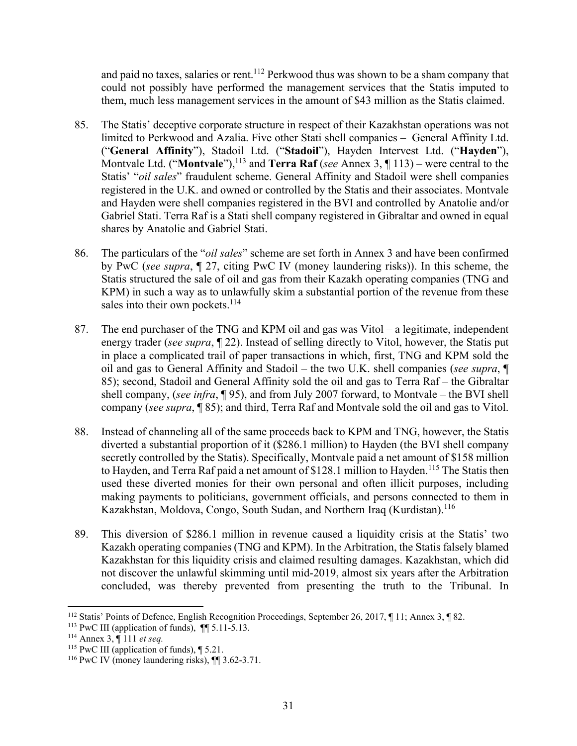and paid no taxes, salaries or rent.[112] Perkwood thus was shown to be a sham company that could not possibly have performed the management services that the Statis imputed to them, much less management services in the amount of $43 million as the Statis claimed.

85. The Statis' deceptive corporate structure in respect of their Kazakhstan operations was not limited to Perkwood and Azalia. Five other Stati shell companies – General Affinity Ltd. ("**General Affinity**"), Stadoil Ltd. ("**Stadoil**"), Hayden Intervest Ltd. ("**Hayden**"), Montvale Ltd. ("**Montvale**"),[113] and **Terra Raf** (*see* Annex 3, ¶ 113) – were central to the Statis' "*oil sales*" fraudulent scheme. General Affinity and Stadoil were shell companies registered in the U.K. and owned or controlled by the Statis and their associates. Montvale and Hayden were shell companies registered in the BVI and controlled by Anatolie and/or Gabriel Stati. Terra Raf is a Stati shell company registered in Gibraltar and owned in equal shares by Anatolie and Gabriel Stati.

86. The particulars of the "*oil sales*" scheme are set forth in Annex 3 and have been confirmed by PwC (*see supra*, ¶ 27, citing PwC IV (money laundering risks)). In this scheme, the Statis structured the sale of oil and gas from their Kazakh operating companies (TNG and KPM) in such a way as to unlawfully skim a substantial portion of the revenue from these sales into their own pockets.[114]

87. The end purchaser of the TNG and KPM oil and gas was Vitol – a legitimate, independent energy trader (*see supra*, ¶ 22). Instead of selling directly to Vitol, however, the Statis put in place a complicated trail of paper transactions in which, first, TNG and KPM sold the oil and gas to General Affinity and Stadoil – the two U.K. shell companies (*see supra*, ¶ 85); second, Stadoil and General Affinity sold the oil and gas to Terra Raf – the Gibraltar shell company, (*see infra*, ¶ 95), and from July 2007 forward, to Montvale – the BVI shell company (*see supra*, ¶ 85); and third, Terra Raf and Montvale sold the oil and gas to Vitol.

88. Instead of channeling all of the same proceeds back to KPM and TNG, however, the Statis diverted a substantial proportion of it ($286.1 million) to Hayden (the BVI shell company secretly controlled by the Statis). Specifically, Montvale paid a net amount of $158 million to Hayden, and Terra Raf paid a net amount of $128.1 million to Hayden.[115] The Statis then used these diverted monies for their own personal and often illicit purposes, including making payments to politicians, government officials, and persons connected to them in Kazakhstan, Moldova, Congo, South Sudan, and Northern Iraq (Kurdistan).[116]

89. This diversion of $286.1 million in revenue caused a liquidity crisis at the Statis' two Kazakh operating companies (TNG and KPM). In the Arbitration, the Statis falsely blamed Kazakhstan for this liquidity crisis and claimed resulting damages. Kazakhstan, which did not discover the unlawful skimming until mid-2019, almost six years after the Arbitration concluded, was thereby prevented from presenting the truth to the Tribunal. In

---

[112] Statis' Points of Defence, English Recognition Proceedings, September 26, 2017, ¶ 11; Annex 3, ¶ 82.

[113] PwC III (application of funds), ¶¶ 5.11-5.13.

[114] Annex 3, ¶ 111 *et seq.*

[115] PwC III (application of funds), ¶ 5.21.

[116] PwC IV (money laundering risks), ¶¶ 3.62-3.71.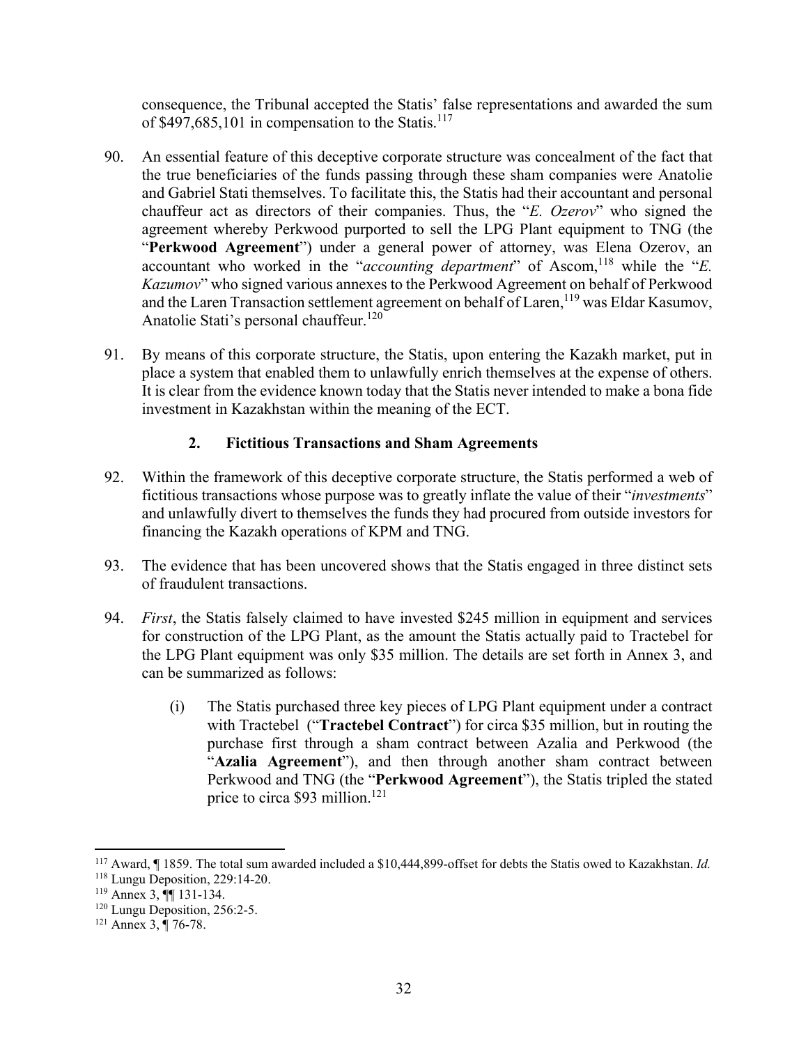consequence, the Tribunal accepted the Statis' false representations and awarded the sum of $497,685,101 in compensation to the Statis.[117]

90. An essential feature of this deceptive corporate structure was concealment of the fact that the true beneficiaries of the funds passing through these sham companies were Anatolie and Gabriel Stati themselves. To facilitate this, the Statis had their accountant and personal chauffeur act as directors of their companies. Thus, the "*E. Ozerov*" who signed the agreement whereby Perkwood purported to sell the LPG Plant equipment to TNG (the "**Perkwood Agreement**") under a general power of attorney, was Elena Ozerov, an accountant who worked in the "*accounting department*" of Ascom,[118] while the "*E. Kazumov*" who signed various annexes to the Perkwood Agreement on behalf of Perkwood and the Laren Transaction settlement agreement on behalf of Laren,[119] was Eldar Kasumov, Anatolie Stati's personal chauffeur.[120]

91. By means of this corporate structure, the Statis, upon entering the Kazakh market, put in place a system that enabled them to unlawfully enrich themselves at the expense of others. It is clear from the evidence known today that the Statis never intended to make a bona fide investment in Kazakhstan within the meaning of the ECT.

### 2. Fictitious Transactions and Sham Agreements

92. Within the framework of this deceptive corporate structure, the Statis performed a web of fictitious transactions whose purpose was to greatly inflate the value of their "*investments*" and unlawfully divert to themselves the funds they had procured from outside investors for financing the Kazakh operations of KPM and TNG.

93. The evidence that has been uncovered shows that the Statis engaged in three distinct sets of fraudulent transactions.

94. *First*, the Statis falsely claimed to have invested $245 million in equipment and services for construction of the LPG Plant, as the amount the Statis actually paid to Tractebel for the LPG Plant equipment was only $35 million. The details are set forth in Annex 3, and can be summarized as follows:

    (i) The Statis purchased three key pieces of LPG Plant equipment under a contract with Tractebel ("**Tractebel Contract**") for circa $35 million, but in routing the purchase first through a sham contract between Azalia and Perkwood (the "**Azalia Agreement**"), and then through another sham contract between Perkwood and TNG (the "**Perkwood Agreement**"), the Statis tripled the stated price to circa $93 million.[121]

---

[117] Award, ¶ 1859. The total sum awarded included a $10,444,899-offset for debts the Statis owed to Kazakhstan. *Id.*

[118] Lungu Deposition, 229:14-20.

[119] Annex 3, ¶¶ 131-134.

[120] Lungu Deposition, 256:2-5.

[121] Annex 3, ¶ 76-78.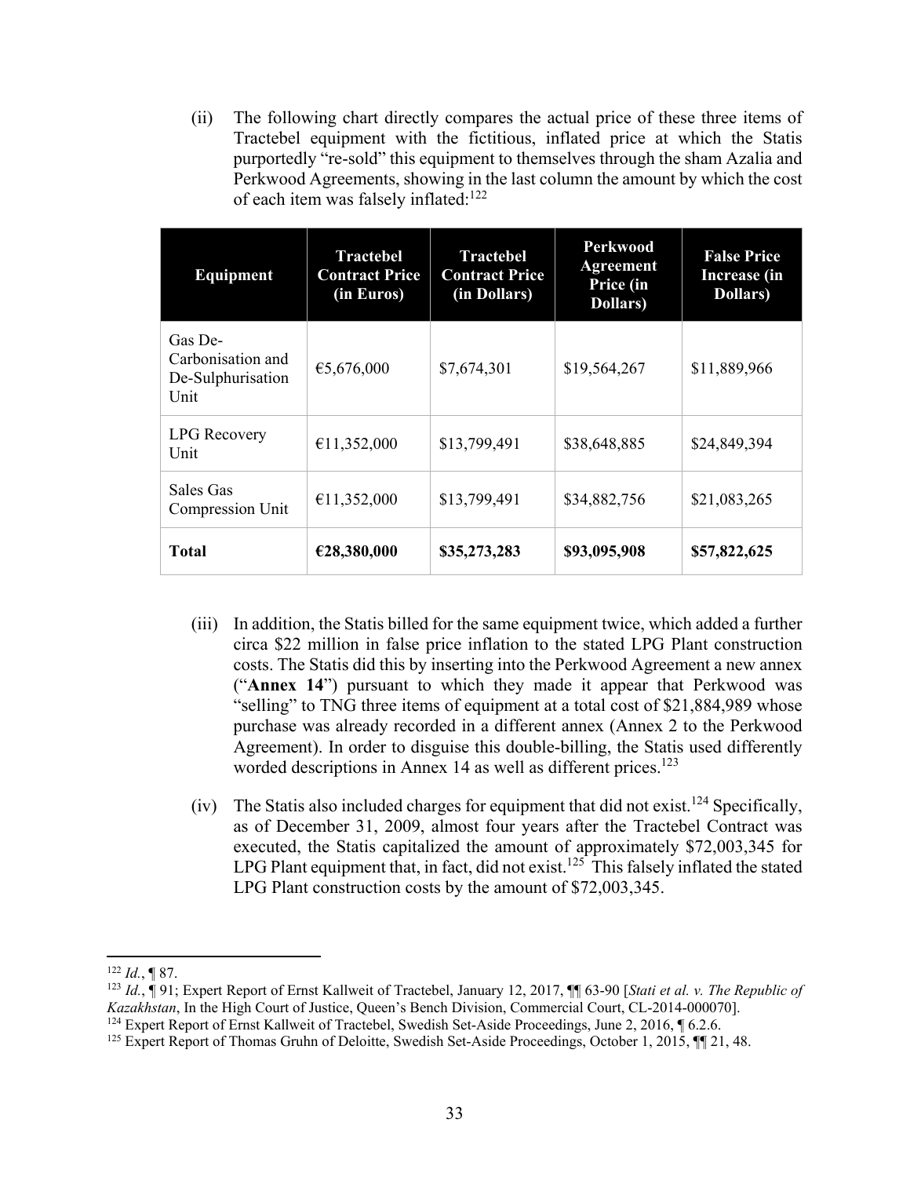(ii) The following chart directly compares the actual price of these three items of Tractebel equipment with the fictitious, inflated price at which the Statis purportedly "re-sold" this equipment to themselves through the sham Azalia and Perkwood Agreements, showing in the last column the amount by which the cost of each item was falsely inflated:[122]

| Equipment | Tractebel Contract Price (in Euros) | Tractebel Contract Price (in Dollars) | Perkwood Agreement Price (in Dollars) | False Price Increase (in Dollars) |
|---|---|---|---|---|
| Gas De-Carbonisation and De-Sulphurisation Unit | €5,676,000 | $7,674,301 | $19,564,267 | $11,889,966 |
| LPG Recovery Unit | €11,352,000 | $13,799,491 | $38,648,885 | $24,849,394 |
| Sales Gas Compression Unit | €11,352,000 | $13,799,491 | $34,882,756 | $21,083,265 |
| **Total** | **€28,380,000** | **$35,273,283** | **$93,095,908** | **$57,822,625** |

(iii) In addition, the Statis billed for the same equipment twice, which added a further circa $22 million in false price inflation to the stated LPG Plant construction costs. The Statis did this by inserting into the Perkwood Agreement a new annex ("**Annex 14**") pursuant to which they made it appear that Perkwood was "selling" to TNG three items of equipment at a total cost of $21,884,989 whose purchase was already recorded in a different annex (Annex 2 to the Perkwood Agreement). In order to disguise this double-billing, the Statis used differently worded descriptions in Annex 14 as well as different prices.[123]

(iv) The Statis also included charges for equipment that did not exist.[124] Specifically, as of December 31, 2009, almost four years after the Tractebel Contract was executed, the Statis capitalized the amount of approximately $72,003,345 for LPG Plant equipment that, in fact, did not exist.[125] This falsely inflated the stated LPG Plant construction costs by the amount of $72,003,345.

---

[122] *Id.*, ¶ 87.

[123] *Id.*, ¶ 91; Expert Report of Ernst Kallweit of Tractebel, January 12, 2017, ¶¶ 63-90 [*Stati et al. v. The Republic of Kazakhstan*, In the High Court of Justice, Queen's Bench Division, Commercial Court, CL-2014-000070].

[124] Expert Report of Ernst Kallweit of Tractebel, Swedish Set-Aside Proceedings, June 2, 2016, ¶ 6.2.6.

[125] Expert Report of Thomas Gruhn of Deloitte, Swedish Set-Aside Proceedings, October 1, 2015, ¶¶ 21, 48.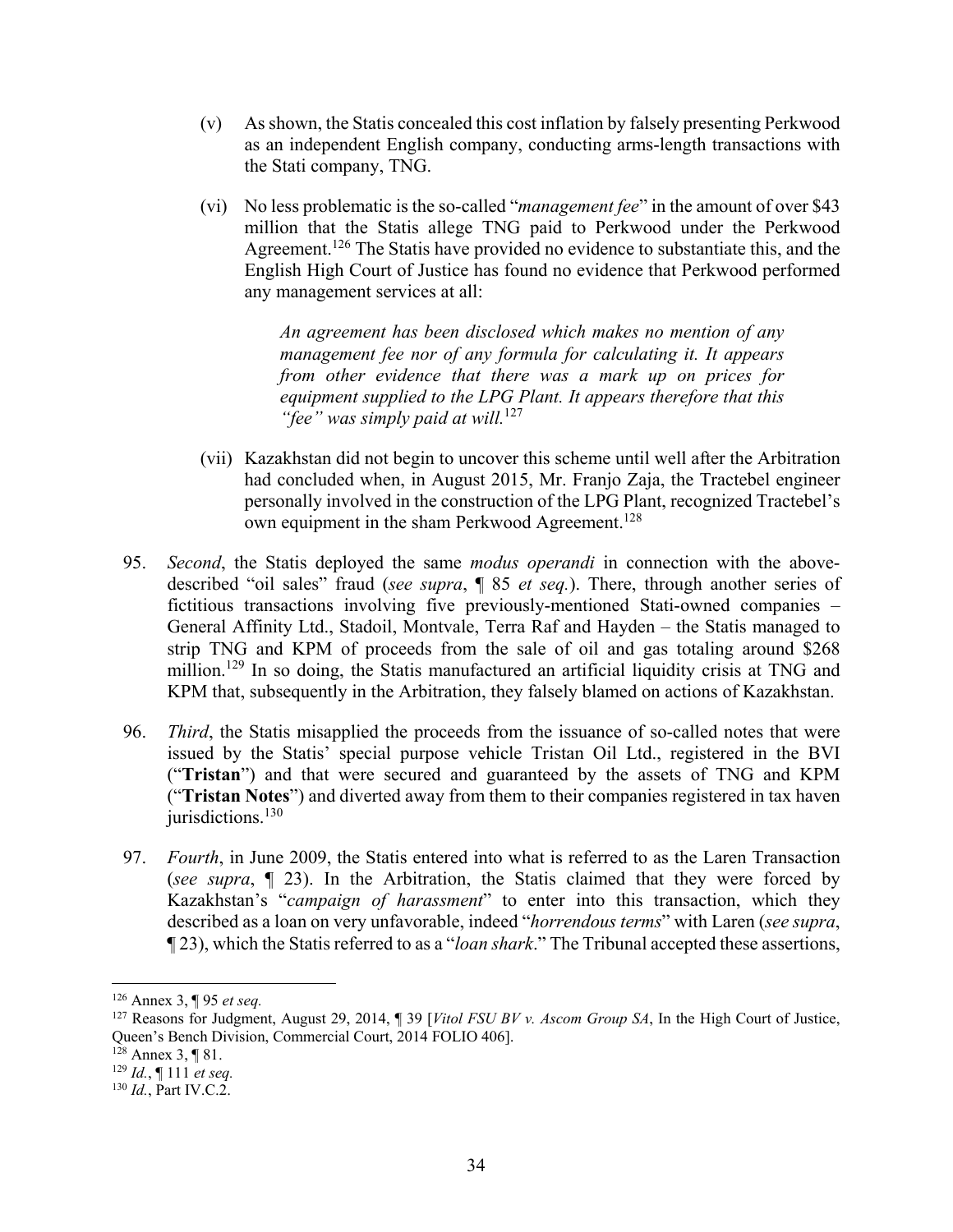(v) As shown, the Statis concealed this cost inflation by falsely presenting Perkwood as an independent English company, conducting arms-length transactions with the Stati company, TNG.

(vi) No less problematic is the so-called "*management fee*" in the amount of over $43 million that the Statis allege TNG paid to Perkwood under the Perkwood Agreement.[126] The Statis have provided no evidence to substantiate this, and the English High Court of Justice has found no evidence that Perkwood performed any management services at all:

> *An agreement has been disclosed which makes no mention of any management fee nor of any formula for calculating it. It appears from other evidence that there was a mark up on prices for equipment supplied to the LPG Plant. It appears therefore that this "fee" was simply paid at will.*[127]

(vii) Kazakhstan did not begin to uncover this scheme until well after the Arbitration had concluded when, in August 2015, Mr. Franjo Zaja, the Tractebel engineer personally involved in the construction of the LPG Plant, recognized Tractebel's own equipment in the sham Perkwood Agreement.[128]

95. *Second*, the Statis deployed the same *modus operandi* in connection with the above-described "oil sales" fraud (*see supra*, ¶ 85 *et seq.*). There, through another series of fictitious transactions involving five previously-mentioned Stati-owned companies – General Affinity Ltd., Stadoil, Montvale, Terra Raf and Hayden – the Statis managed to strip TNG and KPM of proceeds from the sale of oil and gas totaling around $268 million.[129] In so doing, the Statis manufactured an artificial liquidity crisis at TNG and KPM that, subsequently in the Arbitration, they falsely blamed on actions of Kazakhstan.

96. *Third*, the Statis misapplied the proceeds from the issuance of so-called notes that were issued by the Statis' special purpose vehicle Tristan Oil Ltd., registered in the BVI ("**Tristan**") and that were secured and guaranteed by the assets of TNG and KPM ("**Tristan Notes**") and diverted away from them to their companies registered in tax haven jurisdictions.[130]

97. *Fourth*, in June 2009, the Statis entered into what is referred to as the Laren Transaction (*see supra*, ¶ 23). In the Arbitration, the Statis claimed that they were forced by Kazakhstan's "*campaign of harassment*" to enter into this transaction, which they described as a loan on very unfavorable, indeed "*horrendous terms*" with Laren (*see supra*, ¶ 23), which the Statis referred to as a "*loan shark*." The Tribunal accepted these assertions,

---

[126] Annex 3, ¶ 95 *et seq.*

[127] Reasons for Judgment, August 29, 2014, ¶ 39 [*Vitol FSU BV v. Ascom Group SA*, In the High Court of Justice, Queen's Bench Division, Commercial Court, 2014 FOLIO 406].

[128] Annex 3, ¶ 81.

[129] *Id.*, ¶ 111 *et seq.*

[130] *Id.*, Part IV.C.2.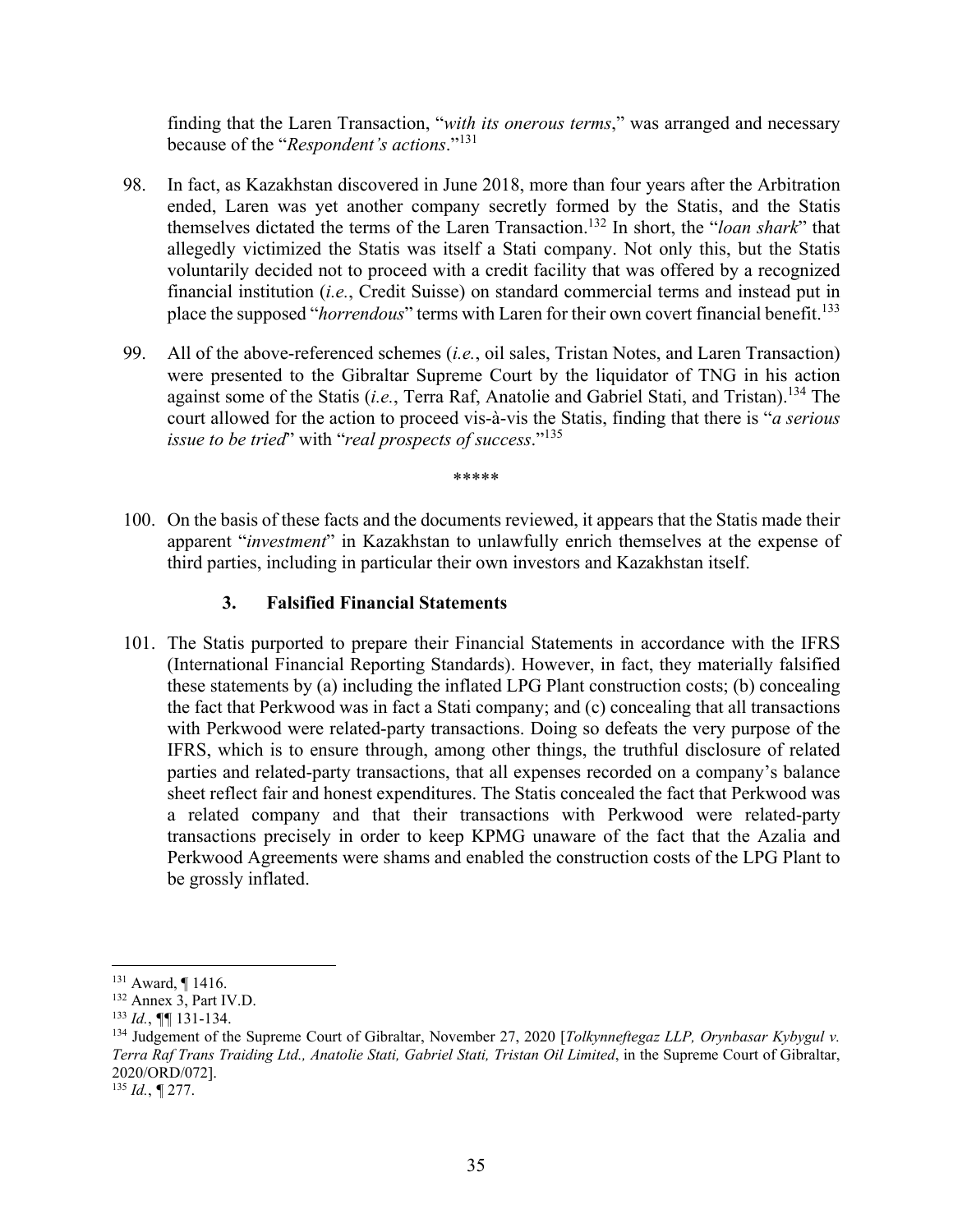finding that the Laren Transaction, "*with its onerous terms*," was arranged and necessary because of the "*Respondent's actions*."[131]

98. In fact, as Kazakhstan discovered in June 2018, more than four years after the Arbitration ended, Laren was yet another company secretly formed by the Statis, and the Statis themselves dictated the terms of the Laren Transaction.[132] In short, the "*loan shark*" that allegedly victimized the Statis was itself a Stati company. Not only this, but the Statis voluntarily decided not to proceed with a credit facility that was offered by a recognized financial institution (*i.e.*, Credit Suisse) on standard commercial terms and instead put in place the supposed "*horrendous*" terms with Laren for their own covert financial benefit.[133]

99. All of the above-referenced schemes (*i.e.*, oil sales, Tristan Notes, and Laren Transaction) were presented to the Gibraltar Supreme Court by the liquidator of TNG in his action against some of the Statis (*i.e.*, Terra Raf, Anatolie and Gabriel Stati, and Tristan).[134] The court allowed for the action to proceed vis-à-vis the Statis, finding that there is "*a serious issue to be tried*" with "*real prospects of success*."[135]

\*\*\*\*\*

100. On the basis of these facts and the documents reviewed, it appears that the Statis made their apparent "*investment*" in Kazakhstan to unlawfully enrich themselves at the expense of third parties, including in particular their own investors and Kazakhstan itself.

### 3. Falsified Financial Statements

101. The Statis purported to prepare their Financial Statements in accordance with the IFRS (International Financial Reporting Standards). However, in fact, they materially falsified these statements by (a) including the inflated LPG Plant construction costs; (b) concealing the fact that Perkwood was in fact a Stati company; and (c) concealing that all transactions with Perkwood were related-party transactions. Doing so defeats the very purpose of the IFRS, which is to ensure through, among other things, the truthful disclosure of related parties and related-party transactions, that all expenses recorded on a company's balance sheet reflect fair and honest expenditures. The Statis concealed the fact that Perkwood was a related company and that their transactions with Perkwood were related-party transactions precisely in order to keep KPMG unaware of the fact that the Azalia and Perkwood Agreements were shams and enabled the construction costs of the LPG Plant to be grossly inflated.

---

[131] Award, ¶ 1416.

[132] Annex 3, Part IV.D.

[133] *Id.*, ¶¶ 131-134.

[134] Judgement of the Supreme Court of Gibraltar, November 27, 2020 [*Tolkynneftegaz LLP, Orynbasar Kybygul v. Terra Raf Trans Traiding Ltd., Anatolie Stati, Gabriel Stati, Tristan Oil Limited*, in the Supreme Court of Gibraltar, 2020/ORD/072].

[135] *Id.*, ¶ 277.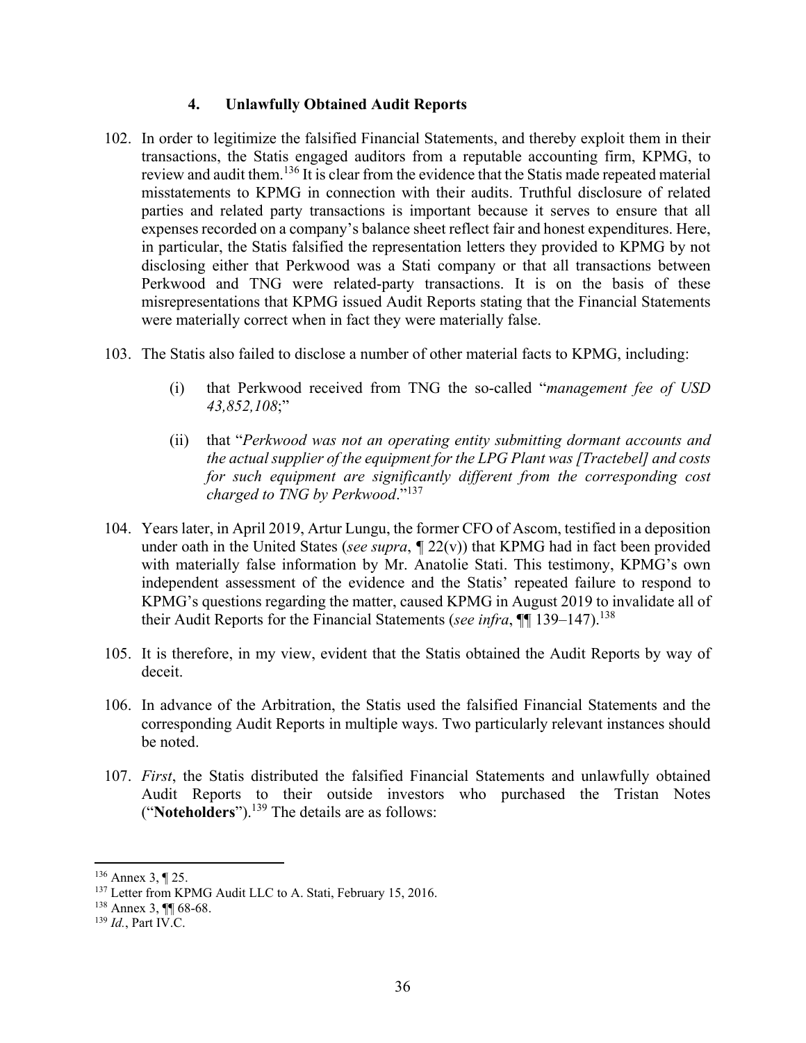### 4. Unlawfully Obtained Audit Reports

102. In order to legitimize the falsified Financial Statements, and thereby exploit them in their transactions, the Statis engaged auditors from a reputable accounting firm, KPMG, to review and audit them.[136] It is clear from the evidence that the Statis made repeated material misstatements to KPMG in connection with their audits. Truthful disclosure of related parties and related party transactions is important because it serves to ensure that all expenses recorded on a company's balance sheet reflect fair and honest expenditures. Here, in particular, the Statis falsified the representation letters they provided to KPMG by not disclosing either that Perkwood was a Stati company or that all transactions between Perkwood and TNG were related-party transactions. It is on the basis of these misrepresentations that KPMG issued Audit Reports stating that the Financial Statements were materially correct when in fact they were materially false.

103. The Statis also failed to disclose a number of other material facts to KPMG, including:

    (i) that Perkwood received from TNG the so-called "*management fee of USD 43,852,108*;"

    (ii) that "*Perkwood was not an operating entity submitting dormant accounts and the actual supplier of the equipment for the LPG Plant was [Tractebel] and costs for such equipment are significantly different from the corresponding cost charged to TNG by Perkwood*."[137]

104. Years later, in April 2019, Artur Lungu, the former CFO of Ascom, testified in a deposition under oath in the United States (*see supra*, ¶ 22(v)) that KPMG had in fact been provided with materially false information by Mr. Anatolie Stati. This testimony, KPMG's own independent assessment of the evidence and the Statis' repeated failure to respond to KPMG's questions regarding the matter, caused KPMG in August 2019 to invalidate all of their Audit Reports for the Financial Statements (*see infra*, ¶¶ 139–147).[138]

105. It is therefore, in my view, evident that the Statis obtained the Audit Reports by way of deceit.

106. In advance of the Arbitration, the Statis used the falsified Financial Statements and the corresponding Audit Reports in multiple ways. Two particularly relevant instances should be noted.

107. *First*, the Statis distributed the falsified Financial Statements and unlawfully obtained Audit Reports to their outside investors who purchased the Tristan Notes ("**Noteholders**").[139] The details are as follows:

---

[136] Annex 3, ¶ 25.

[137] Letter from KPMG Audit LLC to A. Stati, February 15, 2016.

[138] Annex 3, ¶¶ 68-68.

[139] *Id.*, Part IV.C.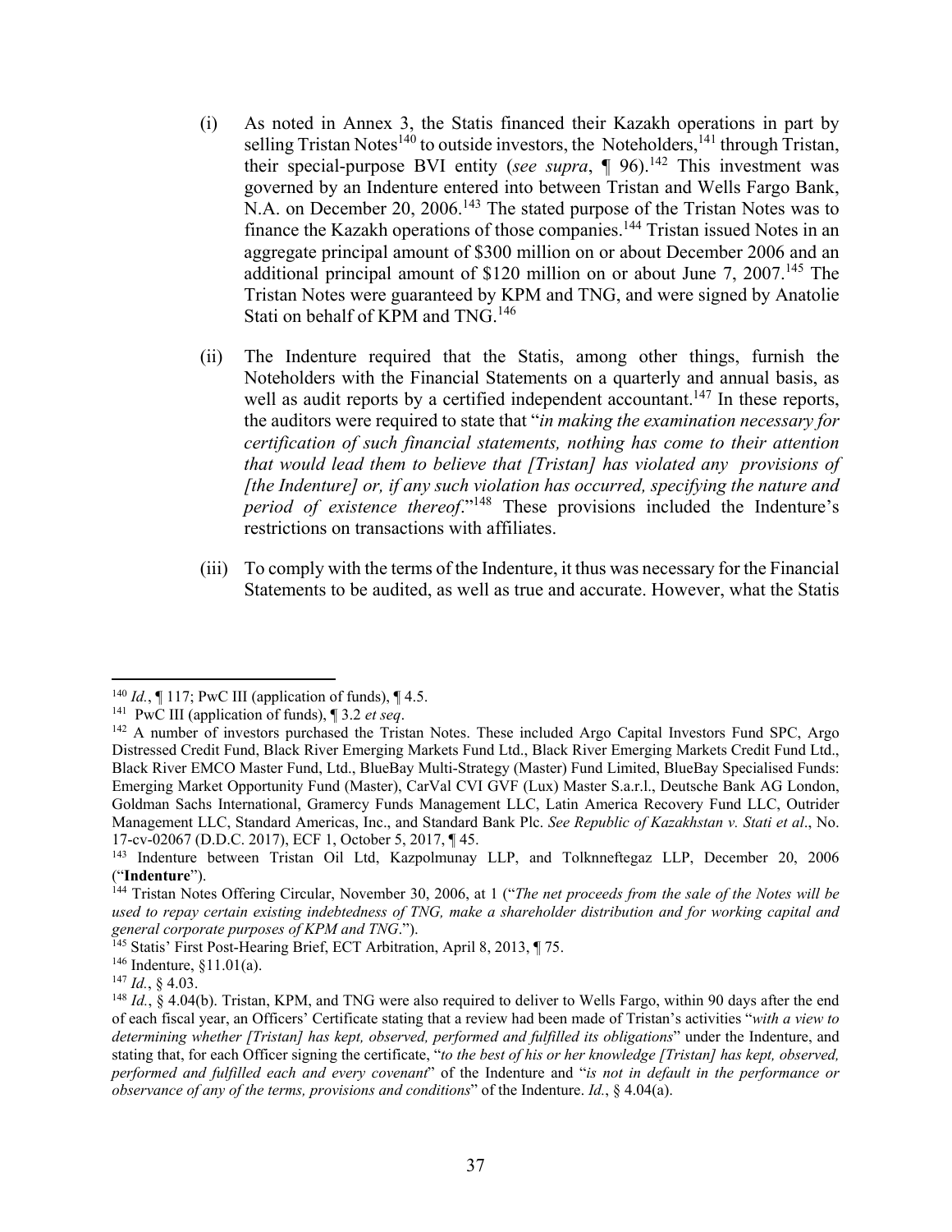(i) As noted in Annex 3, the Statis financed their Kazakh operations in part by selling Tristan Notes[140] to outside investors, the Noteholders,[141] through Tristan, their special-purpose BVI entity (*see supra*, ¶ 96).[142] This investment was governed by an Indenture entered into between Tristan and Wells Fargo Bank, N.A. on December 20, 2006.[143] The stated purpose of the Tristan Notes was to finance the Kazakh operations of those companies.[144] Tristan issued Notes in an aggregate principal amount of $300 million on or about December 2006 and an additional principal amount of $120 million on or about June 7, 2007.[145] The Tristan Notes were guaranteed by KPM and TNG, and were signed by Anatolie Stati on behalf of KPM and TNG.[146]

(ii) The Indenture required that the Statis, among other things, furnish the Noteholders with the Financial Statements on a quarterly and annual basis, as well as audit reports by a certified independent accountant.[147] In these reports, the auditors were required to state that "*in making the examination necessary for certification of such financial statements, nothing has come to their attention that would lead them to believe that [Tristan] has violated any provisions of [the Indenture] or, if any such violation has occurred, specifying the nature and period of existence thereof*."[148] These provisions included the Indenture's restrictions on transactions with affiliates.

(iii) To comply with the terms of the Indenture, it thus was necessary for the Financial Statements to be audited, as well as true and accurate. However, what the Statis

---

[140] *Id.*, ¶ 117; PwC III (application of funds), ¶ 4.5.

[141] PwC III (application of funds), ¶ 3.2 *et seq*.

[142] A number of investors purchased the Tristan Notes. These included Argo Capital Investors Fund SPC, Argo Distressed Credit Fund, Black River Emerging Markets Fund Ltd., Black River Emerging Markets Credit Fund Ltd., Black River EMCO Master Fund, Ltd., BlueBay Multi-Strategy (Master) Fund Limited, BlueBay Specialised Funds: Emerging Market Opportunity Fund (Master), CarVal CVI GVF (Lux) Master S.a.r.l., Deutsche Bank AG London, Goldman Sachs International, Gramercy Funds Management LLC, Latin America Recovery Fund LLC, Outrider Management LLC, Standard Americas, Inc., and Standard Bank Plc. *See Republic of Kazakhstan v. Stati et al*., No. 17-cv-02067 (D.D.C. 2017), ECF 1, October 5, 2017, ¶ 45.

[143] Indenture between Tristan Oil Ltd, Kazpolmunay LLP, and Tolknneftegaz LLP, December 20, 2006 ("**Indenture**").

[144] Tristan Notes Offering Circular, November 30, 2006, at 1 ("*The net proceeds from the sale of the Notes will be used to repay certain existing indebtedness of TNG, make a shareholder distribution and for working capital and general corporate purposes of KPM and TNG*.").

[145] Statis' First Post-Hearing Brief, ECT Arbitration, April 8, 2013, ¶ 75.

[146] Indenture, §11.01(a).

[147] *Id.*, § 4.03.

[148] *Id.*, § 4.04(b). Tristan, KPM, and TNG were also required to deliver to Wells Fargo, within 90 days after the end of each fiscal year, an Officers' Certificate stating that a review had been made of Tristan's activities "*with a view to determining whether [Tristan] has kept, observed, performed and fulfilled its obligations*" under the Indenture, and stating that, for each Officer signing the certificate, "*to the best of his or her knowledge [Tristan] has kept, observed, performed and fulfilled each and every covenant*" of the Indenture and "*is not in default in the performance or observance of any of the terms, provisions and conditions*" of the Indenture. *Id.*, § 4.04(a).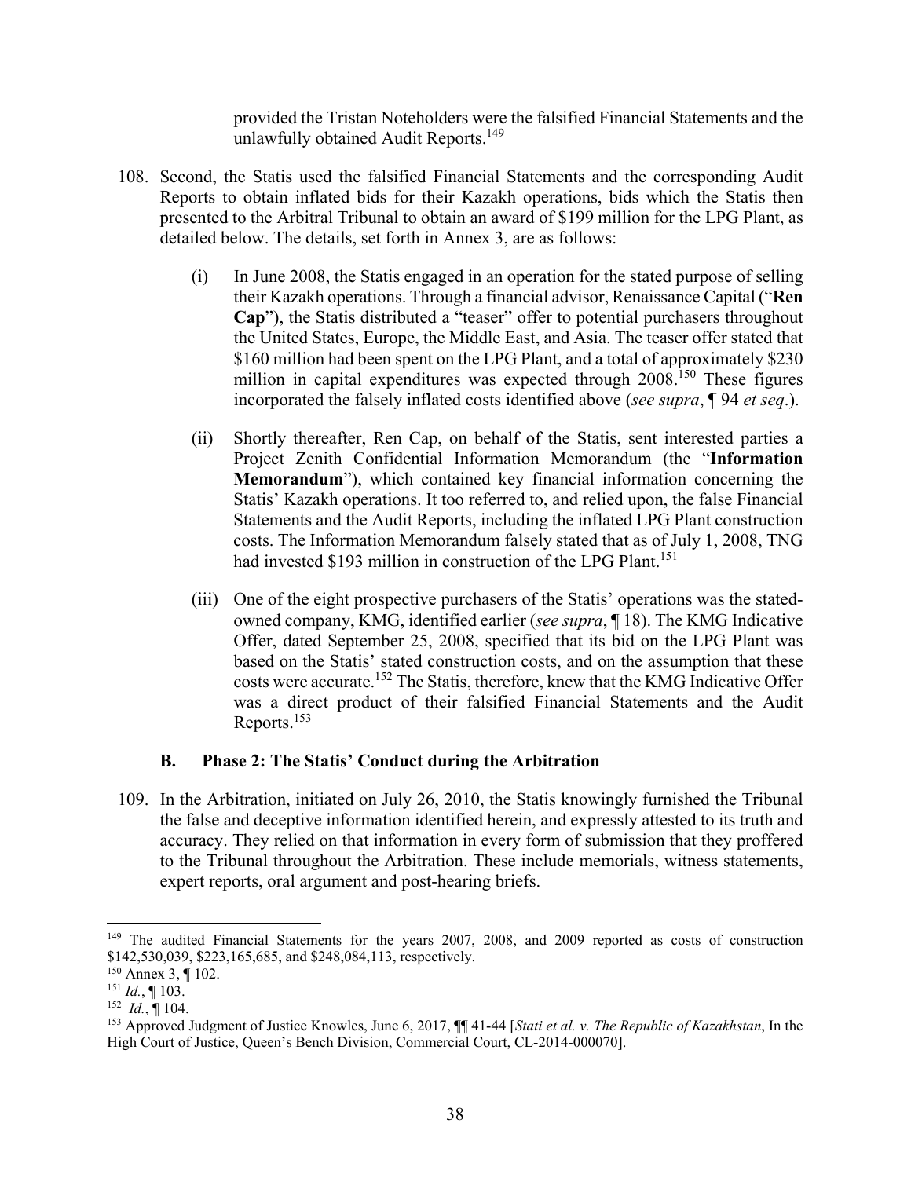provided the Tristan Noteholders were the falsified Financial Statements and the unlawfully obtained Audit Reports.[149]

108. Second, the Statis used the falsified Financial Statements and the corresponding Audit Reports to obtain inflated bids for their Kazakh operations, bids which the Statis then presented to the Arbitral Tribunal to obtain an award of $199 million for the LPG Plant, as detailed below. The details, set forth in Annex 3, are as follows:

    (i) In June 2008, the Statis engaged in an operation for the stated purpose of selling their Kazakh operations. Through a financial advisor, Renaissance Capital ("**Ren Cap**"), the Statis distributed a "teaser" offer to potential purchasers throughout the United States, Europe, the Middle East, and Asia. The teaser offer stated that $160 million had been spent on the LPG Plant, and a total of approximately $230 million in capital expenditures was expected through 2008.[150] These figures incorporated the falsely inflated costs identified above (*see supra*, ¶ 94 *et seq*.).

    (ii) Shortly thereafter, Ren Cap, on behalf of the Statis, sent interested parties a Project Zenith Confidential Information Memorandum (the "**Information Memorandum**"), which contained key financial information concerning the Statis' Kazakh operations. It too referred to, and relied upon, the false Financial Statements and the Audit Reports, including the inflated LPG Plant construction costs. The Information Memorandum falsely stated that as of July 1, 2008, TNG had invested $193 million in construction of the LPG Plant.[151]

    (iii) One of the eight prospective purchasers of the Statis' operations was the stated-owned company, KMG, identified earlier (*see supra*, ¶ 18). The KMG Indicative Offer, dated September 25, 2008, specified that its bid on the LPG Plant was based on the Statis' stated construction costs, and on the assumption that these costs were accurate.[152] The Statis, therefore, knew that the KMG Indicative Offer was a direct product of their falsified Financial Statements and the Audit Reports.[153]

### B. Phase 2: The Statis' Conduct during the Arbitration

109. In the Arbitration, initiated on July 26, 2010, the Statis knowingly furnished the Tribunal the false and deceptive information identified herein, and expressly attested to its truth and accuracy. They relied on that information in every form of submission that they proffered to the Tribunal throughout the Arbitration. These include memorials, witness statements, expert reports, oral argument and post-hearing briefs.

---

[149] The audited Financial Statements for the years 2007, 2008, and 2009 reported as costs of construction $142,530,039, $223,165,685, and $248,084,113, respectively.

[150] Annex 3, ¶ 102.

[151] *Id.*, ¶ 103.

[152] *Id.*, ¶ 104.

[153] Approved Judgment of Justice Knowles, June 6, 2017, ¶¶ 41-44 [*Stati et al. v. The Republic of Kazakhstan*, In the High Court of Justice, Queen's Bench Division, Commercial Court, CL-2014-000070].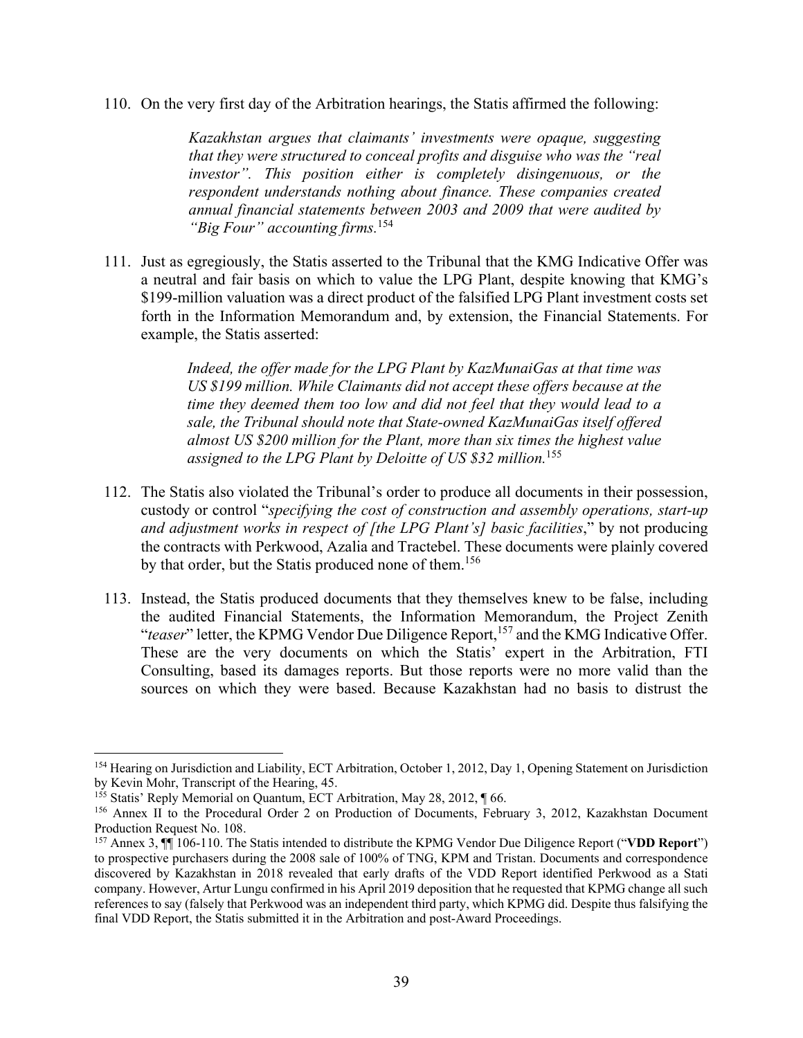110. On the very first day of the Arbitration hearings, the Statis affirmed the following:

> *Kazakhstan argues that claimants' investments were opaque, suggesting that they were structured to conceal profits and disguise who was the "real investor". This position either is completely disingenuous, or the respondent understands nothing about finance. These companies created annual financial statements between 2003 and 2009 that were audited by "Big Four" accounting firms.*[154]

111. Just as egregiously, the Statis asserted to the Tribunal that the KMG Indicative Offer was a neutral and fair basis on which to value the LPG Plant, despite knowing that KMG's \$199-million valuation was a direct product of the falsified LPG Plant investment costs set forth in the Information Memorandum and, by extension, the Financial Statements. For example, the Statis asserted:

> *Indeed, the offer made for the LPG Plant by KazMunaiGas at that time was US \$199 million. While Claimants did not accept these offers because at the time they deemed them too low and did not feel that they would lead to a sale, the Tribunal should note that State-owned KazMunaiGas itself offered almost US \$200 million for the Plant, more than six times the highest value assigned to the LPG Plant by Deloitte of US \$32 million.*[155]

112. The Statis also violated the Tribunal's order to produce all documents in their possession, custody or control "*specifying the cost of construction and assembly operations, start-up and adjustment works in respect of [the LPG Plant's] basic facilities*," by not producing the contracts with Perkwood, Azalia and Tractebel. These documents were plainly covered by that order, but the Statis produced none of them.[156]

113. Instead, the Statis produced documents that they themselves knew to be false, including the audited Financial Statements, the Information Memorandum, the Project Zenith "*teaser*" letter, the KPMG Vendor Due Diligence Report,[157] and the KMG Indicative Offer. These are the very documents on which the Statis' expert in the Arbitration, FTI Consulting, based its damages reports. But those reports were no more valid than the sources on which they were based. Because Kazakhstan had no basis to distrust the

---

[154] Hearing on Jurisdiction and Liability, ECT Arbitration, October 1, 2012, Day 1, Opening Statement on Jurisdiction by Kevin Mohr, Transcript of the Hearing, 45.

[155] Statis' Reply Memorial on Quantum, ECT Arbitration, May 28, 2012, ¶ 66.

[156] Annex II to the Procedural Order 2 on Production of Documents, February 3, 2012, Kazakhstan Document Production Request No. 108.

[157] Annex 3, ¶¶ 106-110. The Statis intended to distribute the KPMG Vendor Due Diligence Report ("**VDD Report**") to prospective purchasers during the 2008 sale of 100% of TNG, KPM and Tristan. Documents and correspondence discovered by Kazakhstan in 2018 revealed that early drafts of the VDD Report identified Perkwood as a Stati company. However, Artur Lungu confirmed in his April 2019 deposition that he requested that KPMG change all such references to say (falsely that Perkwood was an independent third party, which KPMG did. Despite thus falsifying the final VDD Report, the Statis submitted it in the Arbitration and post-Award Proceedings.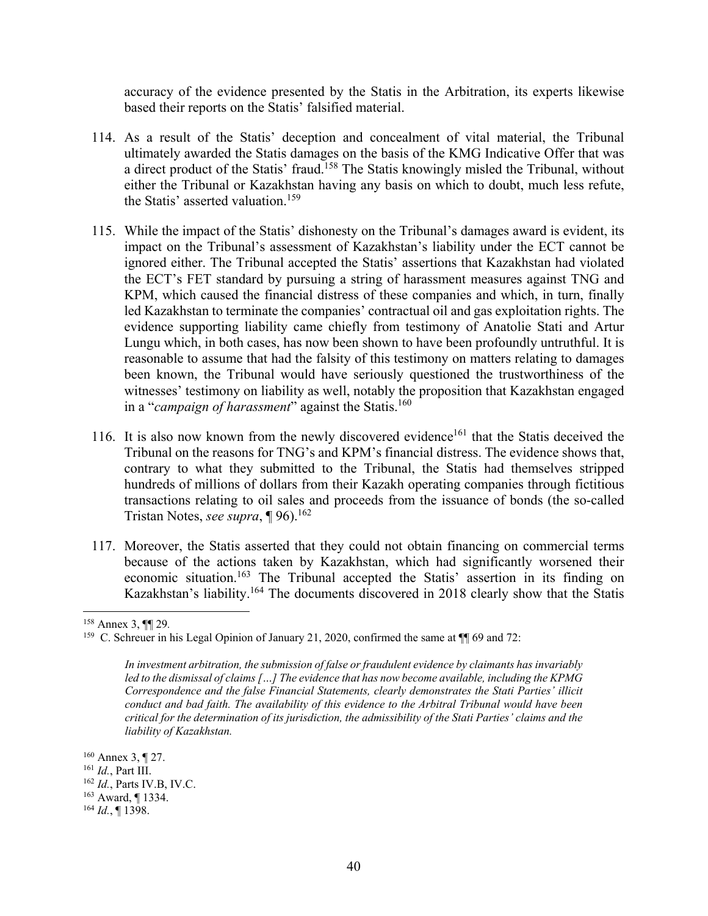accuracy of the evidence presented by the Statis in the Arbitration, its experts likewise based their reports on the Statis' falsified material.

114. As a result of the Statis' deception and concealment of vital material, the Tribunal ultimately awarded the Statis damages on the basis of the KMG Indicative Offer that was a direct product of the Statis' fraud.[158] The Statis knowingly misled the Tribunal, without either the Tribunal or Kazakhstan having any basis on which to doubt, much less refute, the Statis' asserted valuation.[159]

115. While the impact of the Statis' dishonesty on the Tribunal's damages award is evident, its impact on the Tribunal's assessment of Kazakhstan's liability under the ECT cannot be ignored either. The Tribunal accepted the Statis' assertions that Kazakhstan had violated the ECT's FET standard by pursuing a string of harassment measures against TNG and KPM, which caused the financial distress of these companies and which, in turn, finally led Kazakhstan to terminate the companies' contractual oil and gas exploitation rights. The evidence supporting liability came chiefly from testimony of Anatolie Stati and Artur Lungu which, in both cases, has now been shown to have been profoundly untruthful. It is reasonable to assume that had the falsity of this testimony on matters relating to damages been known, the Tribunal would have seriously questioned the trustworthiness of the witnesses' testimony on liability as well, notably the proposition that Kazakhstan engaged in a "*campaign of harassment*" against the Statis.[160]

116. It is also now known from the newly discovered evidence[161] that the Statis deceived the Tribunal on the reasons for TNG's and KPM's financial distress. The evidence shows that, contrary to what they submitted to the Tribunal, the Statis had themselves stripped hundreds of millions of dollars from their Kazakh operating companies through fictitious transactions relating to oil sales and proceeds from the issuance of bonds (the so-called Tristan Notes, *see supra*, ¶ 96).[162]

117. Moreover, the Statis asserted that they could not obtain financing on commercial terms because of the actions taken by Kazakhstan, which had significantly worsened their economic situation.[163] The Tribunal accepted the Statis' assertion in its finding on Kazakhstan's liability.[164] The documents discovered in 2018 clearly show that the Statis

---

[158] Annex 3, ¶¶ 29.

[159] C. Schreuer in his Legal Opinion of January 21, 2020, confirmed the same at ¶¶ 69 and 72:

> *In investment arbitration, the submission of false or fraudulent evidence by claimants has invariably led to the dismissal of claims […] The evidence that has now become available, including the KPMG Correspondence and the false Financial Statements, clearly demonstrates the Stati Parties' illicit conduct and bad faith. The availability of this evidence to the Arbitral Tribunal would have been critical for the determination of its jurisdiction, the admissibility of the Stati Parties' claims and the liability of Kazakhstan.*

[160] Annex 3, ¶ 27.

[161] *Id.*, Part III.

[162] *Id.*, Parts IV.B, IV.C.

[163] Award, ¶ 1334.

[164] *Id.*, ¶ 1398.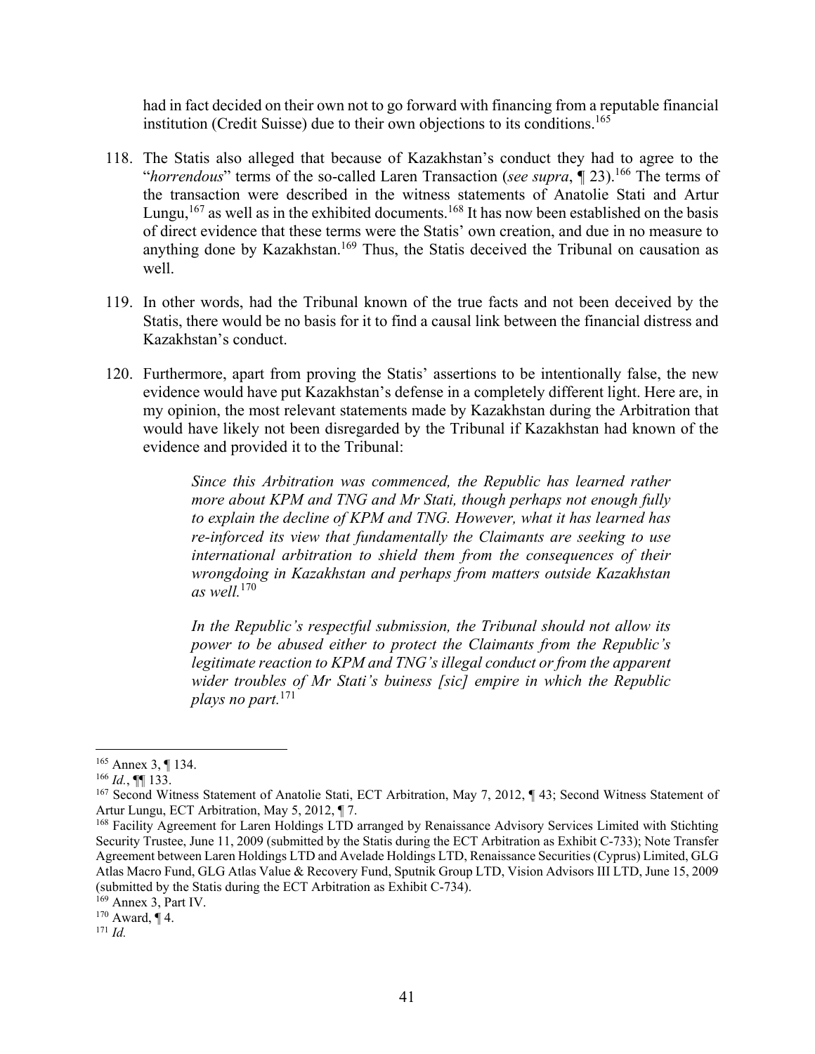had in fact decided on their own not to go forward with financing from a reputable financial institution (Credit Suisse) due to their own objections to its conditions.[165]

118. The Statis also alleged that because of Kazakhstan's conduct they had to agree to the "*horrendous*" terms of the so-called Laren Transaction (*see supra*, ¶ 23).[166] The terms of the transaction were described in the witness statements of Anatolie Stati and Artur Lungu,[167] as well as in the exhibited documents.[168] It has now been established on the basis of direct evidence that these terms were the Statis' own creation, and due in no measure to anything done by Kazakhstan.[169] Thus, the Statis deceived the Tribunal on causation as well.

119. In other words, had the Tribunal known of the true facts and not been deceived by the Statis, there would be no basis for it to find a causal link between the financial distress and Kazakhstan's conduct.

120. Furthermore, apart from proving the Statis' assertions to be intentionally false, the new evidence would have put Kazakhstan's defense in a completely different light. Here are, in my opinion, the most relevant statements made by Kazakhstan during the Arbitration that would have likely not been disregarded by the Tribunal if Kazakhstan had known of the evidence and provided it to the Tribunal:

> *Since this Arbitration was commenced, the Republic has learned rather more about KPM and TNG and Mr Stati, though perhaps not enough fully to explain the decline of KPM and TNG. However, what it has learned has re-inforced its view that fundamentally the Claimants are seeking to use international arbitration to shield them from the consequences of their wrongdoing in Kazakhstan and perhaps from matters outside Kazakhstan as well.*[170]
>
> *In the Republic's respectful submission, the Tribunal should not allow its power to be abused either to protect the Claimants from the Republic's legitimate reaction to KPM and TNG's illegal conduct or from the apparent wider troubles of Mr Stati's buiness [sic] empire in which the Republic plays no part.*[171]

---

[165] Annex 3, ¶ 134.

[166] *Id.*, ¶¶ 133.

[167] Second Witness Statement of Anatolie Stati, ECT Arbitration, May 7, 2012, ¶ 43; Second Witness Statement of Artur Lungu, ECT Arbitration, May 5, 2012, ¶ 7.

[168] Facility Agreement for Laren Holdings LTD arranged by Renaissance Advisory Services Limited with Stichting Security Trustee, June 11, 2009 (submitted by the Statis during the ECT Arbitration as Exhibit C-733); Note Transfer Agreement between Laren Holdings LTD and Avelade Holdings LTD, Renaissance Securities (Cyprus) Limited, GLG Atlas Macro Fund, GLG Atlas Value & Recovery Fund, Sputnik Group LTD, Vision Advisors III LTD, June 15, 2009 (submitted by the Statis during the ECT Arbitration as Exhibit C-734).

[169] Annex 3, Part IV.

[170] Award, ¶ 4.

[171] *Id.*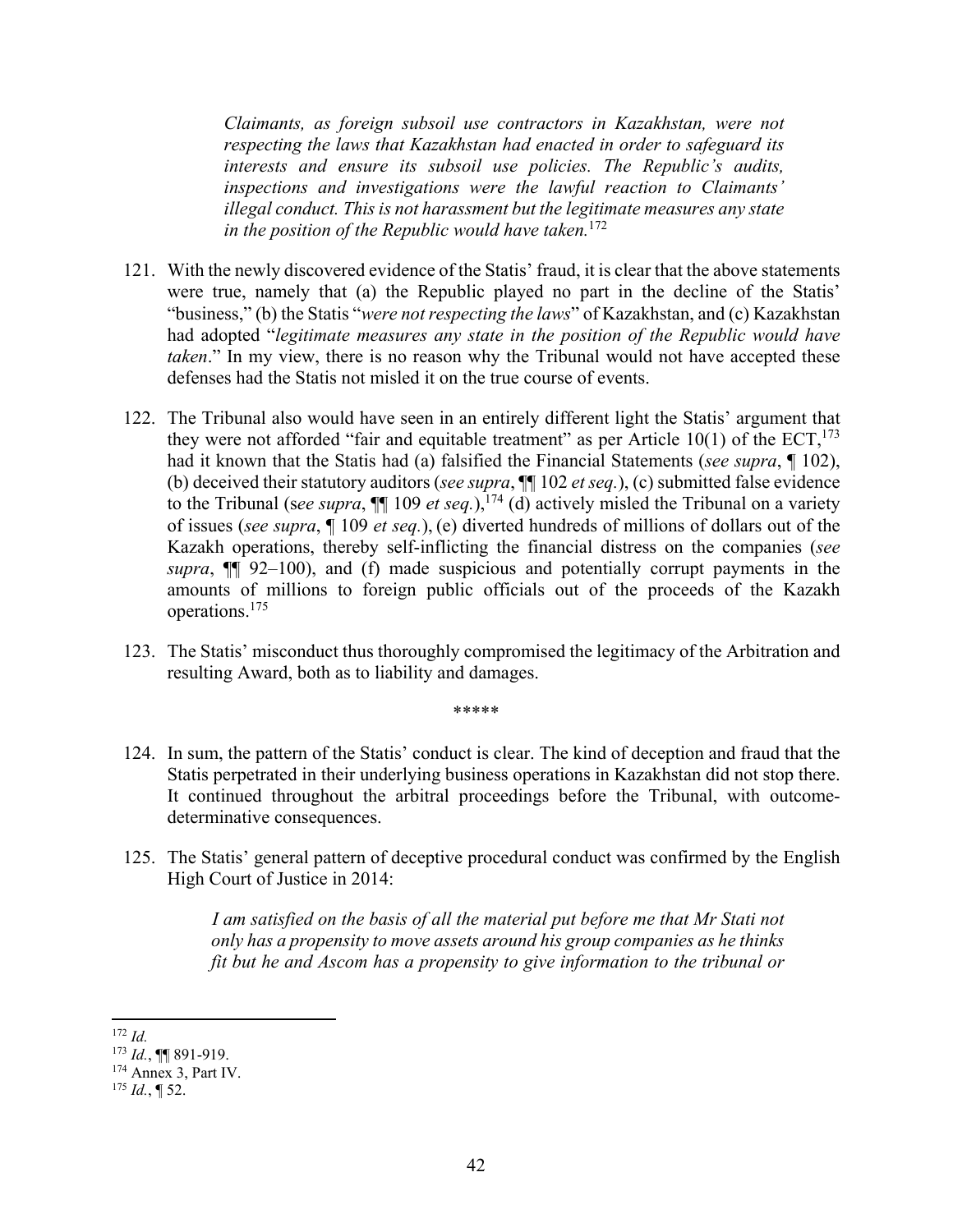> *Claimants, as foreign subsoil use contractors in Kazakhstan, were not respecting the laws that Kazakhstan had enacted in order to safeguard its interests and ensure its subsoil use policies. The Republic's audits, inspections and investigations were the lawful reaction to Claimants' illegal conduct. This is not harassment but the legitimate measures any state in the position of the Republic would have taken.*[172]

121. With the newly discovered evidence of the Statis' fraud, it is clear that the above statements were true, namely that (a) the Republic played no part in the decline of the Statis' "business," (b) the Statis "*were not respecting the laws*" of Kazakhstan, and (c) Kazakhstan had adopted "*legitimate measures any state in the position of the Republic would have taken*." In my view, there is no reason why the Tribunal would not have accepted these defenses had the Statis not misled it on the true course of events.

122. The Tribunal also would have seen in an entirely different light the Statis' argument that they were not afforded "fair and equitable treatment" as per Article 10(1) of the ECT,[173] had it known that the Statis had (a) falsified the Financial Statements (*see supra*, ¶ 102), (b) deceived their statutory auditors (*see supra*, ¶¶ 102 *et seq.*), (c) submitted false evidence to the Tribunal (*see supra*, ¶¶ 109 *et seq.*),[174] (d) actively misled the Tribunal on a variety of issues (*see supra*, ¶ 109 *et seq.*), (e) diverted hundreds of millions of dollars out of the Kazakh operations, thereby self-inflicting the financial distress on the companies (*see supra*, ¶¶ 92–100), and (f) made suspicious and potentially corrupt payments in the amounts of millions to foreign public officials out of the proceeds of the Kazakh operations.[175]

123. The Statis' misconduct thus thoroughly compromised the legitimacy of the Arbitration and resulting Award, both as to liability and damages.

*****

124. In sum, the pattern of the Statis' conduct is clear. The kind of deception and fraud that the Statis perpetrated in their underlying business operations in Kazakhstan did not stop there. It continued throughout the arbitral proceedings before the Tribunal, with outcome-determinative consequences.

125. The Statis' general pattern of deceptive procedural conduct was confirmed by the English High Court of Justice in 2014:

> *I am satisfied on the basis of all the material put before me that Mr Stati not only has a propensity to move assets around his group companies as he thinks fit but he and Ascom has a propensity to give information to the tribunal or*

---

[172] *Id.*

[173] *Id.*, ¶¶ 891-919.

[174] Annex 3, Part IV.

[175] *Id.*, ¶ 52.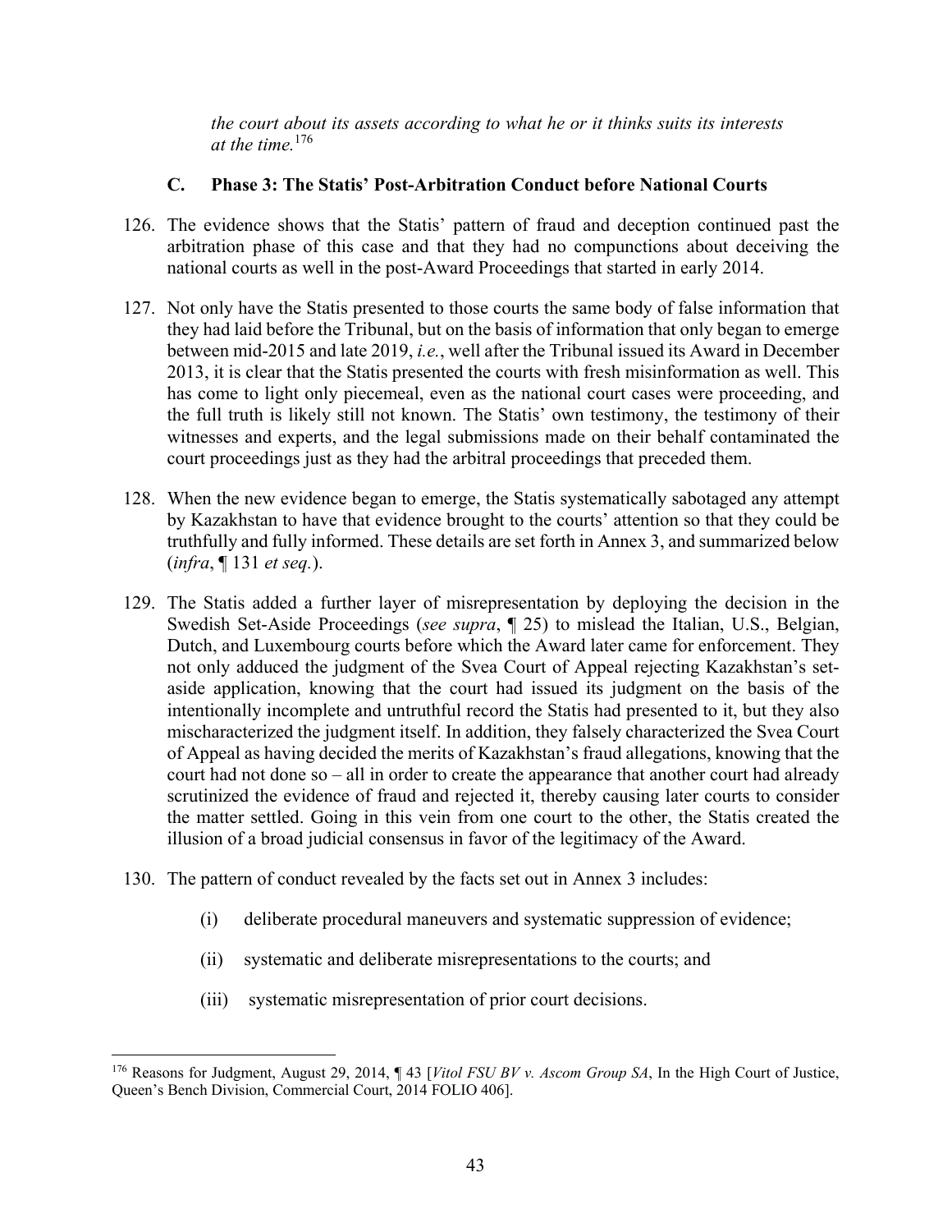*the court about its assets according to what he or it thinks suits its interests at the time.*[176]

### C. Phase 3: The Statis' Post-Arbitration Conduct before National Courts

126. The evidence shows that the Statis' pattern of fraud and deception continued past the arbitration phase of this case and that they had no compunctions about deceiving the national courts as well in the post-Award Proceedings that started in early 2014.

127. Not only have the Statis presented to those courts the same body of false information that they had laid before the Tribunal, but on the basis of information that only began to emerge between mid-2015 and late 2019, *i.e.*, well after the Tribunal issued its Award in December 2013, it is clear that the Statis presented the courts with fresh misinformation as well. This has come to light only piecemeal, even as the national court cases were proceeding, and the full truth is likely still not known. The Statis' own testimony, the testimony of their witnesses and experts, and the legal submissions made on their behalf contaminated the court proceedings just as they had the arbitral proceedings that preceded them.

128. When the new evidence began to emerge, the Statis systematically sabotaged any attempt by Kazakhstan to have that evidence brought to the courts' attention so that they could be truthfully and fully informed. These details are set forth in Annex 3, and summarized below (*infra*, ¶ 131 *et seq.*).

129. The Statis added a further layer of misrepresentation by deploying the decision in the Swedish Set-Aside Proceedings (*see supra*, ¶ 25) to mislead the Italian, U.S., Belgian, Dutch, and Luxembourg courts before which the Award later came for enforcement. They not only adduced the judgment of the Svea Court of Appeal rejecting Kazakhstan's set-aside application, knowing that the court had issued its judgment on the basis of the intentionally incomplete and untruthful record the Statis had presented to it, but they also mischaracterized the judgment itself. In addition, they falsely characterized the Svea Court of Appeal as having decided the merits of Kazakhstan's fraud allegations, knowing that the court had not done so – all in order to create the appearance that another court had already scrutinized the evidence of fraud and rejected it, thereby causing later courts to consider the matter settled. Going in this vein from one court to the other, the Statis created the illusion of a broad judicial consensus in favor of the legitimacy of the Award.

130. The pattern of conduct revealed by the facts set out in Annex 3 includes:

    (i) deliberate procedural maneuvers and systematic suppression of evidence;

    (ii) systematic and deliberate misrepresentations to the courts; and

    (iii) systematic misrepresentation of prior court decisions.

---

[176] Reasons for Judgment, August 29, 2014, ¶ 43 [*Vitol FSU BV v. Ascom Group SA*, In the High Court of Justice, Queen's Bench Division, Commercial Court, 2014 FOLIO 406].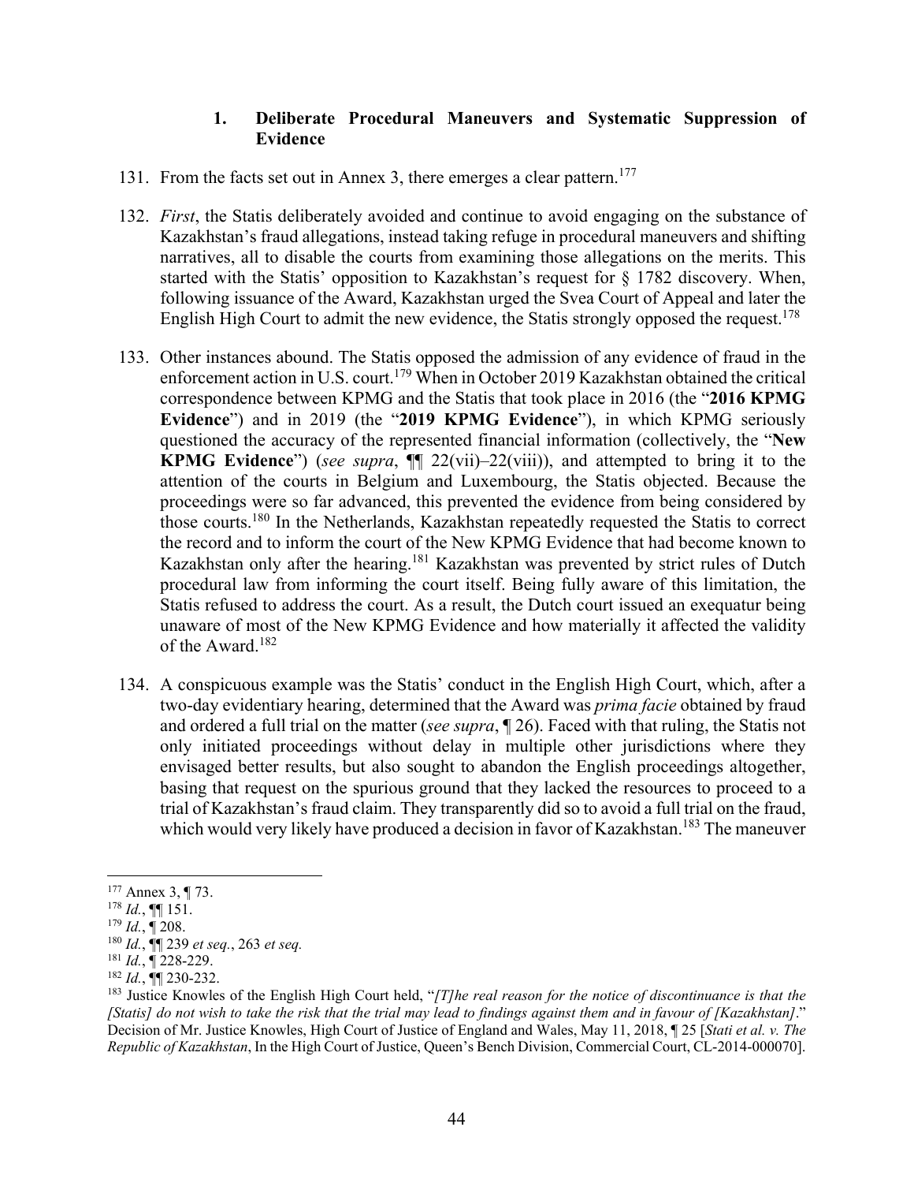### 1. Deliberate Procedural Maneuvers and Systematic Suppression of Evidence

131. From the facts set out in Annex 3, there emerges a clear pattern.[177]

132. *First*, the Statis deliberately avoided and continue to avoid engaging on the substance of Kazakhstan's fraud allegations, instead taking refuge in procedural maneuvers and shifting narratives, all to disable the courts from examining those allegations on the merits. This started with the Statis' opposition to Kazakhstan's request for § 1782 discovery. When, following issuance of the Award, Kazakhstan urged the Svea Court of Appeal and later the English High Court to admit the new evidence, the Statis strongly opposed the request.[178]

133. Other instances abound. The Statis opposed the admission of any evidence of fraud in the enforcement action in U.S. court.[179] When in October 2019 Kazakhstan obtained the critical correspondence between KPMG and the Statis that took place in 2016 (the "**2016 KPMG Evidence**") and in 2019 (the "**2019 KPMG Evidence**"), in which KPMG seriously questioned the accuracy of the represented financial information (collectively, the "**New KPMG Evidence**") (*see supra*, ¶¶ 22(vii)–22(viii)), and attempted to bring it to the attention of the courts in Belgium and Luxembourg, the Statis objected. Because the proceedings were so far advanced, this prevented the evidence from being considered by those courts.[180] In the Netherlands, Kazakhstan repeatedly requested the Statis to correct the record and to inform the court of the New KPMG Evidence that had become known to Kazakhstan only after the hearing.[181] Kazakhstan was prevented by strict rules of Dutch procedural law from informing the court itself. Being fully aware of this limitation, the Statis refused to address the court. As a result, the Dutch court issued an exequatur being unaware of most of the New KPMG Evidence and how materially it affected the validity of the Award.[182]

134. A conspicuous example was the Statis' conduct in the English High Court, which, after a two-day evidentiary hearing, determined that the Award was *prima facie* obtained by fraud and ordered a full trial on the matter (*see supra*, ¶ 26). Faced with that ruling, the Statis not only initiated proceedings without delay in multiple other jurisdictions where they envisaged better results, but also sought to abandon the English proceedings altogether, basing that request on the spurious ground that they lacked the resources to proceed to a trial of Kazakhstan's fraud claim. They transparently did so to avoid a full trial on the fraud, which would very likely have produced a decision in favor of Kazakhstan.[183] The maneuver

---

[177] Annex 3, ¶ 73.

[178] *Id.*, ¶¶ 151.

[179] *Id.*, ¶ 208.

[180] *Id.*, ¶¶ 239 *et seq.*, 263 *et seq.*

[181] *Id.*, ¶ 228-229.

[182] *Id.*, ¶¶ 230-232.

[183] Justice Knowles of the English High Court held, "*[T]he real reason for the notice of discontinuance is that the [Statis] do not wish to take the risk that the trial may lead to findings against them and in favour of [Kazakhstan]*." Decision of Mr. Justice Knowles, High Court of Justice of England and Wales, May 11, 2018, ¶ 25 [*Stati et al. v. The Republic of Kazakhstan*, In the High Court of Justice, Queen's Bench Division, Commercial Court, CL-2014-000070].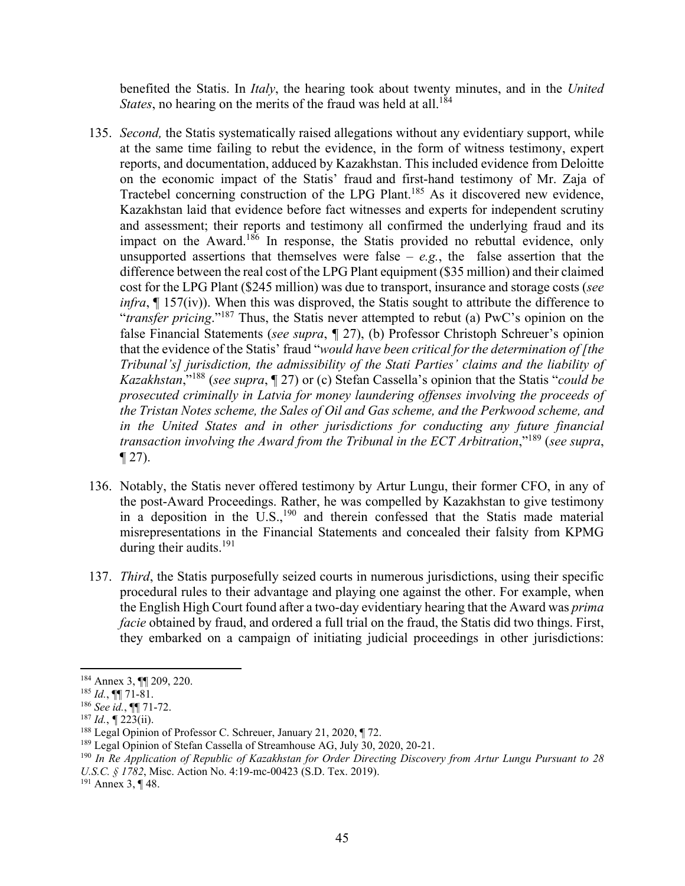benefited the Statis. In *Italy*, the hearing took about twenty minutes, and in the *United States*, no hearing on the merits of the fraud was held at all.[184]

135. *Second,* the Statis systematically raised allegations without any evidentiary support, while at the same time failing to rebut the evidence, in the form of witness testimony, expert reports, and documentation, adduced by Kazakhstan. This included evidence from Deloitte on the economic impact of the Statis' fraud and first-hand testimony of Mr. Zaja of Tractebel concerning construction of the LPG Plant.[185] As it discovered new evidence, Kazakhstan laid that evidence before fact witnesses and experts for independent scrutiny and assessment; their reports and testimony all confirmed the underlying fraud and its impact on the Award.[186] In response, the Statis provided no rebuttal evidence, only unsupported assertions that themselves were false – *e.g.*, the false assertion that the difference between the real cost of the LPG Plant equipment ($35 million) and their claimed cost for the LPG Plant ($245 million) was due to transport, insurance and storage costs (*see infra*, ¶ 157(iv)). When this was disproved, the Statis sought to attribute the difference to "*transfer pricing*."[187] Thus, the Statis never attempted to rebut (a) PwC's opinion on the false Financial Statements (*see supra*, ¶ 27), (b) Professor Christoph Schreuer's opinion that the evidence of the Statis' fraud "*would have been critical for the determination of [the Tribunal's] jurisdiction, the admissibility of the Stati Parties' claims and the liability of Kazakhstan*,"[188] (*see supra*, ¶ 27) or (c) Stefan Cassella's opinion that the Statis "*could be prosecuted criminally in Latvia for money laundering offenses involving the proceeds of the Tristan Notes scheme, the Sales of Oil and Gas scheme, and the Perkwood scheme, and in the United States and in other jurisdictions for conducting any future financial transaction involving the Award from the Tribunal in the ECT Arbitration*,"[189] (*see supra*, ¶ 27).

136. Notably, the Statis never offered testimony by Artur Lungu, their former CFO, in any of the post-Award Proceedings. Rather, he was compelled by Kazakhstan to give testimony in a deposition in the U.S.,[190] and therein confessed that the Statis made material misrepresentations in the Financial Statements and concealed their falsity from KPMG during their audits.[191]

137. *Third*, the Statis purposefully seized courts in numerous jurisdictions, using their specific procedural rules to their advantage and playing one against the other. For example, when the English High Court found after a two-day evidentiary hearing that the Award was *prima facie* obtained by fraud, and ordered a full trial on the fraud, the Statis did two things. First, they embarked on a campaign of initiating judicial proceedings in other jurisdictions:

---

[184] Annex 3, ¶¶ 209, 220.

[185] *Id.*, ¶¶ 71-81.

[186] *See id.*, ¶¶ 71-72.

[187] *Id.*, ¶ 223(ii).

[188] Legal Opinion of Professor C. Schreuer, January 21, 2020, ¶ 72.

[189] Legal Opinion of Stefan Cassella of Streamhouse AG, July 30, 2020, 20-21.

[190] *In Re Application of Republic of Kazakhstan for Order Directing Discovery from Artur Lungu Pursuant to 28 U.S.C. § 1782*, Misc. Action No. 4:19-mc-00423 (S.D. Tex. 2019).

[191] Annex 3, ¶ 48.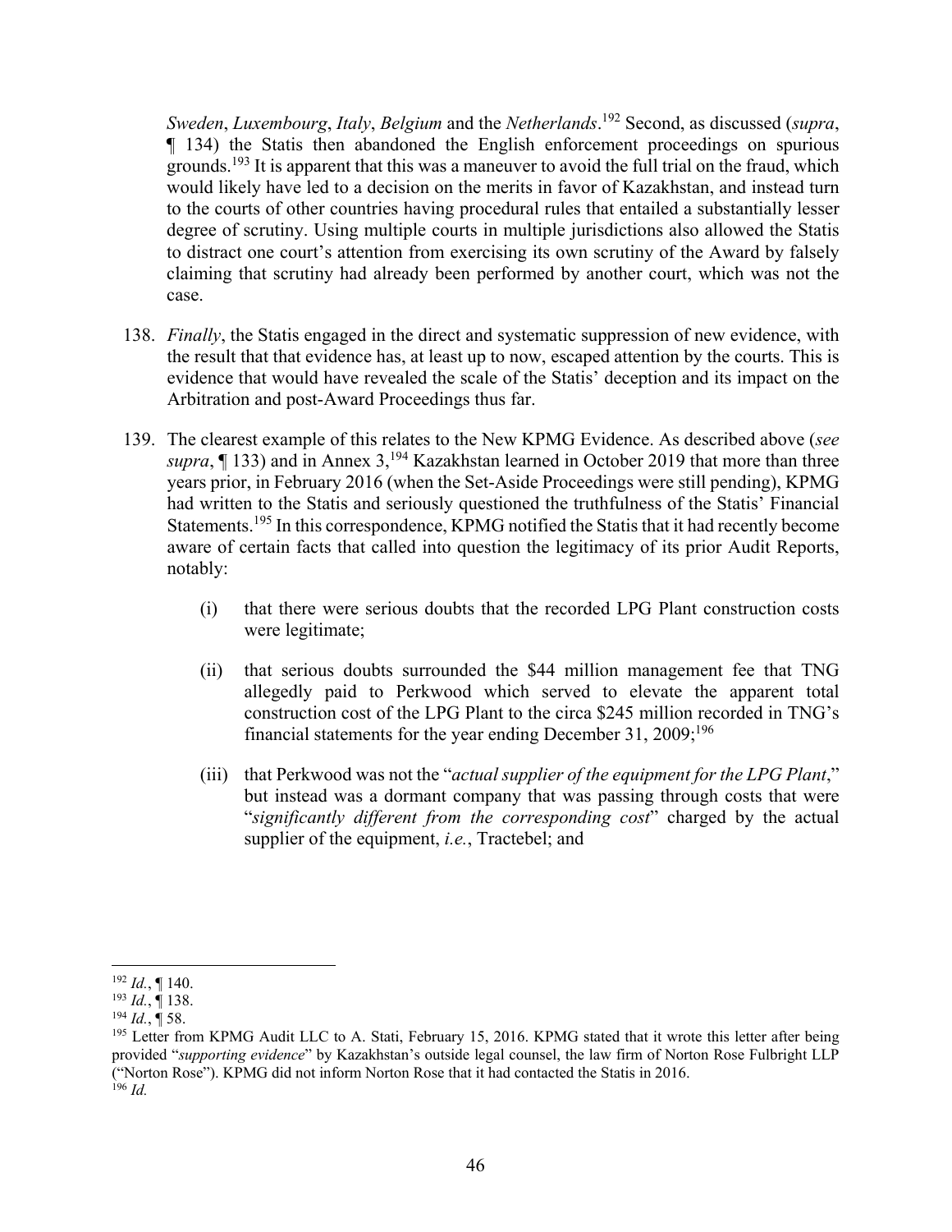*Sweden*, *Luxembourg*, *Italy*, *Belgium* and the *Netherlands*.[192] Second, as discussed (*supra*, ¶ 134) the Statis then abandoned the English enforcement proceedings on spurious grounds.[193] It is apparent that this was a maneuver to avoid the full trial on the fraud, which would likely have led to a decision on the merits in favor of Kazakhstan, and instead turn to the courts of other countries having procedural rules that entailed a substantially lesser degree of scrutiny. Using multiple courts in multiple jurisdictions also allowed the Statis to distract one court's attention from exercising its own scrutiny of the Award by falsely claiming that scrutiny had already been performed by another court, which was not the case.

138. *Finally*, the Statis engaged in the direct and systematic suppression of new evidence, with the result that that evidence has, at least up to now, escaped attention by the courts. This is evidence that would have revealed the scale of the Statis' deception and its impact on the Arbitration and post-Award Proceedings thus far.

139. The clearest example of this relates to the New KPMG Evidence. As described above (*see supra*, ¶ 133) and in Annex 3,[194] Kazakhstan learned in October 2019 that more than three years prior, in February 2016 (when the Set-Aside Proceedings were still pending), KPMG had written to the Statis and seriously questioned the truthfulness of the Statis' Financial Statements.[195] In this correspondence, KPMG notified the Statis that it had recently become aware of certain facts that called into question the legitimacy of its prior Audit Reports, notably:

    (i) that there were serious doubts that the recorded LPG Plant construction costs were legitimate;

    (ii) that serious doubts surrounded the $44 million management fee that TNG allegedly paid to Perkwood which served to elevate the apparent total construction cost of the LPG Plant to the circa $245 million recorded in TNG's financial statements for the year ending December 31, 2009;[196]

    (iii) that Perkwood was not the "*actual supplier of the equipment for the LPG Plant*," but instead was a dormant company that was passing through costs that were "*significantly different from the corresponding cost*" charged by the actual supplier of the equipment, *i.e.*, Tractebel; and

---

[192] *Id.*, ¶ 140.

[193] *Id.*, ¶ 138.

[194] *Id.*, ¶ 58.

[195] Letter from KPMG Audit LLC to A. Stati, February 15, 2016. KPMG stated that it wrote this letter after being provided "*supporting evidence*" by Kazakhstan's outside legal counsel, the law firm of Norton Rose Fulbright LLP ("Norton Rose"). KPMG did not inform Norton Rose that it had contacted the Statis in 2016.

[196] *Id.*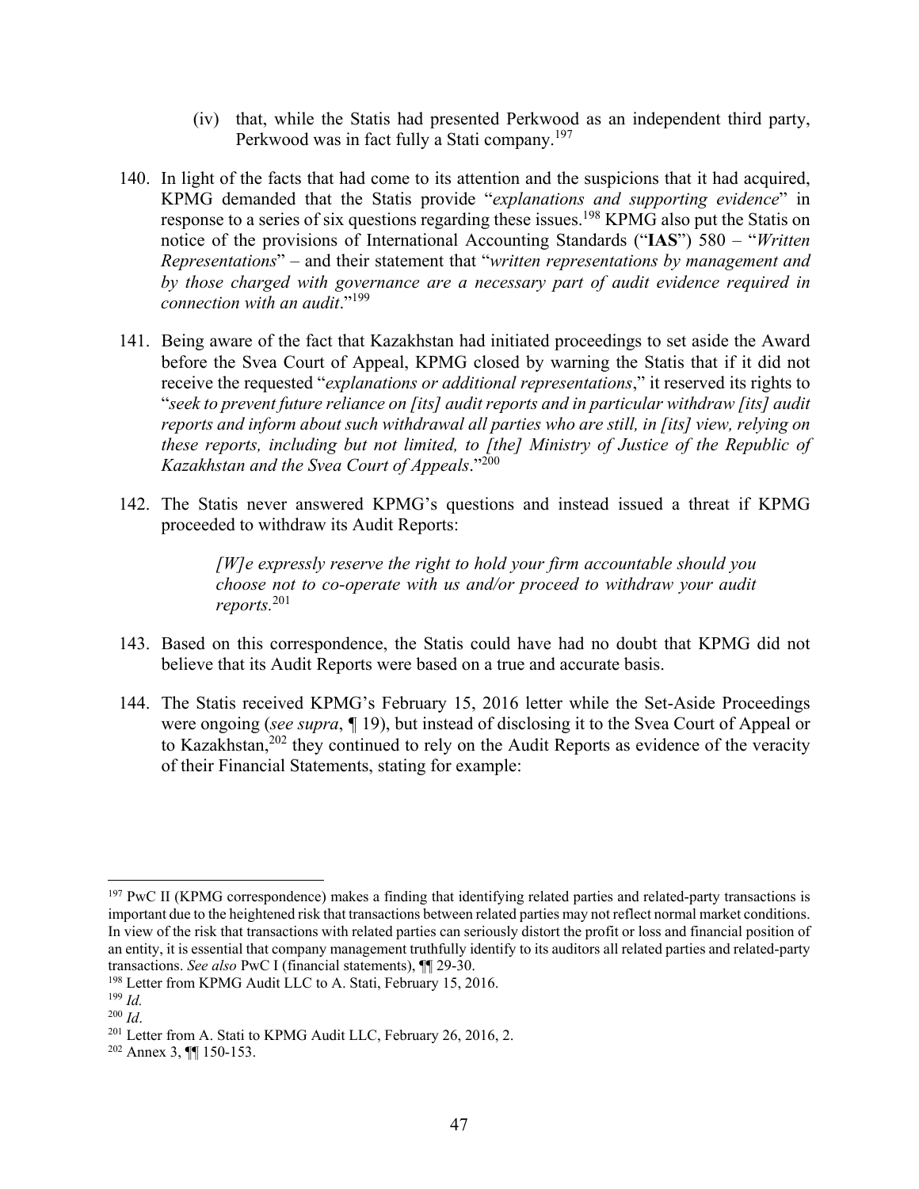(iv) that, while the Statis had presented Perkwood as an independent third party, Perkwood was in fact fully a Stati company.[197]

140. In light of the facts that had come to its attention and the suspicions that it had acquired, KPMG demanded that the Statis provide "*explanations and supporting evidence*" in response to a series of six questions regarding these issues.[198] KPMG also put the Statis on notice of the provisions of International Accounting Standards ("**IAS**") 580 – "*Written Representations*" – and their statement that "*written representations by management and by those charged with governance are a necessary part of audit evidence required in connection with an audit*."[199]

141. Being aware of the fact that Kazakhstan had initiated proceedings to set aside the Award before the Svea Court of Appeal, KPMG closed by warning the Statis that if it did not receive the requested "*explanations or additional representations*," it reserved its rights to "*seek to prevent future reliance on [its] audit reports and in particular withdraw [its] audit reports and inform about such withdrawal all parties who are still, in [its] view, relying on these reports, including but not limited, to [the] Ministry of Justice of the Republic of Kazakhstan and the Svea Court of Appeals*."[200]

142. The Statis never answered KPMG's questions and instead issued a threat if KPMG proceeded to withdraw its Audit Reports:

> *[W]e expressly reserve the right to hold your firm accountable should you choose not to co-operate with us and/or proceed to withdraw your audit reports.*[201]

143. Based on this correspondence, the Statis could have had no doubt that KPMG did not believe that its Audit Reports were based on a true and accurate basis.

144. The Statis received KPMG's February 15, 2016 letter while the Set-Aside Proceedings were ongoing (*see supra*, ¶ 19), but instead of disclosing it to the Svea Court of Appeal or to Kazakhstan,[202] they continued to rely on the Audit Reports as evidence of the veracity of their Financial Statements, stating for example:

---

[197] PwC II (KPMG correspondence) makes a finding that identifying related parties and related-party transactions is important due to the heightened risk that transactions between related parties may not reflect normal market conditions. In view of the risk that transactions with related parties can seriously distort the profit or loss and financial position of an entity, it is essential that company management truthfully identify to its auditors all related parties and related-party transactions. *See also* PwC I (financial statements), ¶¶ 29-30.

[198] Letter from KPMG Audit LLC to A. Stati, February 15, 2016.

[199] *Id.*

[200] *Id*.

[201] Letter from A. Stati to KPMG Audit LLC, February 26, 2016, 2.

[202] Annex 3, ¶¶ 150-153.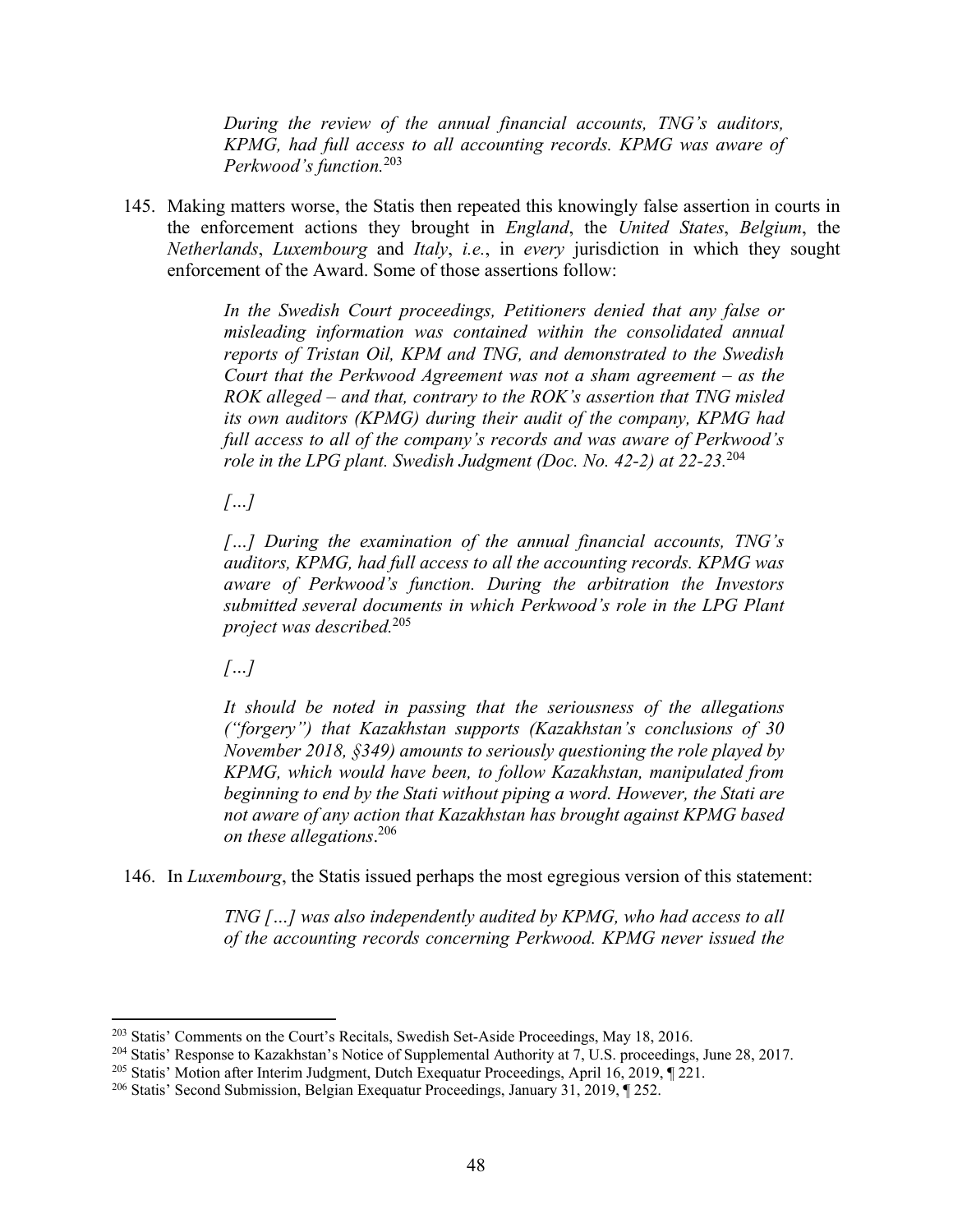> *During the review of the annual financial accounts, TNG's auditors, KPMG, had full access to all accounting records. KPMG was aware of Perkwood's function.*[203]

145. Making matters worse, the Statis then repeated this knowingly false assertion in courts in the enforcement actions they brought in *England*, the *United States*, *Belgium*, the *Netherlands*, *Luxembourg* and *Italy*, *i.e.*, in *every* jurisdiction in which they sought enforcement of the Award. Some of those assertions follow:

> *In the Swedish Court proceedings, Petitioners denied that any false or misleading information was contained within the consolidated annual reports of Tristan Oil, KPM and TNG, and demonstrated to the Swedish Court that the Perkwood Agreement was not a sham agreement – as the ROK alleged – and that, contrary to the ROK's assertion that TNG misled its own auditors (KPMG) during their audit of the company, KPMG had full access to all of the company's records and was aware of Perkwood's role in the LPG plant. Swedish Judgment (Doc. No. 42-2) at 22-23.*[204]
>
> *[…]*
>
> *[…] During the examination of the annual financial accounts, TNG's auditors, KPMG, had full access to all the accounting records. KPMG was aware of Perkwood's function. During the arbitration the Investors submitted several documents in which Perkwood's role in the LPG Plant project was described.*[205]
>
> *[…]*
>
> *It should be noted in passing that the seriousness of the allegations ("forgery") that Kazakhstan supports (Kazakhstan's conclusions of 30 November 2018, §349) amounts to seriously questioning the role played by KPMG, which would have been, to follow Kazakhstan, manipulated from beginning to end by the Stati without piping a word. However, the Stati are not aware of any action that Kazakhstan has brought against KPMG based on these allegations*.[206]

146. In *Luxembourg*, the Statis issued perhaps the most egregious version of this statement:

> *TNG […] was also independently audited by KPMG, who had access to all of the accounting records concerning Perkwood. KPMG never issued the*

---

[203] Statis' Comments on the Court's Recitals, Swedish Set-Aside Proceedings, May 18, 2016.

[204] Statis' Response to Kazakhstan's Notice of Supplemental Authority at 7, U.S. proceedings, June 28, 2017.

[205] Statis' Motion after Interim Judgment, Dutch Exequatur Proceedings, April 16, 2019, ¶ 221.

[206] Statis' Second Submission, Belgian Exequatur Proceedings, January 31, 2019, ¶ 252.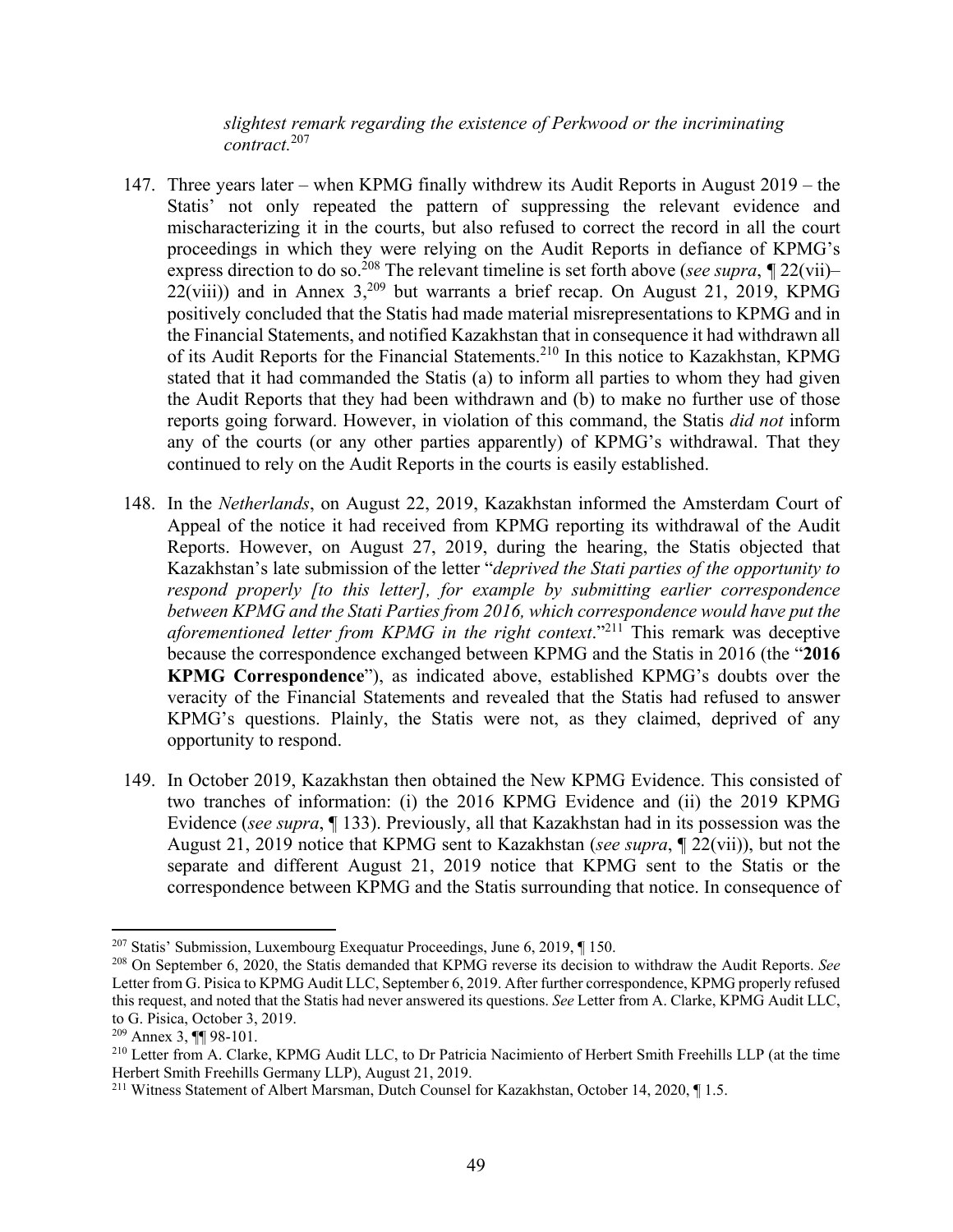*slightest remark regarding the existence of Perkwood or the incriminating contract.*[207]

147. Three years later – when KPMG finally withdrew its Audit Reports in August 2019 – the Statis' not only repeated the pattern of suppressing the relevant evidence and mischaracterizing it in the courts, but also refused to correct the record in all the court proceedings in which they were relying on the Audit Reports in defiance of KPMG's express direction to do so.[208] The relevant timeline is set forth above (*see supra*, ¶ 22(vii)–22(viii)) and in Annex 3,[209] but warrants a brief recap. On August 21, 2019, KPMG positively concluded that the Statis had made material misrepresentations to KPMG and in the Financial Statements, and notified Kazakhstan that in consequence it had withdrawn all of its Audit Reports for the Financial Statements.[210] In this notice to Kazakhstan, KPMG stated that it had commanded the Statis (a) to inform all parties to whom they had given the Audit Reports that they had been withdrawn and (b) to make no further use of those reports going forward. However, in violation of this command, the Statis *did not* inform any of the courts (or any other parties apparently) of KPMG's withdrawal. That they continued to rely on the Audit Reports in the courts is easily established.

148. In the *Netherlands*, on August 22, 2019, Kazakhstan informed the Amsterdam Court of Appeal of the notice it had received from KPMG reporting its withdrawal of the Audit Reports. However, on August 27, 2019, during the hearing, the Statis objected that Kazakhstan's late submission of the letter "*deprived the Stati parties of the opportunity to respond properly [to this letter], for example by submitting earlier correspondence between KPMG and the Stati Parties from 2016, which correspondence would have put the aforementioned letter from KPMG in the right context*."[211] This remark was deceptive because the correspondence exchanged between KPMG and the Statis in 2016 (the "**2016 KPMG Correspondence**"), as indicated above, established KPMG's doubts over the veracity of the Financial Statements and revealed that the Statis had refused to answer KPMG's questions. Plainly, the Statis were not, as they claimed, deprived of any opportunity to respond.

149. In October 2019, Kazakhstan then obtained the New KPMG Evidence. This consisted of two tranches of information: (i) the 2016 KPMG Evidence and (ii) the 2019 KPMG Evidence (*see supra*, ¶ 133). Previously, all that Kazakhstan had in its possession was the August 21, 2019 notice that KPMG sent to Kazakhstan (*see supra*, ¶ 22(vii)), but not the separate and different August 21, 2019 notice that KPMG sent to the Statis or the correspondence between KPMG and the Statis surrounding that notice. In consequence of

---

[207] Statis' Submission, Luxembourg Exequatur Proceedings, June 6, 2019, ¶ 150.

[208] On September 6, 2020, the Statis demanded that KPMG reverse its decision to withdraw the Audit Reports. *See* Letter from G. Pisica to KPMG Audit LLC, September 6, 2019. After further correspondence, KPMG properly refused this request, and noted that the Statis had never answered its questions. *See* Letter from A. Clarke, KPMG Audit LLC, to G. Pisica, October 3, 2019.

[209] Annex 3, ¶¶ 98-101.

[210] Letter from A. Clarke, KPMG Audit LLC, to Dr Patricia Nacimiento of Herbert Smith Freehills LLP (at the time Herbert Smith Freehills Germany LLP), August 21, 2019.

[211] Witness Statement of Albert Marsman, Dutch Counsel for Kazakhstan, October 14, 2020, ¶ 1.5.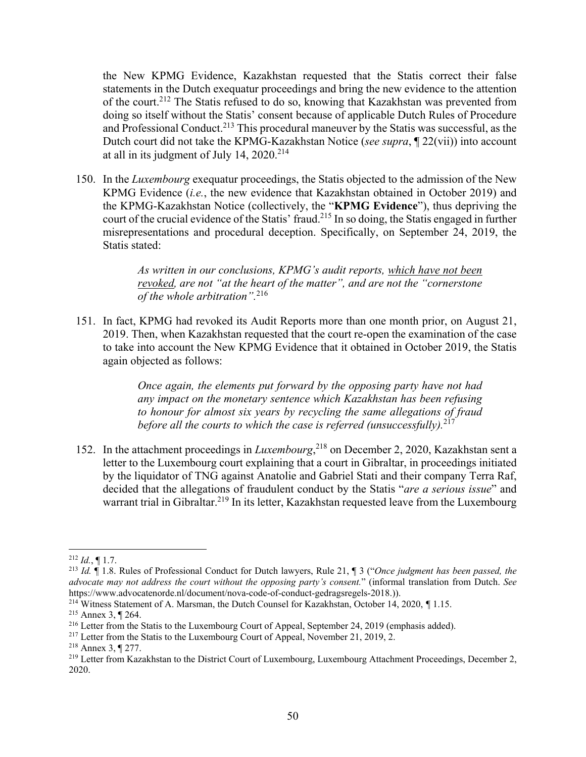the New KPMG Evidence, Kazakhstan requested that the Statis correct their false statements in the Dutch exequatur proceedings and bring the new evidence to the attention of the court.[212] The Statis refused to do so, knowing that Kazakhstan was prevented from doing so itself without the Statis' consent because of applicable Dutch Rules of Procedure and Professional Conduct.[213] This procedural maneuver by the Statis was successful, as the Dutch court did not take the KPMG-Kazakhstan Notice (*see supra*, ¶ 22(vii)) into account at all in its judgment of July 14, 2020.[214]

150. In the *Luxembourg* exequatur proceedings, the Statis objected to the admission of the New KPMG Evidence (*i.e.*, the new evidence that Kazakhstan obtained in October 2019) and the KPMG-Kazakhstan Notice (collectively, the "**KPMG Evidence**"), thus depriving the court of the crucial evidence of the Statis' fraud.[215] In so doing, the Statis engaged in further misrepresentations and procedural deception. Specifically, on September 24, 2019, the Statis stated:

> *As written in our conclusions, KPMG's audit reports, <u>which have not been revoked</u>, are not "at the heart of the matter", and are not the "cornerstone of the whole arbitration".*[216]

151. In fact, KPMG had revoked its Audit Reports more than one month prior, on August 21, 2019. Then, when Kazakhstan requested that the court re-open the examination of the case to take into account the New KPMG Evidence that it obtained in October 2019, the Statis again objected as follows:

> *Once again, the elements put forward by the opposing party have not had any impact on the monetary sentence which Kazakhstan has been refusing to honour for almost six years by recycling the same allegations of fraud before all the courts to which the case is referred (unsuccessfully).*[217]

152. In the attachment proceedings in *Luxembourg*,[218] on December 2, 2020, Kazakhstan sent a letter to the Luxembourg court explaining that a court in Gibraltar, in proceedings initiated by the liquidator of TNG against Anatolie and Gabriel Stati and their company Terra Raf, decided that the allegations of fraudulent conduct by the Statis "*are a serious issue*" and warrant trial in Gibraltar.[219] In its letter, Kazakhstan requested leave from the Luxembourg

---

[212] *Id.*, ¶ 1.7.

[213] *Id.* ¶ 1.8. Rules of Professional Conduct for Dutch lawyers, Rule 21, ¶ 3 ("*Once judgment has been passed, the advocate may not address the court without the opposing party's consent.*" (informal translation from Dutch. *See* https://www.advocatenorde.nl/document/nova-code-of-conduct-gedragsregels-2018.)).

[214] Witness Statement of A. Marsman, the Dutch Counsel for Kazakhstan, October 14, 2020, ¶ 1.15.

[215] Annex 3, ¶ 264.

[216] Letter from the Statis to the Luxembourg Court of Appeal, September 24, 2019 (emphasis added).

[217] Letter from the Statis to the Luxembourg Court of Appeal, November 21, 2019, 2.

[218] Annex 3, ¶ 277.

[219] Letter from Kazakhstan to the District Court of Luxembourg, Luxembourg Attachment Proceedings, December 2, 2020.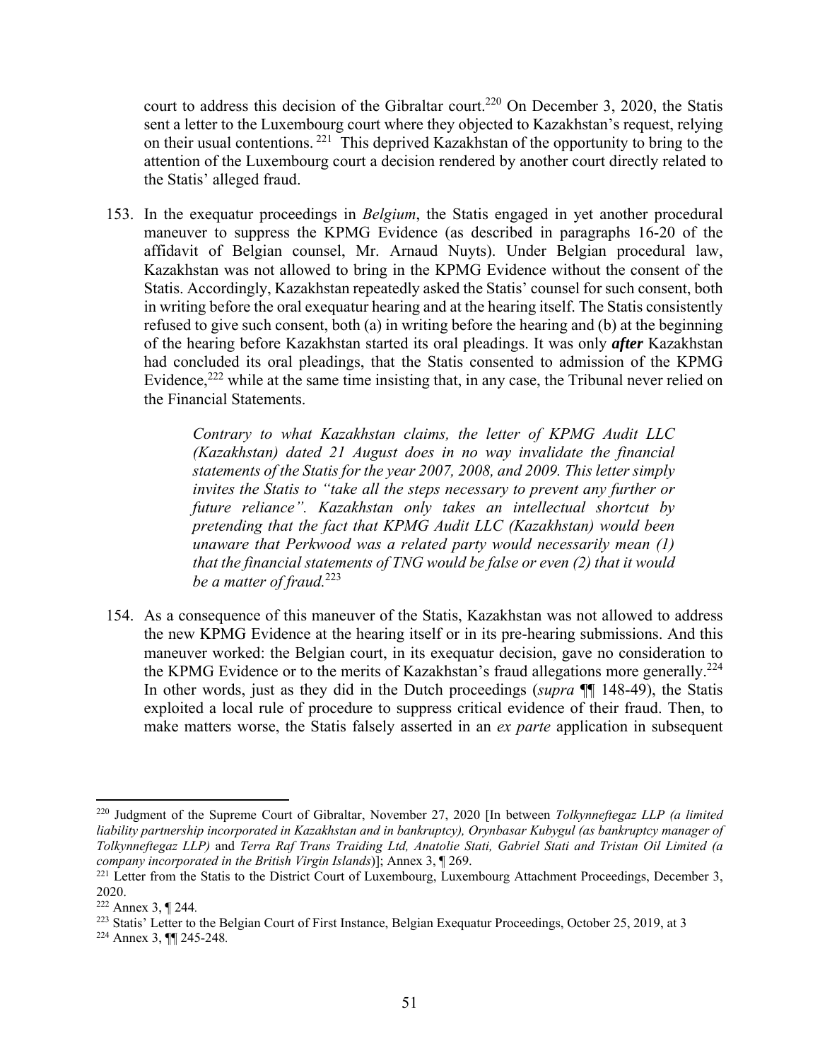court to address this decision of the Gibraltar court.[220] On December 3, 2020, the Statis sent a letter to the Luxembourg court where they objected to Kazakhstan's request, relying on their usual contentions. [221] This deprived Kazakhstan of the opportunity to bring to the attention of the Luxembourg court a decision rendered by another court directly related to the Statis' alleged fraud.

153. In the exequatur proceedings in *Belgium*, the Statis engaged in yet another procedural maneuver to suppress the KPMG Evidence (as described in paragraphs 16-20 of the affidavit of Belgian counsel, Mr. Arnaud Nuyts). Under Belgian procedural law, Kazakhstan was not allowed to bring in the KPMG Evidence without the consent of the Statis. Accordingly, Kazakhstan repeatedly asked the Statis' counsel for such consent, both in writing before the oral exequatur hearing and at the hearing itself. The Statis consistently refused to give such consent, both (a) in writing before the hearing and (b) at the beginning of the hearing before Kazakhstan started its oral pleadings. It was only ***after*** Kazakhstan had concluded its oral pleadings, that the Statis consented to admission of the KPMG Evidence,[222] while at the same time insisting that, in any case, the Tribunal never relied on the Financial Statements.

> *Contrary to what Kazakhstan claims, the letter of KPMG Audit LLC (Kazakhstan) dated 21 August does in no way invalidate the financial statements of the Statis for the year 2007, 2008, and 2009. This letter simply invites the Statis to "take all the steps necessary to prevent any further or future reliance". Kazakhstan only takes an intellectual shortcut by pretending that the fact that KPMG Audit LLC (Kazakhstan) would been unaware that Perkwood was a related party would necessarily mean (1) that the financial statements of TNG would be false or even (2) that it would be a matter of fraud.*[223]

154. As a consequence of this maneuver of the Statis, Kazakhstan was not allowed to address the new KPMG Evidence at the hearing itself or in its pre-hearing submissions. And this maneuver worked: the Belgian court, in its exequatur decision, gave no consideration to the KPMG Evidence or to the merits of Kazakhstan's fraud allegations more generally.[224] In other words, just as they did in the Dutch proceedings (*supra* ¶¶ 148-49), the Statis exploited a local rule of procedure to suppress critical evidence of their fraud. Then, to make matters worse, the Statis falsely asserted in an *ex parte* application in subsequent

---

[220] Judgment of the Supreme Court of Gibraltar, November 27, 2020 [In between *Tolkynneftegaz LLP (a limited liability partnership incorporated in Kazakhstan and in bankruptcy), Orynbasar Kubygul (as bankruptcy manager of Tolkynneftegaz LLP)* and *Terra Raf Trans Traiding Ltd, Anatolie Stati, Gabriel Stati and Tristan Oil Limited (a company incorporated in the British Virgin Islands)*]; Annex 3, ¶ 269.

[221] Letter from the Statis to the District Court of Luxembourg, Luxembourg Attachment Proceedings, December 3, 2020.

[222] Annex 3, ¶ 244.

[223] Statis' Letter to the Belgian Court of First Instance, Belgian Exequatur Proceedings, October 25, 2019, at 3

[224] Annex 3, ¶¶ 245-248.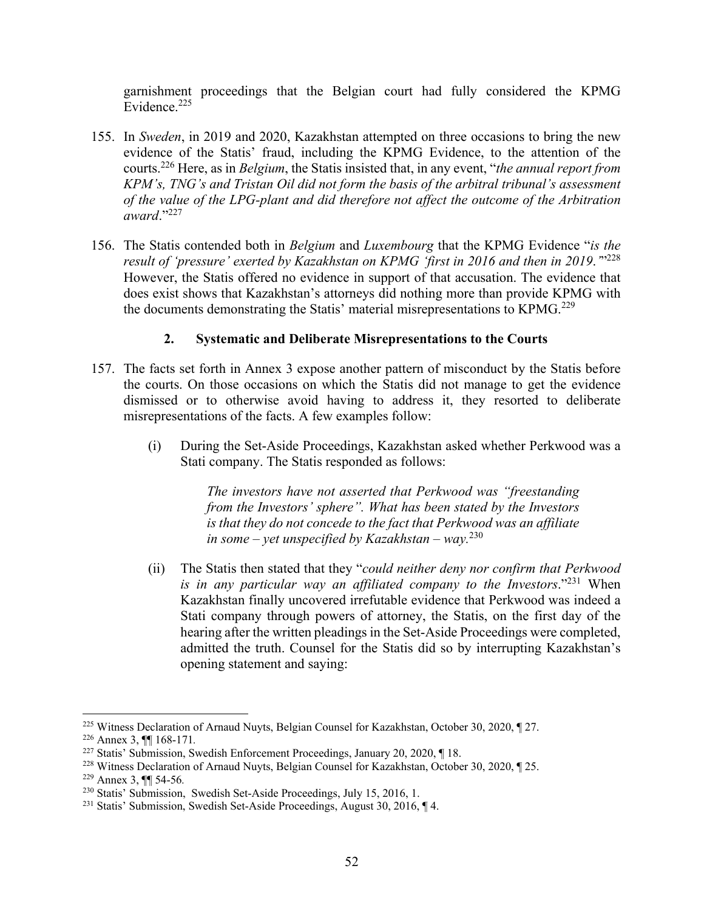garnishment proceedings that the Belgian court had fully considered the KPMG Evidence.[225]

155. In *Sweden*, in 2019 and 2020, Kazakhstan attempted on three occasions to bring the new evidence of the Statis' fraud, including the KPMG Evidence, to the attention of the courts.[226] Here, as in *Belgium*, the Statis insisted that, in any event, "*the annual report from KPM's, TNG's and Tristan Oil did not form the basis of the arbitral tribunal's assessment of the value of the LPG-plant and did therefore not affect the outcome of the Arbitration award*."[227]

156. The Statis contended both in *Belgium* and *Luxembourg* that the KPMG Evidence "*is the result of 'pressure' exerted by Kazakhstan on KPMG 'first in 2016 and then in 2019.'*"[228] However, the Statis offered no evidence in support of that accusation. The evidence that does exist shows that Kazakhstan's attorneys did nothing more than provide KPMG with the documents demonstrating the Statis' material misrepresentations to KPMG.[229]

### 2. Systematic and Deliberate Misrepresentations to the Courts

157. The facts set forth in Annex 3 expose another pattern of misconduct by the Statis before the courts. On those occasions on which the Statis did not manage to get the evidence dismissed or to otherwise avoid having to address it, they resorted to deliberate misrepresentations of the facts. A few examples follow:

   (i) During the Set-Aside Proceedings, Kazakhstan asked whether Perkwood was a Stati company. The Statis responded as follows:

   > *The investors have not asserted that Perkwood was "freestanding from the Investors' sphere". What has been stated by the Investors is that they do not concede to the fact that Perkwood was an affiliate in some – yet unspecified by Kazakhstan – way.*[230]

   (ii) The Statis then stated that they "*could neither deny nor confirm that Perkwood is in any particular way an affiliated company to the Investors*."[231] When Kazakhstan finally uncovered irrefutable evidence that Perkwood was indeed a Stati company through powers of attorney, the Statis, on the first day of the hearing after the written pleadings in the Set-Aside Proceedings were completed, admitted the truth. Counsel for the Statis did so by interrupting Kazakhstan's opening statement and saying:

---

[225] Witness Declaration of Arnaud Nuyts, Belgian Counsel for Kazakhstan, October 30, 2020, ¶ 27.

[226] Annex 3, ¶¶ 168-171.

[227] Statis' Submission, Swedish Enforcement Proceedings, January 20, 2020, ¶ 18.

[228] Witness Declaration of Arnaud Nuyts, Belgian Counsel for Kazakhstan, October 30, 2020, ¶ 25.

[229] Annex 3, ¶¶ 54-56.

[230] Statis' Submission, Swedish Set-Aside Proceedings, July 15, 2016, 1.

[231] Statis' Submission, Swedish Set-Aside Proceedings, August 30, 2016, ¶ 4.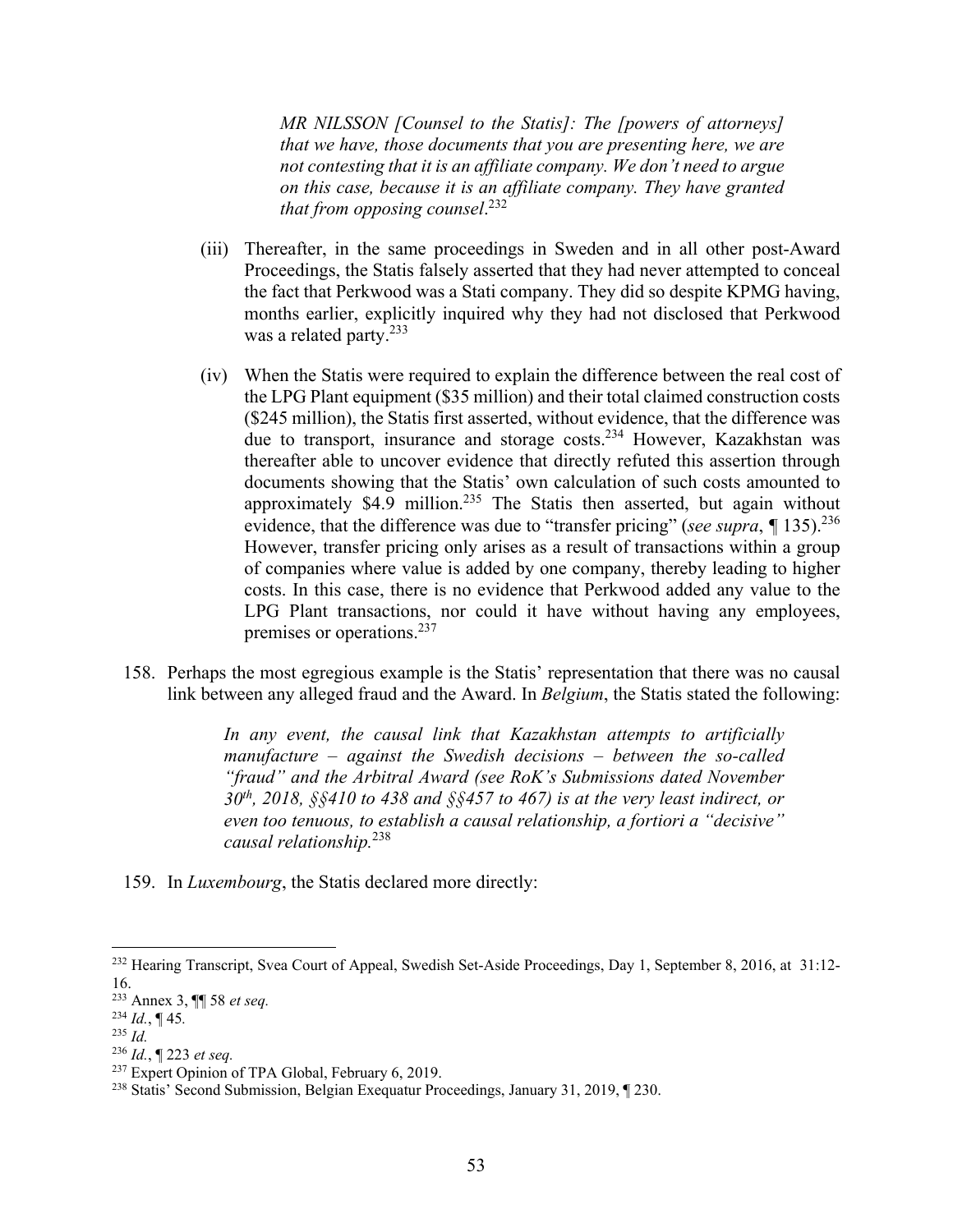> *MR NILSSON [Counsel to the Statis]: The [powers of attorneys] that we have, those documents that you are presenting here, we are not contesting that it is an affiliate company. We don't need to argue on this case, because it is an affiliate company. They have granted that from opposing counsel*.[232]

(iii) Thereafter, in the same proceedings in Sweden and in all other post-Award Proceedings, the Statis falsely asserted that they had never attempted to conceal the fact that Perkwood was a Stati company. They did so despite KPMG having, months earlier, explicitly inquired why they had not disclosed that Perkwood was a related party.[233]

(iv) When the Statis were required to explain the difference between the real cost of the LPG Plant equipment ($35 million) and their total claimed construction costs ($245 million), the Statis first asserted, without evidence, that the difference was due to transport, insurance and storage costs.[234] However, Kazakhstan was thereafter able to uncover evidence that directly refuted this assertion through documents showing that the Statis' own calculation of such costs amounted to approximately $4.9 million.[235] The Statis then asserted, but again without evidence, that the difference was due to "transfer pricing" (*see supra*, ¶ 135).[236] However, transfer pricing only arises as a result of transactions within a group of companies where value is added by one company, thereby leading to higher costs. In this case, there is no evidence that Perkwood added any value to the LPG Plant transactions, nor could it have without having any employees, premises or operations.[237]

158. Perhaps the most egregious example is the Statis' representation that there was no causal link between any alleged fraud and the Award. In *Belgium*, the Statis stated the following:

> *In any event, the causal link that Kazakhstan attempts to artificially manufacture – against the Swedish decisions – between the so-called "fraud" and the Arbitral Award (see RoK's Submissions dated November 30th, 2018, §§410 to 438 and §§457 to 467) is at the very least indirect, or even too tenuous, to establish a causal relationship, a fortiori a "decisive" causal relationship.*[238]

159. In *Luxembourg*, the Statis declared more directly:

---

[232] Hearing Transcript, Svea Court of Appeal, Swedish Set-Aside Proceedings, Day 1, September 8, 2016, at 31:12-16.

[233] Annex 3, ¶¶ 58 *et seq.*

[234] *Id.*, ¶ 45.

[235] *Id.*

[236] *Id.*, ¶ 223 *et seq.*

[237] Expert Opinion of TPA Global, February 6, 2019.

[238] Statis' Second Submission, Belgian Exequatur Proceedings, January 31, 2019, ¶ 230.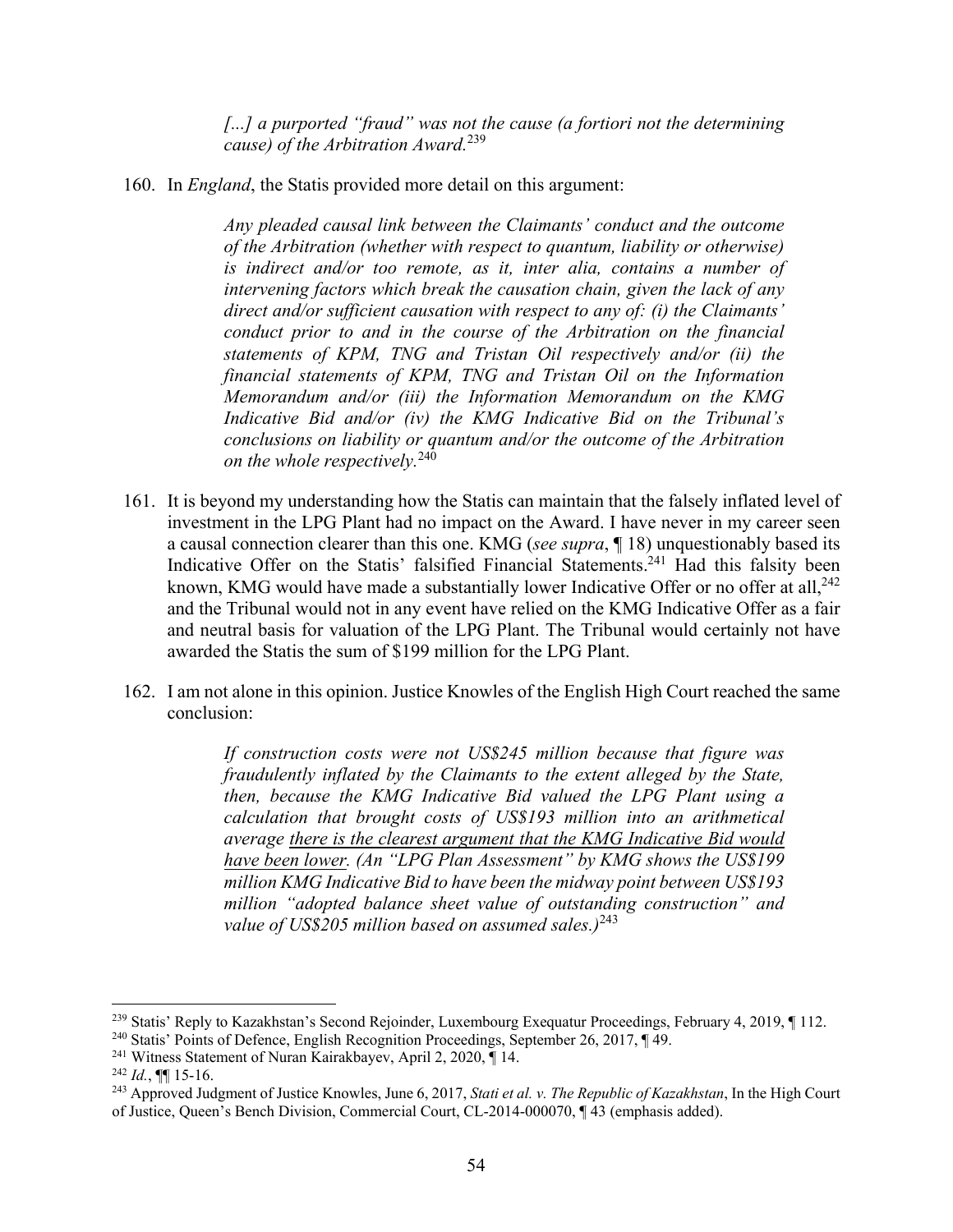> *[...] a purported "fraud" was not the cause (a fortiori not the determining cause) of the Arbitration Award.*[239]

160. In *England*, the Statis provided more detail on this argument:

> *Any pleaded causal link between the Claimants' conduct and the outcome of the Arbitration (whether with respect to quantum, liability or otherwise) is indirect and/or too remote, as it, inter alia, contains a number of intervening factors which break the causation chain, given the lack of any direct and/or sufficient causation with respect to any of: (i) the Claimants' conduct prior to and in the course of the Arbitration on the financial statements of KPM, TNG and Tristan Oil respectively and/or (ii) the financial statements of KPM, TNG and Tristan Oil on the Information Memorandum and/or (iii) the Information Memorandum on the KMG Indicative Bid and/or (iv) the KMG Indicative Bid on the Tribunal's conclusions on liability or quantum and/or the outcome of the Arbitration on the whole respectively.*[240]

161. It is beyond my understanding how the Statis can maintain that the falsely inflated level of investment in the LPG Plant had no impact on the Award. I have never in my career seen a causal connection clearer than this one. KMG (*see supra*, ¶ 18) unquestionably based its Indicative Offer on the Statis' falsified Financial Statements.[241] Had this falsity been known, KMG would have made a substantially lower Indicative Offer or no offer at all,[242] and the Tribunal would not in any event have relied on the KMG Indicative Offer as a fair and neutral basis for valuation of the LPG Plant. The Tribunal would certainly not have awarded the Statis the sum of $199 million for the LPG Plant.

162. I am not alone in this opinion. Justice Knowles of the English High Court reached the same conclusion:

> *If construction costs were not US$245 million because that figure was fraudulently inflated by the Claimants to the extent alleged by the State, then, because the KMG Indicative Bid valued the LPG Plant using a calculation that brought costs of US$193 million into an arithmetical average <u>there is the clearest argument that the KMG Indicative Bid would have been lower</u>. (An "LPG Plan Assessment" by KMG shows the US$199 million KMG Indicative Bid to have been the midway point between US$193 million "adopted balance sheet value of outstanding construction" and value of US$205 million based on assumed sales.)*[243]

---

[239] Statis' Reply to Kazakhstan's Second Rejoinder, Luxembourg Exequatur Proceedings, February 4, 2019, ¶ 112.

[240] Statis' Points of Defence, English Recognition Proceedings, September 26, 2017, ¶ 49.

[241] Witness Statement of Nuran Kairakbayev, April 2, 2020, ¶ 14.

[242] *Id.*, ¶¶ 15-16.

[243] Approved Judgment of Justice Knowles, June 6, 2017, *Stati et al. v. The Republic of Kazakhstan*, In the High Court of Justice, Queen's Bench Division, Commercial Court, CL-2014-000070, ¶ 43 (emphasis added).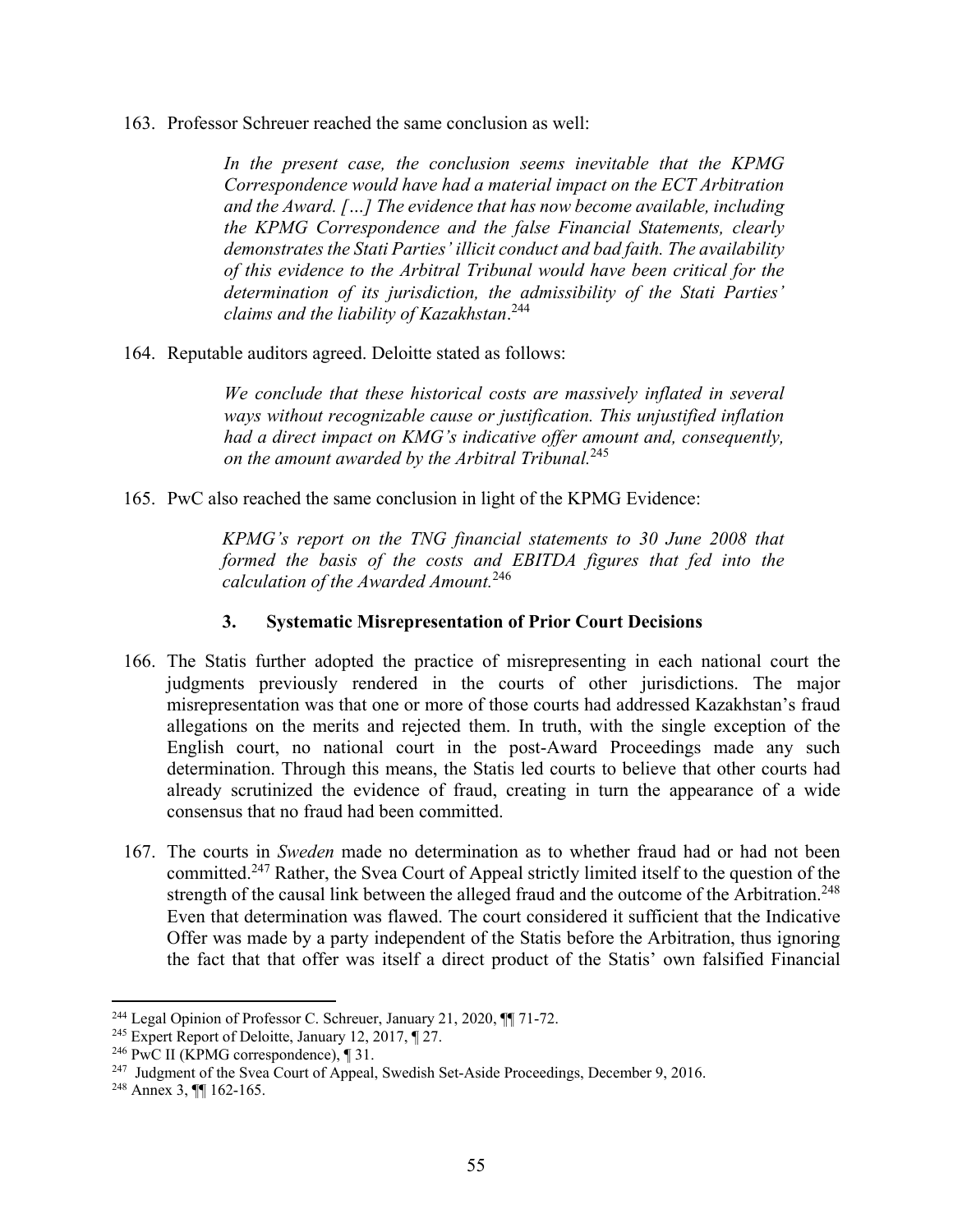163. Professor Schreuer reached the same conclusion as well:

> *In the present case, the conclusion seems inevitable that the KPMG Correspondence would have had a material impact on the ECT Arbitration and the Award. […] The evidence that has now become available, including the KPMG Correspondence and the false Financial Statements, clearly demonstrates the Stati Parties' illicit conduct and bad faith. The availability of this evidence to the Arbitral Tribunal would have been critical for the determination of its jurisdiction, the admissibility of the Stati Parties' claims and the liability of Kazakhstan*.[244]

164. Reputable auditors agreed. Deloitte stated as follows:

> *We conclude that these historical costs are massively inflated in several ways without recognizable cause or justification. This unjustified inflation had a direct impact on KMG's indicative offer amount and, consequently, on the amount awarded by the Arbitral Tribunal.*[245]

165. PwC also reached the same conclusion in light of the KPMG Evidence:

> *KPMG's report on the TNG financial statements to 30 June 2008 that formed the basis of the costs and EBITDA figures that fed into the calculation of the Awarded Amount.*[246]

### 3. Systematic Misrepresentation of Prior Court Decisions

166. The Statis further adopted the practice of misrepresenting in each national court the judgments previously rendered in the courts of other jurisdictions. The major misrepresentation was that one or more of those courts had addressed Kazakhstan's fraud allegations on the merits and rejected them. In truth, with the single exception of the English court, no national court in the post-Award Proceedings made any such determination. Through this means, the Statis led courts to believe that other courts had already scrutinized the evidence of fraud, creating in turn the appearance of a wide consensus that no fraud had been committed.

167. The courts in *Sweden* made no determination as to whether fraud had or had not been committed.[247] Rather, the Svea Court of Appeal strictly limited itself to the question of the strength of the causal link between the alleged fraud and the outcome of the Arbitration.[248] Even that determination was flawed. The court considered it sufficient that the Indicative Offer was made by a party independent of the Statis before the Arbitration, thus ignoring the fact that that offer was itself a direct product of the Statis' own falsified Financial

---

[244] Legal Opinion of Professor C. Schreuer, January 21, 2020, ¶¶ 71-72.

[245] Expert Report of Deloitte, January 12, 2017, ¶ 27.

[246] PwC II (KPMG correspondence), ¶ 31.

[247] Judgment of the Svea Court of Appeal, Swedish Set-Aside Proceedings, December 9, 2016.

[248] Annex 3, ¶¶ 162-165.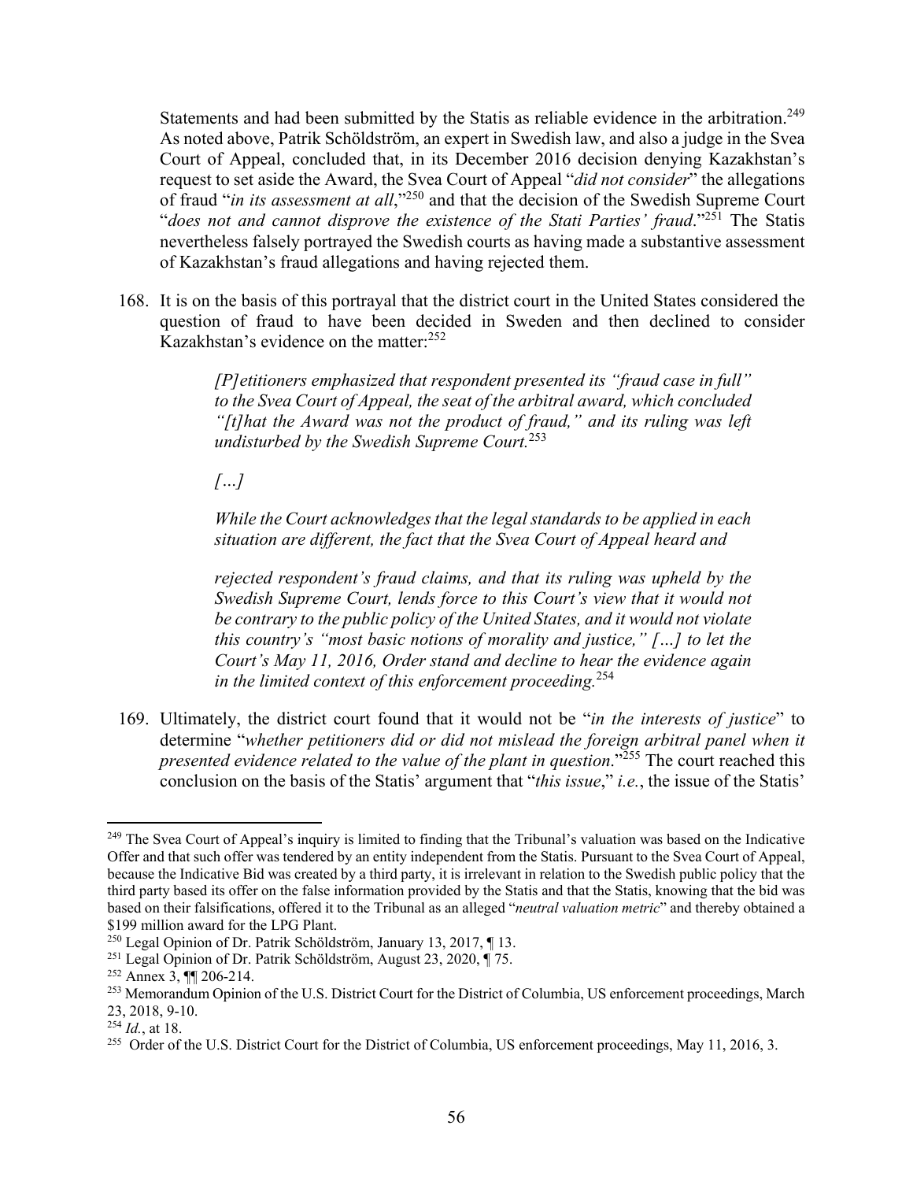Statements and had been submitted by the Statis as reliable evidence in the arbitration.[249] As noted above, Patrik Schöldström, an expert in Swedish law, and also a judge in the Svea Court of Appeal, concluded that, in its December 2016 decision denying Kazakhstan's request to set aside the Award, the Svea Court of Appeal "*did not consider*" the allegations of fraud "*in its assessment at all*,"[250] and that the decision of the Swedish Supreme Court "*does not and cannot disprove the existence of the Stati Parties' fraud*."[251] The Statis nevertheless falsely portrayed the Swedish courts as having made a substantive assessment of Kazakhstan's fraud allegations and having rejected them.

168. It is on the basis of this portrayal that the district court in the United States considered the question of fraud to have been decided in Sweden and then declined to consider Kazakhstan's evidence on the matter:[252]

> *[P]etitioners emphasized that respondent presented its "fraud case in full" to the Svea Court of Appeal, the seat of the arbitral award, which concluded "[t]hat the Award was not the product of fraud," and its ruling was left undisturbed by the Swedish Supreme Court.*[253]
>
> *[…]*
>
> *While the Court acknowledges that the legal standards to be applied in each situation are different, the fact that the Svea Court of Appeal heard and rejected respondent's fraud claims, and that its ruling was upheld by the Swedish Supreme Court, lends force to this Court's view that it would not be contrary to the public policy of the United States, and it would not violate this country's "most basic notions of morality and justice," […] to let the Court's May 11, 2016, Order stand and decline to hear the evidence again in the limited context of this enforcement proceeding.*[254]

169. Ultimately, the district court found that it would not be "*in the interests of justice*" to determine "*whether petitioners did or did not mislead the foreign arbitral panel when it presented evidence related to the value of the plant in question*."[255] The court reached this conclusion on the basis of the Statis' argument that "*this issue*," *i.e.*, the issue of the Statis'

---

[249] The Svea Court of Appeal's inquiry is limited to finding that the Tribunal's valuation was based on the Indicative Offer and that such offer was tendered by an entity independent from the Statis. Pursuant to the Svea Court of Appeal, because the Indicative Bid was created by a third party, it is irrelevant in relation to the Swedish public policy that the third party based its offer on the false information provided by the Statis and that the Statis, knowing that the bid was based on their falsifications, offered it to the Tribunal as an alleged "*neutral valuation metric*" and thereby obtained a \$199 million award for the LPG Plant.

[250] Legal Opinion of Dr. Patrik Schöldström, January 13, 2017, ¶ 13.

[251] Legal Opinion of Dr. Patrik Schöldström, August 23, 2020, ¶ 75.

[252] Annex 3, ¶¶ 206-214.

[253] Memorandum Opinion of the U.S. District Court for the District of Columbia, US enforcement proceedings, March 23, 2018, 9-10.

[254] *Id.*, at 18.

[255] Order of the U.S. District Court for the District of Columbia, US enforcement proceedings, May 11, 2016, 3.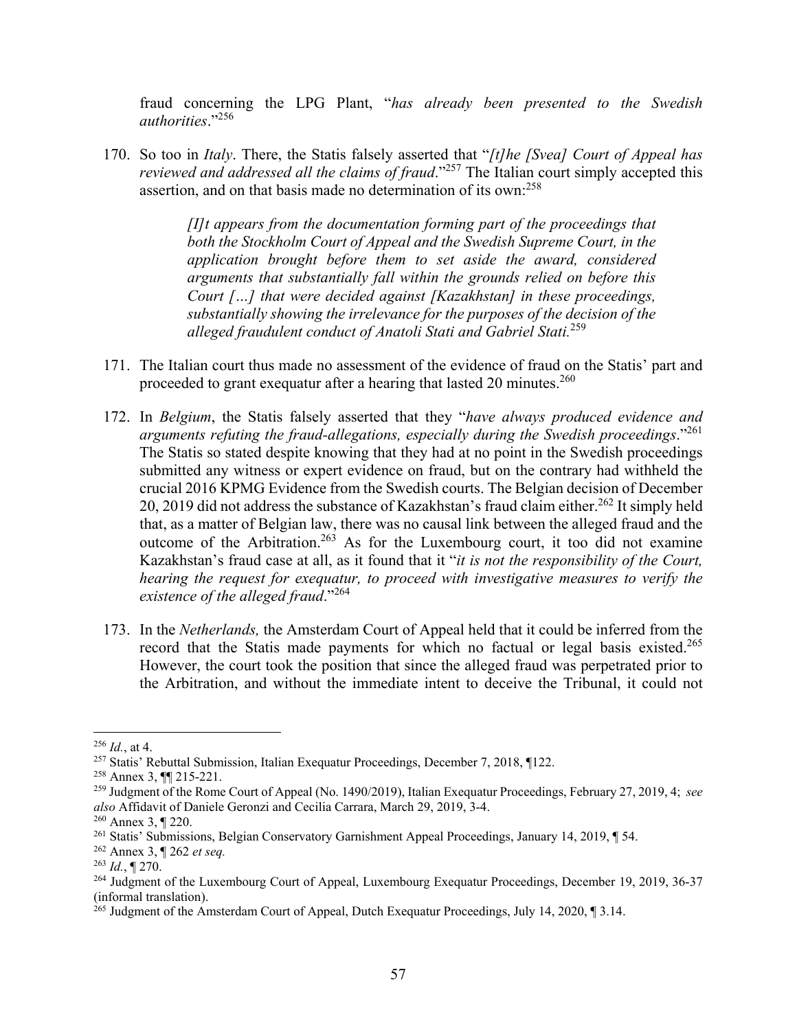fraud concerning the LPG Plant, "*has already been presented to the Swedish authorities*."[256]

170. So too in *Italy*. There, the Statis falsely asserted that "*[t]he [Svea] Court of Appeal has reviewed and addressed all the claims of fraud*."[257] The Italian court simply accepted this assertion, and on that basis made no determination of its own:[258]

> *[I]t appears from the documentation forming part of the proceedings that both the Stockholm Court of Appeal and the Swedish Supreme Court, in the application brought before them to set aside the award, considered arguments that substantially fall within the grounds relied on before this Court […] that were decided against [Kazakhstan] in these proceedings, substantially showing the irrelevance for the purposes of the decision of the alleged fraudulent conduct of Anatoli Stati and Gabriel Stati.*[259]

171. The Italian court thus made no assessment of the evidence of fraud on the Statis' part and proceeded to grant exequatur after a hearing that lasted 20 minutes.[260]

172. In *Belgium*, the Statis falsely asserted that they "*have always produced evidence and arguments refuting the fraud-allegations, especially during the Swedish proceedings*."[261] The Statis so stated despite knowing that they had at no point in the Swedish proceedings submitted any witness or expert evidence on fraud, but on the contrary had withheld the crucial 2016 KPMG Evidence from the Swedish courts. The Belgian decision of December 20, 2019 did not address the substance of Kazakhstan's fraud claim either.[262] It simply held that, as a matter of Belgian law, there was no causal link between the alleged fraud and the outcome of the Arbitration.[263] As for the Luxembourg court, it too did not examine Kazakhstan's fraud case at all, as it found that it "*it is not the responsibility of the Court, hearing the request for exequatur, to proceed with investigative measures to verify the existence of the alleged fraud*."[264]

173. In the *Netherlands,* the Amsterdam Court of Appeal held that it could be inferred from the record that the Statis made payments for which no factual or legal basis existed.[265] However, the court took the position that since the alleged fraud was perpetrated prior to the Arbitration, and without the immediate intent to deceive the Tribunal, it could not

---

[256] *Id.*, at 4.

[257] Statis' Rebuttal Submission, Italian Exequatur Proceedings, December 7, 2018, ¶122.

[258] Annex 3, ¶¶ 215-221.

[259] Judgment of the Rome Court of Appeal (No. 1490/2019), Italian Exequatur Proceedings, February 27, 2019, 4; *see also* Affidavit of Daniele Geronzi and Cecilia Carrara, March 29, 2019, 3-4.

[260] Annex 3, ¶ 220.

[261] Statis' Submissions, Belgian Conservatory Garnishment Appeal Proceedings, January 14, 2019, ¶ 54.

[262] Annex 3, ¶ 262 *et seq.*

[263] *Id.*, ¶ 270.

[264] Judgment of the Luxembourg Court of Appeal, Luxembourg Exequatur Proceedings, December 19, 2019, 36-37 (informal translation).

[265] Judgment of the Amsterdam Court of Appeal, Dutch Exequatur Proceedings, July 14, 2020, ¶ 3.14.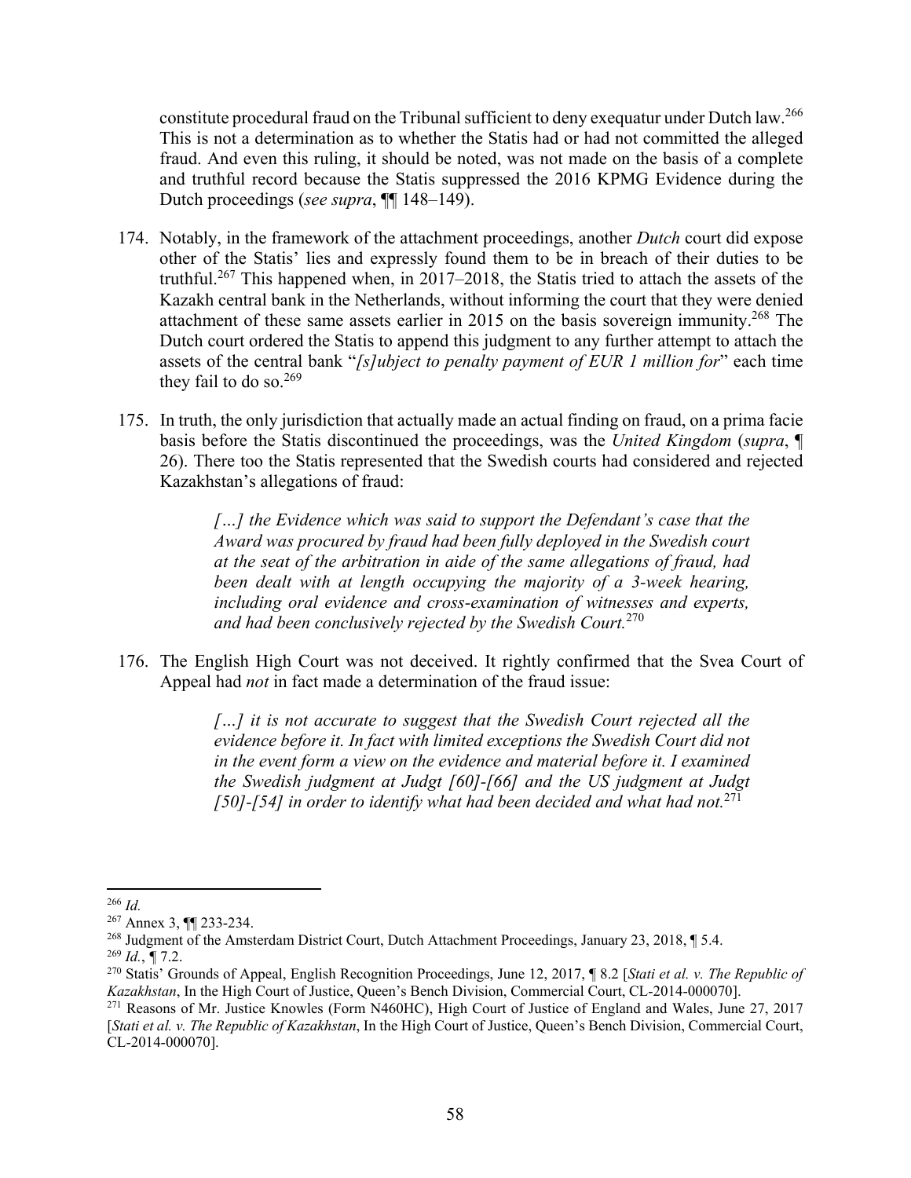constitute procedural fraud on the Tribunal sufficient to deny exequatur under Dutch law.[266] This is not a determination as to whether the Statis had or had not committed the alleged fraud. And even this ruling, it should be noted, was not made on the basis of a complete and truthful record because the Statis suppressed the 2016 KPMG Evidence during the Dutch proceedings (*see supra*, ¶¶ 148–149).

174. Notably, in the framework of the attachment proceedings, another *Dutch* court did expose other of the Statis' lies and expressly found them to be in breach of their duties to be truthful.[267] This happened when, in 2017–2018, the Statis tried to attach the assets of the Kazakh central bank in the Netherlands, without informing the court that they were denied attachment of these same assets earlier in 2015 on the basis sovereign immunity.[268] The Dutch court ordered the Statis to append this judgment to any further attempt to attach the assets of the central bank "*[s]ubject to penalty payment of EUR 1 million for*" each time they fail to do so.[269]

175. In truth, the only jurisdiction that actually made an actual finding on fraud, on a prima facie basis before the Statis discontinued the proceedings, was the *United Kingdom* (*supra*, ¶ 26). There too the Statis represented that the Swedish courts had considered and rejected Kazakhstan's allegations of fraud:

> *[…] the Evidence which was said to support the Defendant's case that the Award was procured by fraud had been fully deployed in the Swedish court at the seat of the arbitration in aide of the same allegations of fraud, had been dealt with at length occupying the majority of a 3-week hearing, including oral evidence and cross-examination of witnesses and experts, and had been conclusively rejected by the Swedish Court.*[270]

176. The English High Court was not deceived. It rightly confirmed that the Svea Court of Appeal had *not* in fact made a determination of the fraud issue:

> *[…] it is not accurate to suggest that the Swedish Court rejected all the evidence before it. In fact with limited exceptions the Swedish Court did not in the event form a view on the evidence and material before it. I examined the Swedish judgment at Judgt [60]-[66] and the US judgment at Judgt [50]-[54] in order to identify what had been decided and what had not.*[271]

---

[266] *Id.*

[267] Annex 3, ¶¶ 233-234.

[268] Judgment of the Amsterdam District Court, Dutch Attachment Proceedings, January 23, 2018, ¶ 5.4.

[269] *Id.*, ¶ 7.2.

[270] Statis' Grounds of Appeal, English Recognition Proceedings, June 12, 2017, ¶ 8.2 [*Stati et al. v. The Republic of Kazakhstan*, In the High Court of Justice, Queen's Bench Division, Commercial Court, CL-2014-000070].

[271] Reasons of Mr. Justice Knowles (Form N460HC), High Court of Justice of England and Wales, June 27, 2017 [*Stati et al. v. The Republic of Kazakhstan*, In the High Court of Justice, Queen's Bench Division, Commercial Court, CL-2014-000070].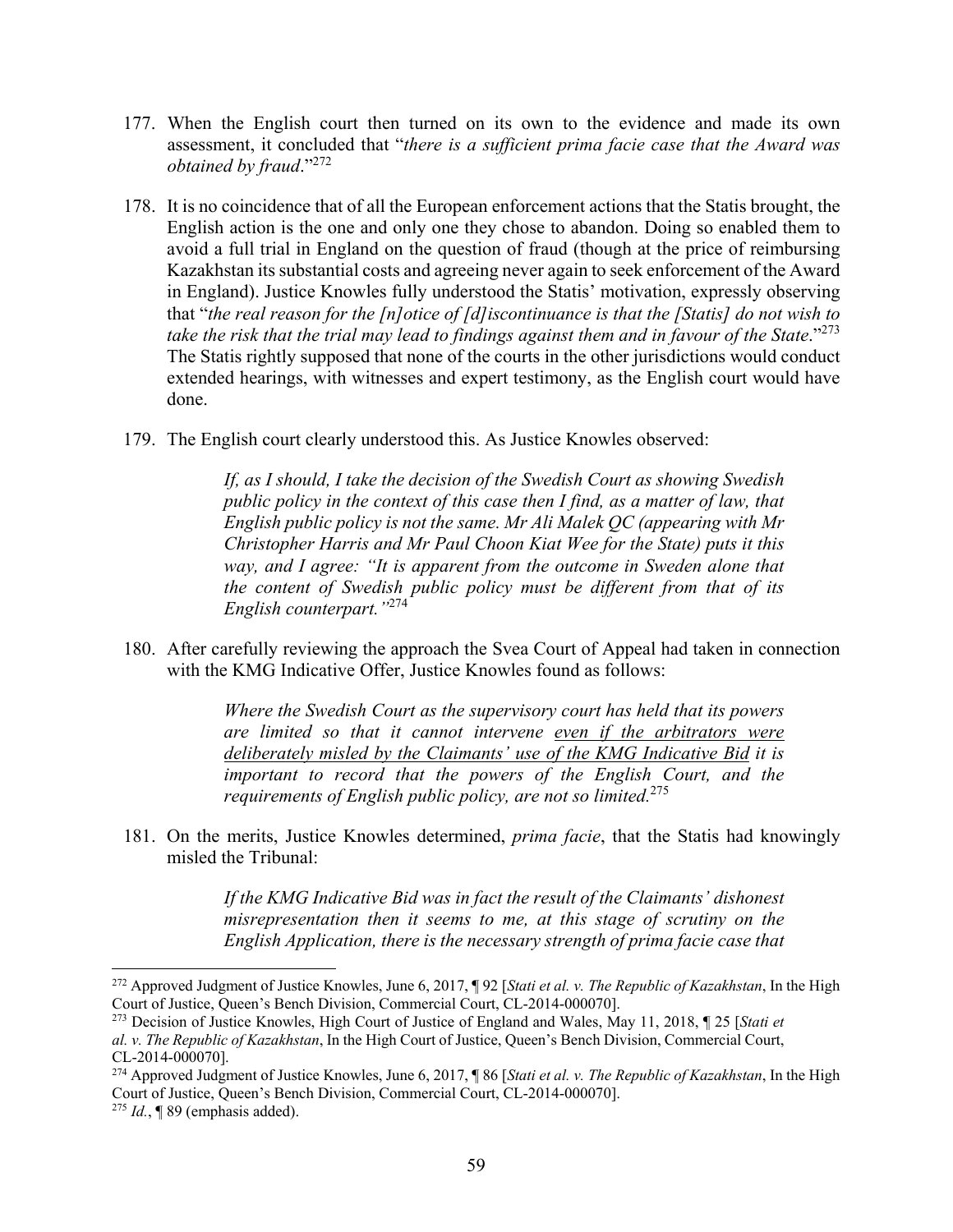177. When the English court then turned on its own to the evidence and made its own assessment, it concluded that "*there is a sufficient prima facie case that the Award was obtained by fraud*."[272]

178. It is no coincidence that of all the European enforcement actions that the Statis brought, the English action is the one and only one they chose to abandon. Doing so enabled them to avoid a full trial in England on the question of fraud (though at the price of reimbursing Kazakhstan its substantial costs and agreeing never again to seek enforcement of the Award in England). Justice Knowles fully understood the Statis' motivation, expressly observing that "*the real reason for the [n]otice of [d]iscontinuance is that the [Statis] do not wish to take the risk that the trial may lead to findings against them and in favour of the State*."[273] The Statis rightly supposed that none of the courts in the other jurisdictions would conduct extended hearings, with witnesses and expert testimony, as the English court would have done.

179. The English court clearly understood this. As Justice Knowles observed:

> *If, as I should, I take the decision of the Swedish Court as showing Swedish public policy in the context of this case then I find, as a matter of law, that English public policy is not the same. Mr Ali Malek QC (appearing with Mr Christopher Harris and Mr Paul Choon Kiat Wee for the State) puts it this way, and I agree: "It is apparent from the outcome in Sweden alone that the content of Swedish public policy must be different from that of its English counterpart."*[274]

180. After carefully reviewing the approach the Svea Court of Appeal had taken in connection with the KMG Indicative Offer, Justice Knowles found as follows:

> *Where the Swedish Court as the supervisory court has held that its powers are limited so that it cannot intervene <u>even if the arbitrators were deliberately misled by the Claimants' use of the KMG Indicative Bid</u> it is important to record that the powers of the English Court, and the requirements of English public policy, are not so limited.*[275]

181. On the merits, Justice Knowles determined, *prima facie*, that the Statis had knowingly misled the Tribunal:

> *If the KMG Indicative Bid was in fact the result of the Claimants' dishonest misrepresentation then it seems to me, at this stage of scrutiny on the English Application, there is the necessary strength of prima facie case that*

---

[272] Approved Judgment of Justice Knowles, June 6, 2017, ¶ 92 [*Stati et al. v. The Republic of Kazakhstan*, In the High Court of Justice, Queen's Bench Division, Commercial Court, CL-2014-000070].

[273] Decision of Justice Knowles, High Court of Justice of England and Wales, May 11, 2018, ¶ 25 [*Stati et al. v. The Republic of Kazakhstan*, In the High Court of Justice, Queen's Bench Division, Commercial Court, CL-2014-000070].

[274] Approved Judgment of Justice Knowles, June 6, 2017, ¶ 86 [*Stati et al. v. The Republic of Kazakhstan*, In the High Court of Justice, Queen's Bench Division, Commercial Court, CL-2014-000070].

[275] *Id.*, ¶ 89 (emphasis added).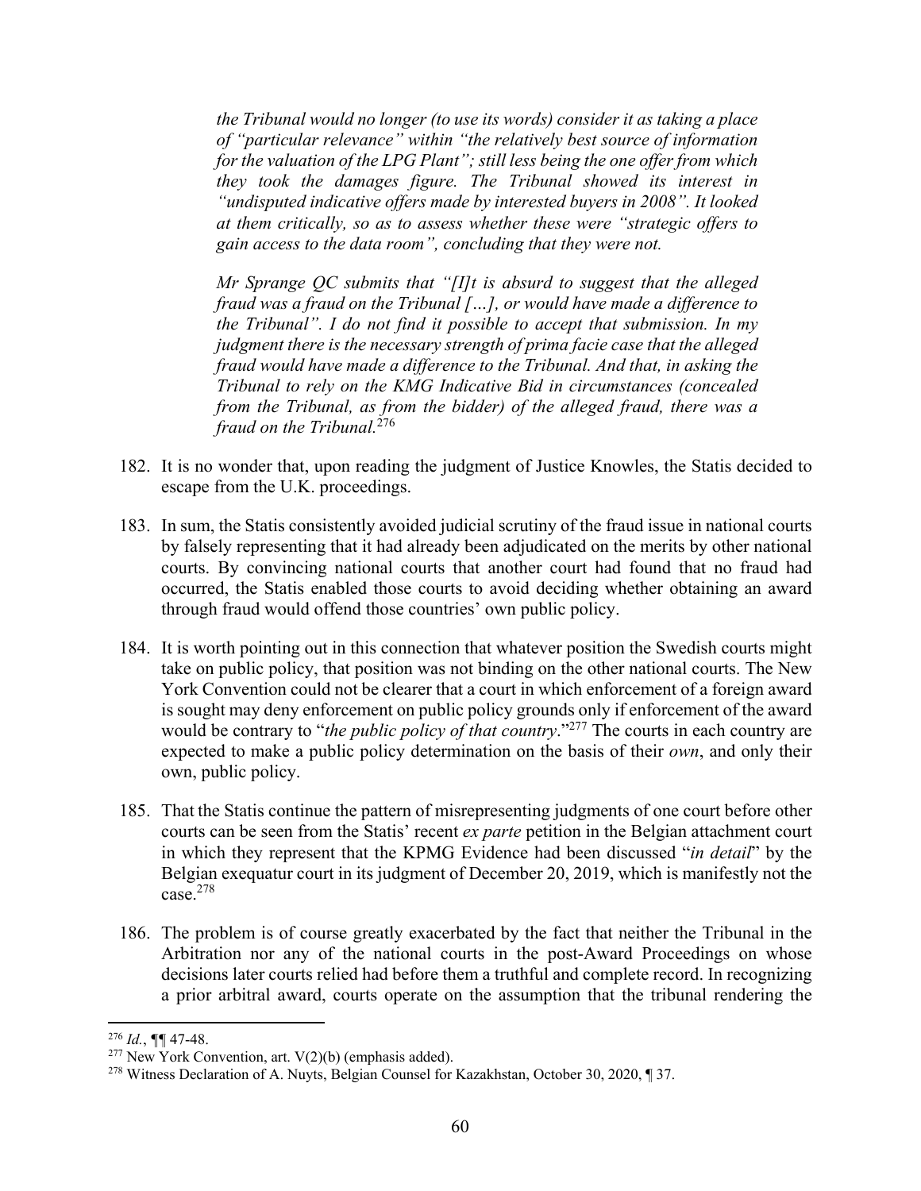> *the Tribunal would no longer (to use its words) consider it as taking a place of "particular relevance" within "the relatively best source of information for the valuation of the LPG Plant"; still less being the one offer from which they took the damages figure. The Tribunal showed its interest in "undisputed indicative offers made by interested buyers in 2008". It looked at them critically, so as to assess whether these were "strategic offers to gain access to the data room", concluding that they were not.*
>
> *Mr Sprange QC submits that "[I]t is absurd to suggest that the alleged fraud was a fraud on the Tribunal […], or would have made a difference to the Tribunal". I do not find it possible to accept that submission. In my judgment there is the necessary strength of prima facie case that the alleged fraud would have made a difference to the Tribunal. And that, in asking the Tribunal to rely on the KMG Indicative Bid in circumstances (concealed from the Tribunal, as from the bidder) of the alleged fraud, there was a fraud on the Tribunal.*[276]

182. It is no wonder that, upon reading the judgment of Justice Knowles, the Statis decided to escape from the U.K. proceedings.

183. In sum, the Statis consistently avoided judicial scrutiny of the fraud issue in national courts by falsely representing that it had already been adjudicated on the merits by other national courts. By convincing national courts that another court had found that no fraud had occurred, the Statis enabled those courts to avoid deciding whether obtaining an award through fraud would offend those countries' own public policy.

184. It is worth pointing out in this connection that whatever position the Swedish courts might take on public policy, that position was not binding on the other national courts. The New York Convention could not be clearer that a court in which enforcement of a foreign award is sought may deny enforcement on public policy grounds only if enforcement of the award would be contrary to "*the public policy of that country*."[277] The courts in each country are expected to make a public policy determination on the basis of their *own*, and only their own, public policy.

185. That the Statis continue the pattern of misrepresenting judgments of one court before other courts can be seen from the Statis' recent *ex parte* petition in the Belgian attachment court in which they represent that the KPMG Evidence had been discussed "*in detail*" by the Belgian exequatur court in its judgment of December 20, 2019, which is manifestly not the case.[278]

186. The problem is of course greatly exacerbated by the fact that neither the Tribunal in the Arbitration nor any of the national courts in the post-Award Proceedings on whose decisions later courts relied had before them a truthful and complete record. In recognizing a prior arbitral award, courts operate on the assumption that the tribunal rendering the

---

[276] *Id.*, ¶¶ 47-48.

[277] New York Convention, art. V(2)(b) (emphasis added).

[278] Witness Declaration of A. Nuyts, Belgian Counsel for Kazakhstan, October 30, 2020, ¶ 37.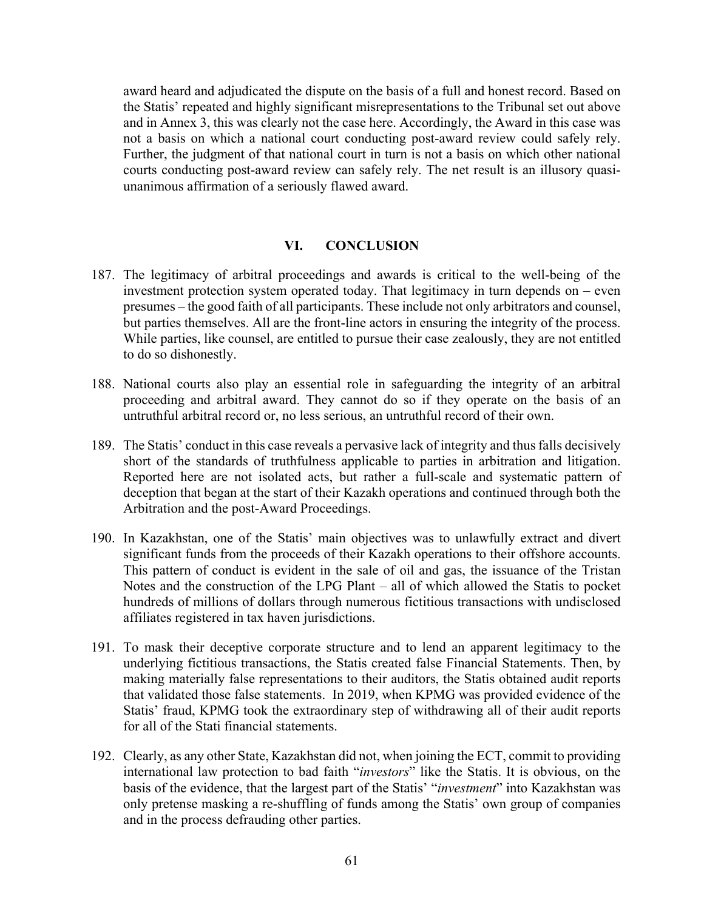award heard and adjudicated the dispute on the basis of a full and honest record. Based on the Statis' repeated and highly significant misrepresentations to the Tribunal set out above and in Annex 3, this was clearly not the case here. Accordingly, the Award in this case was not a basis on which a national court conducting post-award review could safely rely. Further, the judgment of that national court in turn is not a basis on which other national courts conducting post-award review can safely rely. The net result is an illusory quasi-unanimous affirmation of a seriously flawed award.

## VI. CONCLUSION

187. The legitimacy of arbitral proceedings and awards is critical to the well-being of the investment protection system operated today. That legitimacy in turn depends on – even presumes – the good faith of all participants. These include not only arbitrators and counsel, but parties themselves. All are the front-line actors in ensuring the integrity of the process. While parties, like counsel, are entitled to pursue their case zealously, they are not entitled to do so dishonestly.

188. National courts also play an essential role in safeguarding the integrity of an arbitral proceeding and arbitral award. They cannot do so if they operate on the basis of an untruthful arbitral record or, no less serious, an untruthful record of their own.

189. The Statis' conduct in this case reveals a pervasive lack of integrity and thus falls decisively short of the standards of truthfulness applicable to parties in arbitration and litigation. Reported here are not isolated acts, but rather a full-scale and systematic pattern of deception that began at the start of their Kazakh operations and continued through both the Arbitration and the post-Award Proceedings.

190. In Kazakhstan, one of the Statis' main objectives was to unlawfully extract and divert significant funds from the proceeds of their Kazakh operations to their offshore accounts. This pattern of conduct is evident in the sale of oil and gas, the issuance of the Tristan Notes and the construction of the LPG Plant – all of which allowed the Statis to pocket hundreds of millions of dollars through numerous fictitious transactions with undisclosed affiliates registered in tax haven jurisdictions.

191. To mask their deceptive corporate structure and to lend an apparent legitimacy to the underlying fictitious transactions, the Statis created false Financial Statements. Then, by making materially false representations to their auditors, the Statis obtained audit reports that validated those false statements. In 2019, when KPMG was provided evidence of the Statis' fraud, KPMG took the extraordinary step of withdrawing all of their audit reports for all of the Stati financial statements.

192. Clearly, as any other State, Kazakhstan did not, when joining the ECT, commit to providing international law protection to bad faith "*investors*" like the Statis. It is obvious, on the basis of the evidence, that the largest part of the Statis' "*investment*" into Kazakhstan was only pretense masking a re-shuffling of funds among the Statis' own group of companies and in the process defrauding other parties.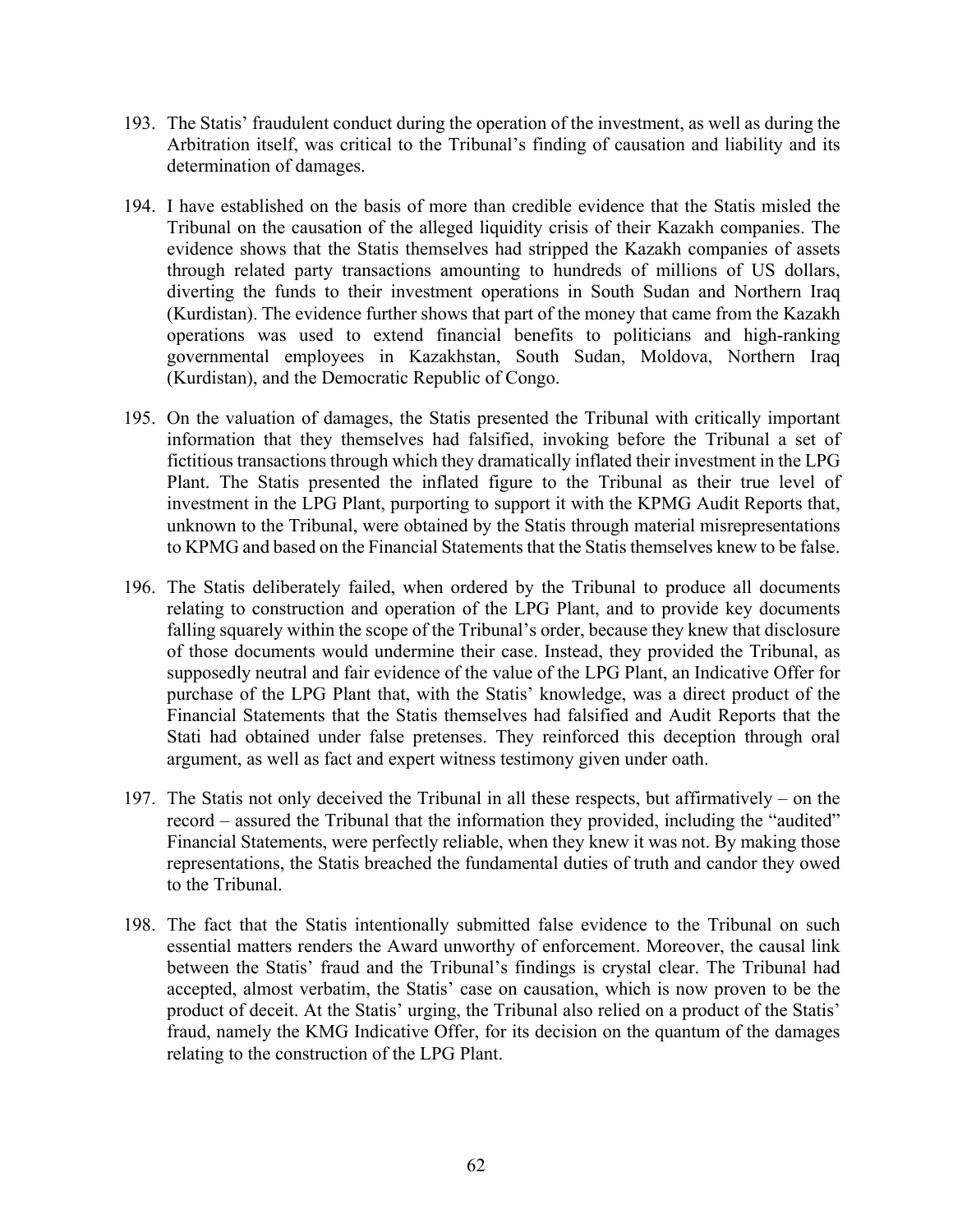193. The Statis' fraudulent conduct during the operation of the investment, as well as during the Arbitration itself, was critical to the Tribunal's finding of causation and liability and its determination of damages.

194. I have established on the basis of more than credible evidence that the Statis misled the Tribunal on the causation of the alleged liquidity crisis of their Kazakh companies. The evidence shows that the Statis themselves had stripped the Kazakh companies of assets through related party transactions amounting to hundreds of millions of US dollars, diverting the funds to their investment operations in South Sudan and Northern Iraq (Kurdistan). The evidence further shows that part of the money that came from the Kazakh operations was used to extend financial benefits to politicians and high-ranking governmental employees in Kazakhstan, South Sudan, Moldova, Northern Iraq (Kurdistan), and the Democratic Republic of Congo.

195. On the valuation of damages, the Statis presented the Tribunal with critically important information that they themselves had falsified, invoking before the Tribunal a set of fictitious transactions through which they dramatically inflated their investment in the LPG Plant. The Statis presented the inflated figure to the Tribunal as their true level of investment in the LPG Plant, purporting to support it with the KPMG Audit Reports that, unknown to the Tribunal, were obtained by the Statis through material misrepresentations to KPMG and based on the Financial Statements that the Statis themselves knew to be false.

196. The Statis deliberately failed, when ordered by the Tribunal to produce all documents relating to construction and operation of the LPG Plant, and to provide key documents falling squarely within the scope of the Tribunal's order, because they knew that disclosure of those documents would undermine their case. Instead, they provided the Tribunal, as supposedly neutral and fair evidence of the value of the LPG Plant, an Indicative Offer for purchase of the LPG Plant that, with the Statis' knowledge, was a direct product of the Financial Statements that the Statis themselves had falsified and Audit Reports that the Stati had obtained under false pretenses. They reinforced this deception through oral argument, as well as fact and expert witness testimony given under oath.

197. The Statis not only deceived the Tribunal in all these respects, but affirmatively – on the record – assured the Tribunal that the information they provided, including the "audited" Financial Statements, were perfectly reliable, when they knew it was not. By making those representations, the Statis breached the fundamental duties of truth and candor they owed to the Tribunal.

198. The fact that the Statis intentionally submitted false evidence to the Tribunal on such essential matters renders the Award unworthy of enforcement. Moreover, the causal link between the Statis' fraud and the Tribunal's findings is crystal clear. The Tribunal had accepted, almost verbatim, the Statis' case on causation, which is now proven to be the product of deceit. At the Statis' urging, the Tribunal also relied on a product of the Statis' fraud, namely the KMG Indicative Offer, for its decision on the quantum of the damages relating to the construction of the LPG Plant.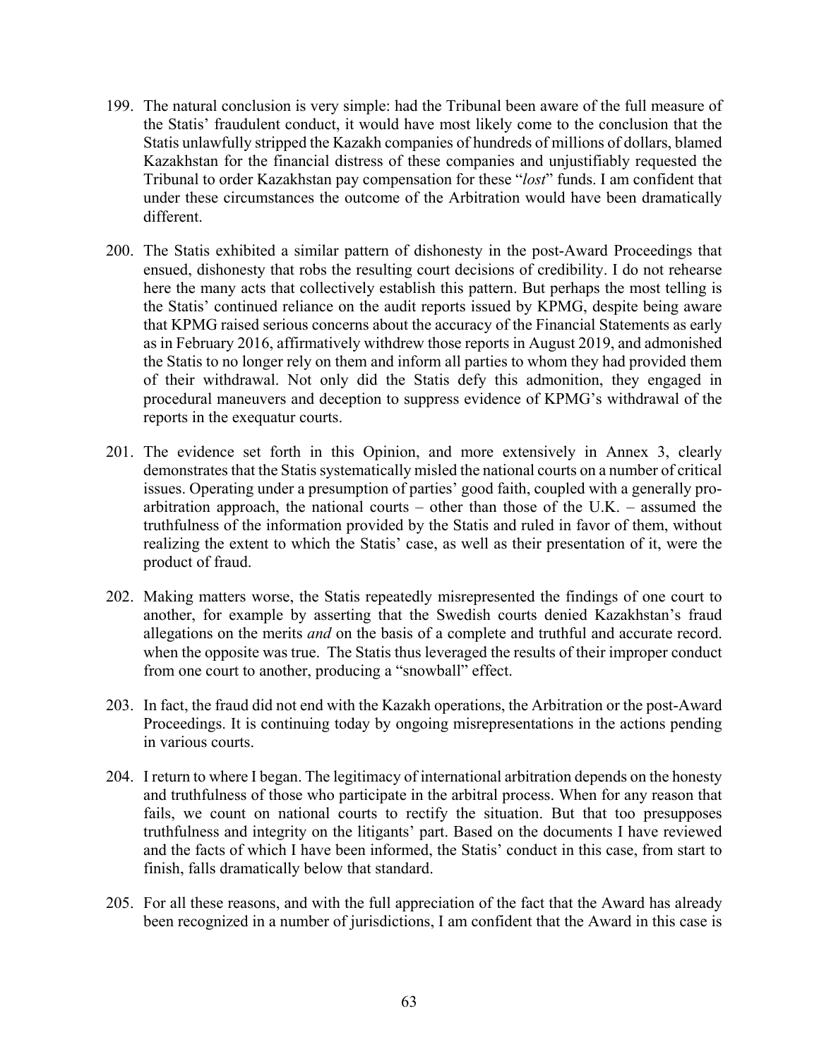199. The natural conclusion is very simple: had the Tribunal been aware of the full measure of the Statis' fraudulent conduct, it would have most likely come to the conclusion that the Statis unlawfully stripped the Kazakh companies of hundreds of millions of dollars, blamed Kazakhstan for the financial distress of these companies and unjustifiably requested the Tribunal to order Kazakhstan pay compensation for these "*lost*" funds. I am confident that under these circumstances the outcome of the Arbitration would have been dramatically different.

200. The Statis exhibited a similar pattern of dishonesty in the post-Award Proceedings that ensued, dishonesty that robs the resulting court decisions of credibility. I do not rehearse here the many acts that collectively establish this pattern. But perhaps the most telling is the Statis' continued reliance on the audit reports issued by KPMG, despite being aware that KPMG raised serious concerns about the accuracy of the Financial Statements as early as in February 2016, affirmatively withdrew those reports in August 2019, and admonished the Statis to no longer rely on them and inform all parties to whom they had provided them of their withdrawal. Not only did the Statis defy this admonition, they engaged in procedural maneuvers and deception to suppress evidence of KPMG's withdrawal of the reports in the exequatur courts.

201. The evidence set forth in this Opinion, and more extensively in Annex 3, clearly demonstrates that the Statis systematically misled the national courts on a number of critical issues. Operating under a presumption of parties' good faith, coupled with a generally pro-arbitration approach, the national courts – other than those of the U.K. – assumed the truthfulness of the information provided by the Statis and ruled in favor of them, without realizing the extent to which the Statis' case, as well as their presentation of it, were the product of fraud.

202. Making matters worse, the Statis repeatedly misrepresented the findings of one court to another, for example by asserting that the Swedish courts denied Kazakhstan's fraud allegations on the merits *and* on the basis of a complete and truthful and accurate record. when the opposite was true. The Statis thus leveraged the results of their improper conduct from one court to another, producing a "snowball" effect.

203. In fact, the fraud did not end with the Kazakh operations, the Arbitration or the post-Award Proceedings. It is continuing today by ongoing misrepresentations in the actions pending in various courts.

204. I return to where I began. The legitimacy of international arbitration depends on the honesty and truthfulness of those who participate in the arbitral process. When for any reason that fails, we count on national courts to rectify the situation. But that too presupposes truthfulness and integrity on the litigants' part. Based on the documents I have reviewed and the facts of which I have been informed, the Statis' conduct in this case, from start to finish, falls dramatically below that standard.

205. For all these reasons, and with the full appreciation of the fact that the Award has already been recognized in a number of jurisdictions, I am confident that the Award in this case is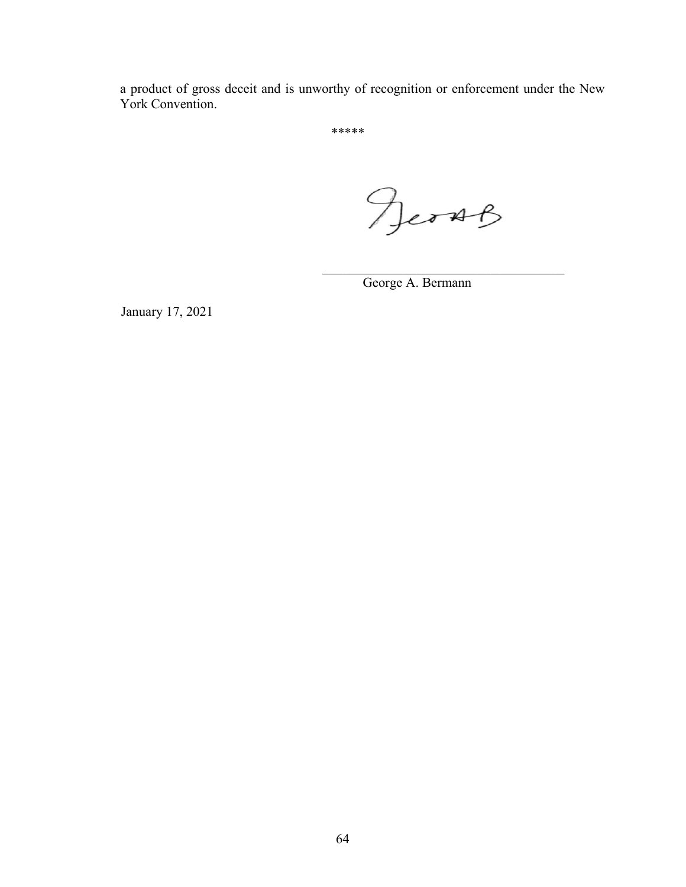a product of gross deceit and is unworthy of recognition or enforcement under the New York Convention.

*****

\_\_\_\_\_\_\_\_\_\_\_\_\_\_\_\_\_\_\_\_\_\_\_\_\_\_\_\_\_\_\_\_\_\_\_

George A. Bermann

January 17, 2021